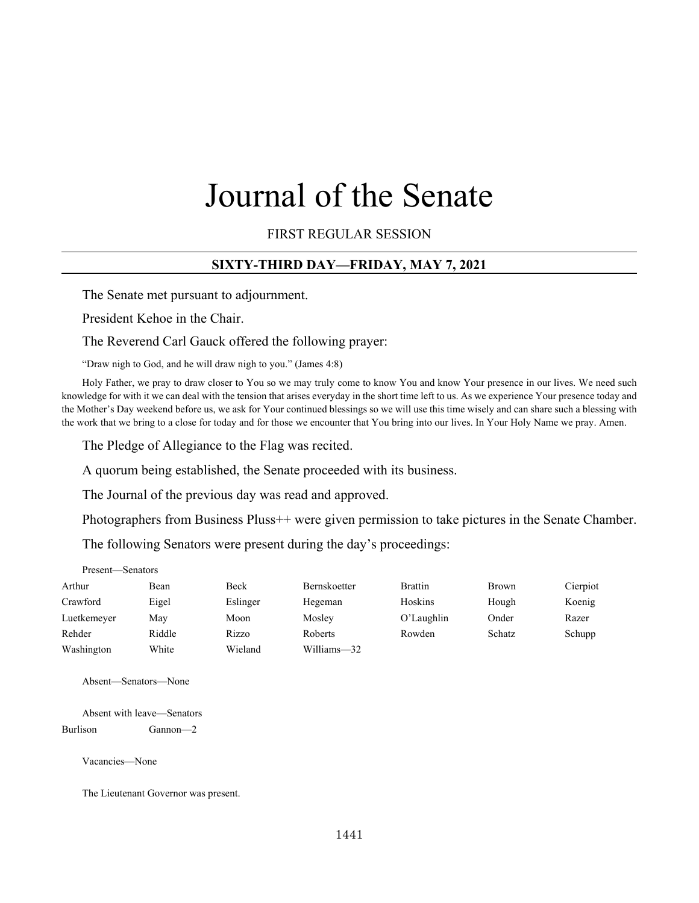# Journal of the Senate

FIRST REGULAR SESSION

## SIXTY-THIRD DAY—FRIDAY, MAY 7, 2021

The Senate met pursuant to adjournment.

President Kehoe in the Chair.

The Reverend Carl Gauck offered the following prayer:

"Draw nigh to God, and he will draw nigh to you." (James 4:8)

Holy Father, we pray to draw closer to You so we may truly come to know You and know Your presence in our lives. We need such knowledge for with it we can deal with the tension that arises everyday in the short time left to us. As we experience Your presence today and the Mother's Day weekend before us, we ask for Your continued blessings so we will use this time wisely and can share such a blessing with the work that we bring to a close for today and for those we encounter that You bring into our lives. In Your Holy Name we pray. Amen.

The Pledge of Allegiance to the Flag was recited.

A quorum being established, the Senate proceeded with its business.

The Journal of the previous day was read and approved.

Photographers from Business Pluss++ were given permission to take pictures in the Senate Chamber.

The following Senators were present during the day's proceedings:

Present—Senators

| | | | | | | |
|---|---|---|---|---|---|---|
| Arthur | Bean | Beck | Bernskoetter | Brattin | Brown | Cierpiot |
| Crawford | Eigel | Eslinger | Hegeman | Hoskins | Hough | Koenig |
| Luetkemeyer | May | Moon | Mosley | O'Laughlin | Onder | Razer |
| Rehder | Riddle | Rizzo | Roberts | Rowden | Schatz | Schupp |
| Washington | White | Wieland | Williams—32 | | | |

Absent—Senators—None

Absent with leave—Senators

| | |
|---|---|
| Burlison | Gannon—2 |

Vacancies—None

The Lieutenant Governor was present.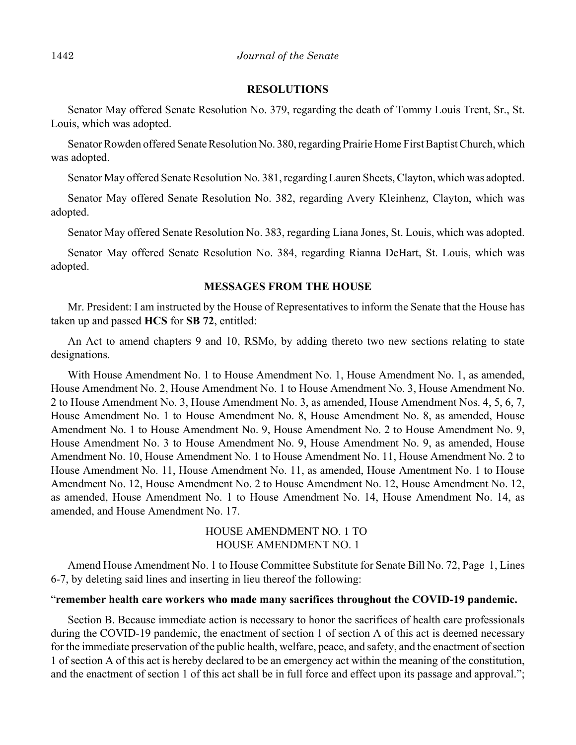## RESOLUTIONS

Senator May offered Senate Resolution No. 379, regarding the death of Tommy Louis Trent, Sr., St. Louis, which was adopted.

Senator Rowden offered Senate Resolution No. 380, regarding Prairie Home First Baptist Church, which was adopted.

Senator May offered Senate Resolution No. 381, regarding Lauren Sheets, Clayton, which was adopted.

Senator May offered Senate Resolution No. 382, regarding Avery Kleinhenz, Clayton, which was adopted.

Senator May offered Senate Resolution No. 383, regarding Liana Jones, St. Louis, which was adopted.

Senator May offered Senate Resolution No. 384, regarding Rianna DeHart, St. Louis, which was adopted.

## MESSAGES FROM THE HOUSE

Mr. President: I am instructed by the House of Representatives to inform the Senate that the House has taken up and passed **HCS** for **SB 72**, entitled:

An Act to amend chapters 9 and 10, RSMo, by adding thereto two new sections relating to state designations.

With House Amendment No. 1 to House Amendment No. 1, House Amendment No. 1, as amended, House Amendment No. 2, House Amendment No. 1 to House Amendment No. 3, House Amendment No. 2 to House Amendment No. 3, House Amendment No. 3, as amended, House Amendment Nos. 4, 5, 6, 7, House Amendment No. 1 to House Amendment No. 8, House Amendment No. 8, as amended, House Amendment No. 1 to House Amendment No. 9, House Amendment No. 2 to House Amendment No. 9, House Amendment No. 3 to House Amendment No. 9, House Amendment No. 9, as amended, House Amendment No. 10, House Amendment No. 1 to House Amendment No. 11, House Amendment No. 2 to House Amendment No. 11, House Amendment No. 11, as amended, House Amentment No. 1 to House Amendment No. 12, House Amendment No. 2 to House Amendment No. 12, House Amendment No. 12, as amended, House Amendment No. 1 to House Amendment No. 14, House Amendment No. 14, as amended, and House Amendment No. 17.

HOUSE AMENDMENT NO. 1 TO
HOUSE AMENDMENT NO. 1

Amend House Amendment No. 1 to House Committee Substitute for Senate Bill No. 72, Page 1, Lines 6-7, by deleting said lines and inserting in lieu thereof the following:

"**remember health care workers who made many sacrifices throughout the COVID-19 pandemic.**

Section B. Because immediate action is necessary to honor the sacrifices of health care professionals during the COVID-19 pandemic, the enactment of section 1 of section A of this act is deemed necessary for the immediate preservation of the public health, welfare, peace, and safety, and the enactment of section 1 of section A of this act is hereby declared to be an emergency act within the meaning of the constitution, and the enactment of section 1 of this act shall be in full force and effect upon its passage and approval.";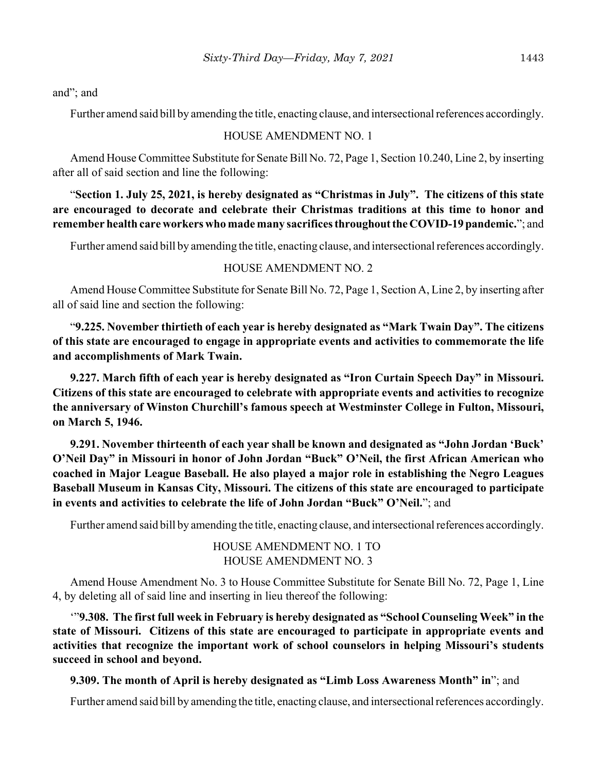and"; and

Further amend said bill by amending the title, enacting clause, and intersectional references accordingly.

HOUSE AMENDMENT NO. 1

Amend House Committee Substitute for Senate Bill No. 72, Page 1, Section 10.240, Line 2, by inserting after all of said section and line the following:

"**Section 1. July 25, 2021, is hereby designated as "Christmas in July". The citizens of this state are encouraged to decorate and celebrate their Christmas traditions at this time to honor and remember health care workers who made many sacrifices throughout the COVID-19 pandemic.**"; and

Further amend said bill by amending the title, enacting clause, and intersectional references accordingly.

HOUSE AMENDMENT NO. 2

Amend House Committee Substitute for Senate Bill No. 72, Page 1, Section A, Line 2, by inserting after all of said line and section the following:

"**9.225. November thirtieth of each year is hereby designated as "Mark Twain Day". The citizens of this state are encouraged to engage in appropriate events and activities to commemorate the life and accomplishments of Mark Twain.**

**9.227. March fifth of each year is hereby designated as "Iron Curtain Speech Day" in Missouri. Citizens of this state are encouraged to celebrate with appropriate events and activities to recognize the anniversary of Winston Churchill's famous speech at Westminster College in Fulton, Missouri, on March 5, 1946.**

**9.291. November thirteenth of each year shall be known and designated as "John Jordan 'Buck' O'Neil Day" in Missouri in honor of John Jordan "Buck" O'Neil, the first African American who coached in Major League Baseball. He also played a major role in establishing the Negro Leagues Baseball Museum in Kansas City, Missouri. The citizens of this state are encouraged to participate in events and activities to celebrate the life of John Jordan "Buck" O'Neil.**"; and

Further amend said bill by amending the title, enacting clause, and intersectional references accordingly.

HOUSE AMENDMENT NO. 1 TO
HOUSE AMENDMENT NO. 3

Amend House Amendment No. 3 to House Committee Substitute for Senate Bill No. 72, Page 1, Line 4, by deleting all of said line and inserting in lieu thereof the following:

'"**9.308. The first full week in February is hereby designated as "School Counseling Week" in the state of Missouri. Citizens of this state are encouraged to participate in appropriate events and activities that recognize the important work of school counselors in helping Missouri's students succeed in school and beyond.**

**9.309. The month of April is hereby designated as "Limb Loss Awareness Month" in**"; and

Further amend said bill by amending the title, enacting clause, and intersectional references accordingly.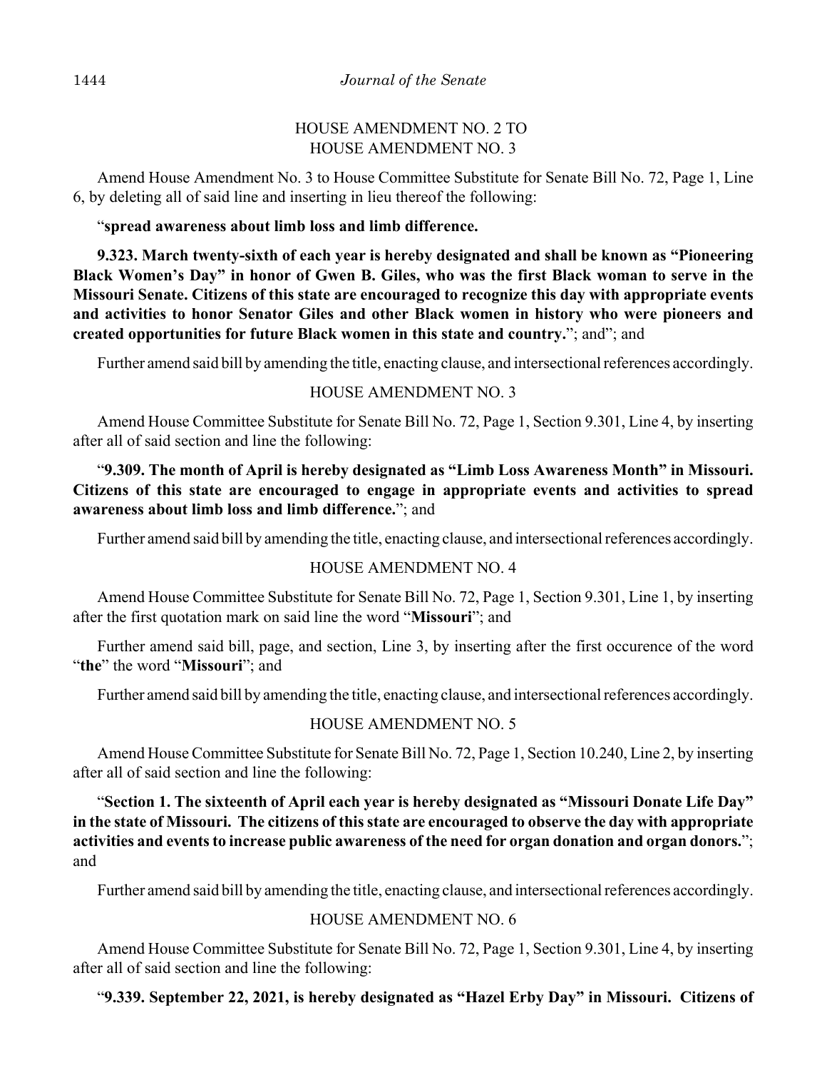HOUSE AMENDMENT NO. 2 TO
HOUSE AMENDMENT NO. 3

Amend House Amendment No. 3 to House Committee Substitute for Senate Bill No. 72, Page 1, Line 6, by deleting all of said line and inserting in lieu thereof the following:

"**spread awareness about limb loss and limb difference.**

**9.323. March twenty-sixth of each year is hereby designated and shall be known as "Pioneering Black Women's Day" in honor of Gwen B. Giles, who was the first Black woman to serve in the Missouri Senate. Citizens of this state are encouraged to recognize this day with appropriate events and activities to honor Senator Giles and other Black women in history who were pioneers and created opportunities for future Black women in this state and country.**"; and"; and

Further amend said bill by amending the title, enacting clause, and intersectional references accordingly.

HOUSE AMENDMENT NO. 3

Amend House Committee Substitute for Senate Bill No. 72, Page 1, Section 9.301, Line 4, by inserting after all of said section and line the following:

"**9.309. The month of April is hereby designated as "Limb Loss Awareness Month" in Missouri. Citizens of this state are encouraged to engage in appropriate events and activities to spread awareness about limb loss and limb difference.**"; and

Further amend said bill by amending the title, enacting clause, and intersectional references accordingly.

HOUSE AMENDMENT NO. 4

Amend House Committee Substitute for Senate Bill No. 72, Page 1, Section 9.301, Line 1, by inserting after the first quotation mark on said line the word "**Missouri**"; and

Further amend said bill, page, and section, Line 3, by inserting after the first occurence of the word "**the**" the word "**Missouri**"; and

Further amend said bill by amending the title, enacting clause, and intersectional references accordingly.

HOUSE AMENDMENT NO. 5

Amend House Committee Substitute for Senate Bill No. 72, Page 1, Section 10.240, Line 2, by inserting after all of said section and line the following:

"**Section 1. The sixteenth of April each year is hereby designated as "Missouri Donate Life Day" in the state of Missouri. The citizens of this state are encouraged to observe the day with appropriate activities and events to increase public awareness of the need for organ donation and organ donors.**"; and

Further amend said bill by amending the title, enacting clause, and intersectional references accordingly.

HOUSE AMENDMENT NO. 6

Amend House Committee Substitute for Senate Bill No. 72, Page 1, Section 9.301, Line 4, by inserting after all of said section and line the following:

"**9.339. September 22, 2021, is hereby designated as "Hazel Erby Day" in Missouri. Citizens of**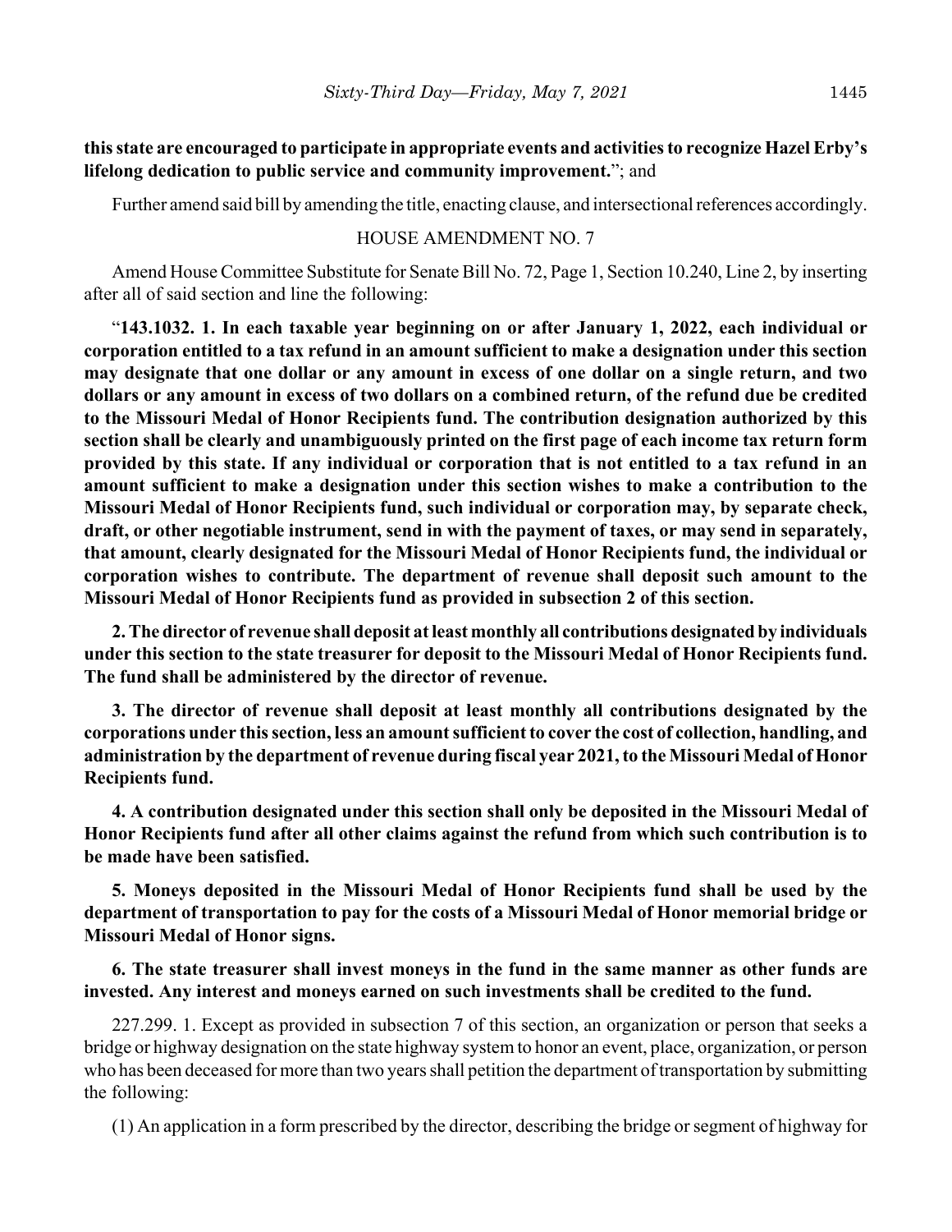**this state are encouraged to participate in appropriate events and activities to recognize Hazel Erby's lifelong dedication to public service and community improvement.**"; and

Further amend said bill by amending the title, enacting clause, and intersectional references accordingly.

HOUSE AMENDMENT NO. 7

Amend House Committee Substitute for Senate Bill No. 72, Page 1, Section 10.240, Line 2, by inserting after all of said section and line the following:

"**143.1032. 1. In each taxable year beginning on or after January 1, 2022, each individual or corporation entitled to a tax refund in an amount sufficient to make a designation under this section may designate that one dollar or any amount in excess of one dollar on a single return, and two dollars or any amount in excess of two dollars on a combined return, of the refund due be credited to the Missouri Medal of Honor Recipients fund. The contribution designation authorized by this section shall be clearly and unambiguously printed on the first page of each income tax return form provided by this state. If any individual or corporation that is not entitled to a tax refund in an amount sufficient to make a designation under this section wishes to make a contribution to the Missouri Medal of Honor Recipients fund, such individual or corporation may, by separate check, draft, or other negotiable instrument, send in with the payment of taxes, or may send in separately, that amount, clearly designated for the Missouri Medal of Honor Recipients fund, the individual or corporation wishes to contribute. The department of revenue shall deposit such amount to the Missouri Medal of Honor Recipients fund as provided in subsection 2 of this section.**

**2. The director of revenue shall deposit at least monthly all contributions designated by individuals under this section to the state treasurer for deposit to the Missouri Medal of Honor Recipients fund. The fund shall be administered by the director of revenue.**

**3. The director of revenue shall deposit at least monthly all contributions designated by the corporations under this section, less an amount sufficient to cover the cost of collection, handling, and administration by the department of revenue during fiscal year 2021, to the Missouri Medal of Honor Recipients fund.**

**4. A contribution designated under this section shall only be deposited in the Missouri Medal of Honor Recipients fund after all other claims against the refund from which such contribution is to be made have been satisfied.**

**5. Moneys deposited in the Missouri Medal of Honor Recipients fund shall be used by the department of transportation to pay for the costs of a Missouri Medal of Honor memorial bridge or Missouri Medal of Honor signs.**

**6. The state treasurer shall invest moneys in the fund in the same manner as other funds are invested. Any interest and moneys earned on such investments shall be credited to the fund.**

227.299. 1. Except as provided in subsection 7 of this section, an organization or person that seeks a bridge or highway designation on the state highway system to honor an event, place, organization, or person who has been deceased for more than two years shall petition the department of transportation by submitting the following:

(1) An application in a form prescribed by the director, describing the bridge or segment of highway for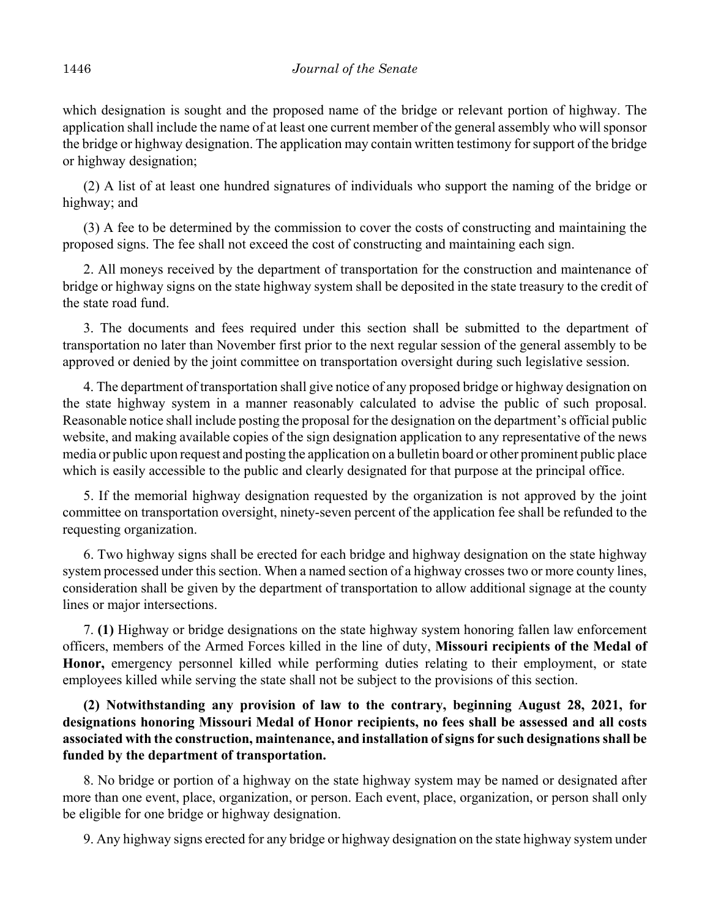which designation is sought and the proposed name of the bridge or relevant portion of highway. The application shall include the name of at least one current member of the general assembly who will sponsor the bridge or highway designation. The application may contain written testimony for support of the bridge or highway designation;

(2) A list of at least one hundred signatures of individuals who support the naming of the bridge or highway; and

(3) A fee to be determined by the commission to cover the costs of constructing and maintaining the proposed signs. The fee shall not exceed the cost of constructing and maintaining each sign.

2. All moneys received by the department of transportation for the construction and maintenance of bridge or highway signs on the state highway system shall be deposited in the state treasury to the credit of the state road fund.

3. The documents and fees required under this section shall be submitted to the department of transportation no later than November first prior to the next regular session of the general assembly to be approved or denied by the joint committee on transportation oversight during such legislative session.

4. The department of transportation shall give notice of any proposed bridge or highway designation on the state highway system in a manner reasonably calculated to advise the public of such proposal. Reasonable notice shall include posting the proposal for the designation on the department's official public website, and making available copies of the sign designation application to any representative of the news media or public upon request and posting the application on a bulletin board or other prominent public place which is easily accessible to the public and clearly designated for that purpose at the principal office.

5. If the memorial highway designation requested by the organization is not approved by the joint committee on transportation oversight, ninety-seven percent of the application fee shall be refunded to the requesting organization.

6. Two highway signs shall be erected for each bridge and highway designation on the state highway system processed under this section. When a named section of a highway crosses two or more county lines, consideration shall be given by the department of transportation to allow additional signage at the county lines or major intersections.

7. **(1)** Highway or bridge designations on the state highway system honoring fallen law enforcement officers, members of the Armed Forces killed in the line of duty, **Missouri recipients of the Medal of Honor,** emergency personnel killed while performing duties relating to their employment, or state employees killed while serving the state shall not be subject to the provisions of this section.

**(2) Notwithstanding any provision of law to the contrary, beginning August 28, 2021, for designations honoring Missouri Medal of Honor recipients, no fees shall be assessed and all costs associated with the construction, maintenance, and installation of signs for such designations shall be funded by the department of transportation.**

8. No bridge or portion of a highway on the state highway system may be named or designated after more than one event, place, organization, or person. Each event, place, organization, or person shall only be eligible for one bridge or highway designation.

9. Any highway signs erected for any bridge or highway designation on the state highway system under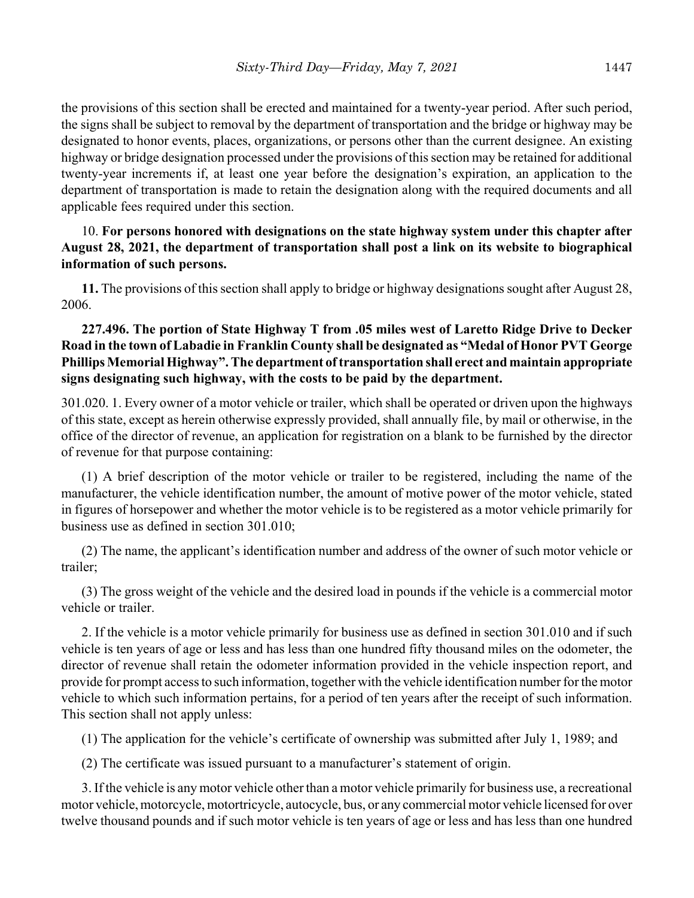the provisions of this section shall be erected and maintained for a twenty-year period. After such period, the signs shall be subject to removal by the department of transportation and the bridge or highway may be designated to honor events, places, organizations, or persons other than the current designee. An existing highway or bridge designation processed under the provisions of this section may be retained for additional twenty-year increments if, at least one year before the designation's expiration, an application to the department of transportation is made to retain the designation along with the required documents and all applicable fees required under this section.

10. **For persons honored with designations on the state highway system under this chapter after August 28, 2021, the department of transportation shall post a link on its website to biographical information of such persons.**

**11.** The provisions of this section shall apply to bridge or highway designations sought after August 28, 2006.

**227.496. The portion of State Highway T from .05 miles west of Laretto Ridge Drive to Decker Road in the town of Labadie in Franklin County shall be designated as "Medal of Honor PVT George Phillips Memorial Highway". The department of transportation shall erect and maintain appropriate signs designating such highway, with the costs to be paid by the department.**

301.020. 1. Every owner of a motor vehicle or trailer, which shall be operated or driven upon the highways of this state, except as herein otherwise expressly provided, shall annually file, by mail or otherwise, in the office of the director of revenue, an application for registration on a blank to be furnished by the director of revenue for that purpose containing:

(1) A brief description of the motor vehicle or trailer to be registered, including the name of the manufacturer, the vehicle identification number, the amount of motive power of the motor vehicle, stated in figures of horsepower and whether the motor vehicle is to be registered as a motor vehicle primarily for business use as defined in section 301.010;

(2) The name, the applicant's identification number and address of the owner of such motor vehicle or trailer;

(3) The gross weight of the vehicle and the desired load in pounds if the vehicle is a commercial motor vehicle or trailer.

2. If the vehicle is a motor vehicle primarily for business use as defined in section 301.010 and if such vehicle is ten years of age or less and has less than one hundred fifty thousand miles on the odometer, the director of revenue shall retain the odometer information provided in the vehicle inspection report, and provide for prompt access to such information, together with the vehicle identification number for the motor vehicle to which such information pertains, for a period of ten years after the receipt of such information. This section shall not apply unless:

(1) The application for the vehicle's certificate of ownership was submitted after July 1, 1989; and

(2) The certificate was issued pursuant to a manufacturer's statement of origin.

3. If the vehicle is any motor vehicle other than a motor vehicle primarily for business use, a recreational motor vehicle, motorcycle, motortricycle, autocycle, bus, or any commercial motor vehicle licensed for over twelve thousand pounds and if such motor vehicle is ten years of age or less and has less than one hundred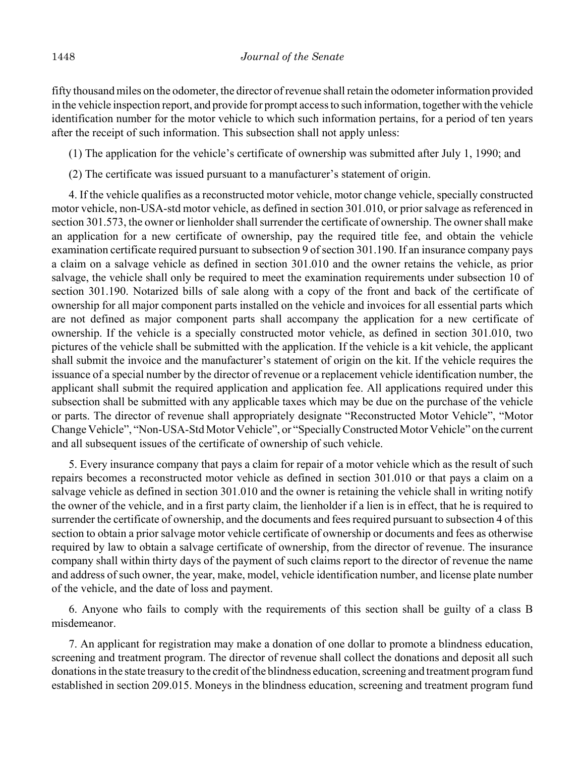fifty thousand miles on the odometer, the director of revenue shall retain the odometer information provided in the vehicle inspection report, and provide for prompt access to such information, together with the vehicle identification number for the motor vehicle to which such information pertains, for a period of ten years after the receipt of such information. This subsection shall not apply unless:

(1) The application for the vehicle's certificate of ownership was submitted after July 1, 1990; and

(2) The certificate was issued pursuant to a manufacturer's statement of origin.

4. If the vehicle qualifies as a reconstructed motor vehicle, motor change vehicle, specially constructed motor vehicle, non-USA-std motor vehicle, as defined in section 301.010, or prior salvage as referenced in section 301.573, the owner or lienholder shall surrender the certificate of ownership. The owner shall make an application for a new certificate of ownership, pay the required title fee, and obtain the vehicle examination certificate required pursuant to subsection 9 of section 301.190. If an insurance company pays a claim on a salvage vehicle as defined in section 301.010 and the owner retains the vehicle, as prior salvage, the vehicle shall only be required to meet the examination requirements under subsection 10 of section 301.190. Notarized bills of sale along with a copy of the front and back of the certificate of ownership for all major component parts installed on the vehicle and invoices for all essential parts which are not defined as major component parts shall accompany the application for a new certificate of ownership. If the vehicle is a specially constructed motor vehicle, as defined in section 301.010, two pictures of the vehicle shall be submitted with the application. If the vehicle is a kit vehicle, the applicant shall submit the invoice and the manufacturer's statement of origin on the kit. If the vehicle requires the issuance of a special number by the director of revenue or a replacement vehicle identification number, the applicant shall submit the required application and application fee. All applications required under this subsection shall be submitted with any applicable taxes which may be due on the purchase of the vehicle or parts. The director of revenue shall appropriately designate "Reconstructed Motor Vehicle", "Motor Change Vehicle", "Non-USA-Std Motor Vehicle", or "Specially Constructed Motor Vehicle" on the current and all subsequent issues of the certificate of ownership of such vehicle.

5. Every insurance company that pays a claim for repair of a motor vehicle which as the result of such repairs becomes a reconstructed motor vehicle as defined in section 301.010 or that pays a claim on a salvage vehicle as defined in section 301.010 and the owner is retaining the vehicle shall in writing notify the owner of the vehicle, and in a first party claim, the lienholder if a lien is in effect, that he is required to surrender the certificate of ownership, and the documents and fees required pursuant to subsection 4 of this section to obtain a prior salvage motor vehicle certificate of ownership or documents and fees as otherwise required by law to obtain a salvage certificate of ownership, from the director of revenue. The insurance company shall within thirty days of the payment of such claims report to the director of revenue the name and address of such owner, the year, make, model, vehicle identification number, and license plate number of the vehicle, and the date of loss and payment.

6. Anyone who fails to comply with the requirements of this section shall be guilty of a class B misdemeanor.

7. An applicant for registration may make a donation of one dollar to promote a blindness education, screening and treatment program. The director of revenue shall collect the donations and deposit all such donations in the state treasury to the credit of the blindness education, screening and treatment program fund established in section 209.015. Moneys in the blindness education, screening and treatment program fund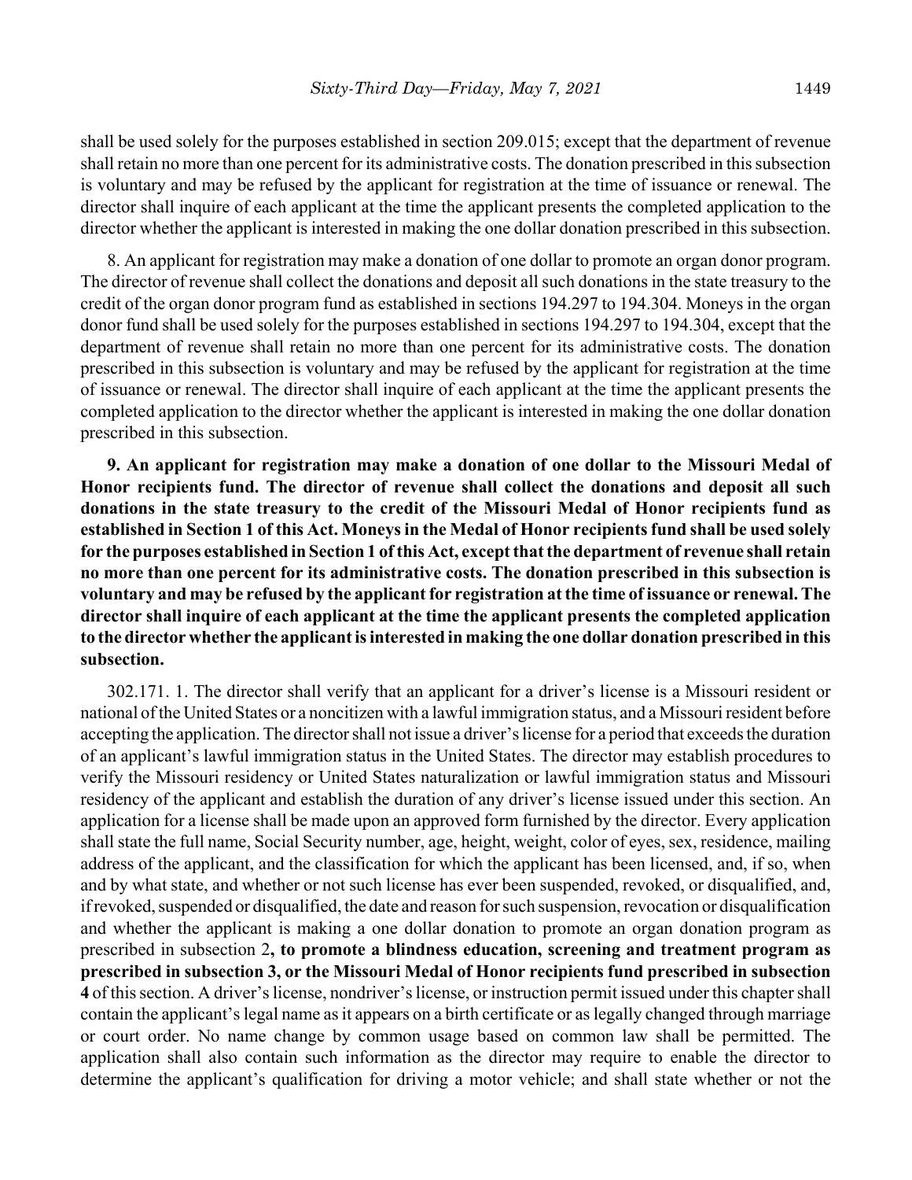shall be used solely for the purposes established in section 209.015; except that the department of revenue shall retain no more than one percent for its administrative costs. The donation prescribed in this subsection is voluntary and may be refused by the applicant for registration at the time of issuance or renewal. The director shall inquire of each applicant at the time the applicant presents the completed application to the director whether the applicant is interested in making the one dollar donation prescribed in this subsection.

8. An applicant for registration may make a donation of one dollar to promote an organ donor program. The director of revenue shall collect the donations and deposit all such donations in the state treasury to the credit of the organ donor program fund as established in sections 194.297 to 194.304. Moneys in the organ donor fund shall be used solely for the purposes established in sections 194.297 to 194.304, except that the department of revenue shall retain no more than one percent for its administrative costs. The donation prescribed in this subsection is voluntary and may be refused by the applicant for registration at the time of issuance or renewal. The director shall inquire of each applicant at the time the applicant presents the completed application to the director whether the applicant is interested in making the one dollar donation prescribed in this subsection.

**9. An applicant for registration may make a donation of one dollar to the Missouri Medal of Honor recipients fund. The director of revenue shall collect the donations and deposit all such donations in the state treasury to the credit of the Missouri Medal of Honor recipients fund as established in Section 1 of this Act. Moneys in the Medal of Honor recipients fund shall be used solely for the purposes established in Section 1 of this Act, except that the department of revenue shall retain no more than one percent for its administrative costs. The donation prescribed in this subsection is voluntary and may be refused by the applicant for registration at the time of issuance or renewal. The director shall inquire of each applicant at the time the applicant presents the completed application to the director whether the applicant is interested in making the one dollar donation prescribed in this subsection.**

302.171. 1. The director shall verify that an applicant for a driver's license is a Missouri resident or national of the United States or a noncitizen with a lawful immigration status, and a Missouri resident before accepting the application. The director shall not issue a driver's license for a period that exceeds the duration of an applicant's lawful immigration status in the United States. The director may establish procedures to verify the Missouri residency or United States naturalization or lawful immigration status and Missouri residency of the applicant and establish the duration of any driver's license issued under this section. An application for a license shall be made upon an approved form furnished by the director. Every application shall state the full name, Social Security number, age, height, weight, color of eyes, sex, residence, mailing address of the applicant, and the classification for which the applicant has been licensed, and, if so, when and by what state, and whether or not such license has ever been suspended, revoked, or disqualified, and, if revoked, suspended or disqualified, the date and reason for such suspension, revocation or disqualification and whether the applicant is making a one dollar donation to promote an organ donation program as prescribed in subsection 2**, to promote a blindness education, screening and treatment program as prescribed in subsection 3, or the Missouri Medal of Honor recipients fund prescribed in subsection 4** of this section. A driver's license, nondriver's license, or instruction permit issued under this chapter shall contain the applicant's legal name as it appears on a birth certificate or as legally changed through marriage or court order. No name change by common usage based on common law shall be permitted. The application shall also contain such information as the director may require to enable the director to determine the applicant's qualification for driving a motor vehicle; and shall state whether or not the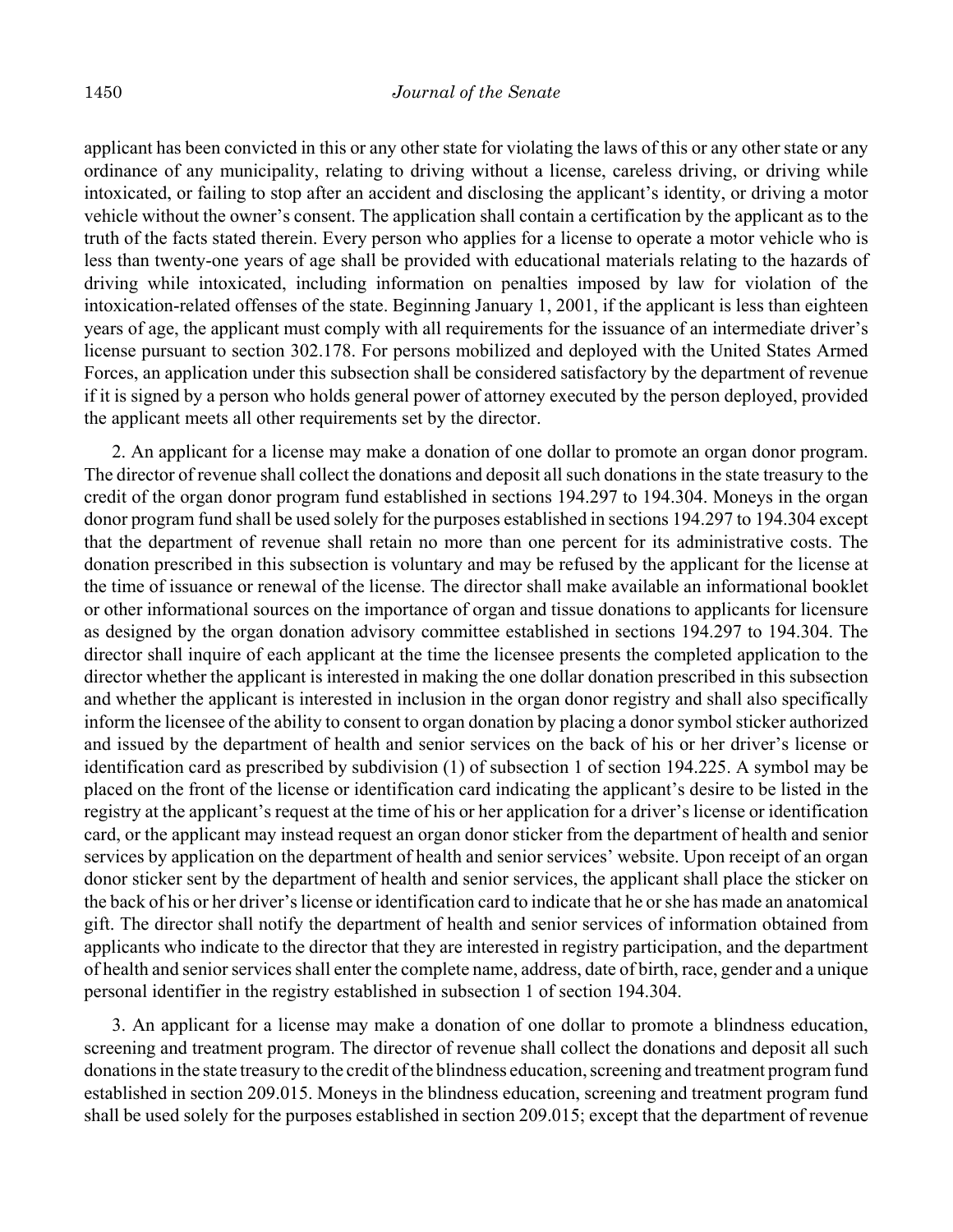applicant has been convicted in this or any other state for violating the laws of this or any other state or any ordinance of any municipality, relating to driving without a license, careless driving, or driving while intoxicated, or failing to stop after an accident and disclosing the applicant's identity, or driving a motor vehicle without the owner's consent. The application shall contain a certification by the applicant as to the truth of the facts stated therein. Every person who applies for a license to operate a motor vehicle who is less than twenty-one years of age shall be provided with educational materials relating to the hazards of driving while intoxicated, including information on penalties imposed by law for violation of the intoxication-related offenses of the state. Beginning January 1, 2001, if the applicant is less than eighteen years of age, the applicant must comply with all requirements for the issuance of an intermediate driver's license pursuant to section 302.178. For persons mobilized and deployed with the United States Armed Forces, an application under this subsection shall be considered satisfactory by the department of revenue if it is signed by a person who holds general power of attorney executed by the person deployed, provided the applicant meets all other requirements set by the director.

2. An applicant for a license may make a donation of one dollar to promote an organ donor program. The director of revenue shall collect the donations and deposit all such donations in the state treasury to the credit of the organ donor program fund established in sections 194.297 to 194.304. Moneys in the organ donor program fund shall be used solely for the purposes established in sections 194.297 to 194.304 except that the department of revenue shall retain no more than one percent for its administrative costs. The donation prescribed in this subsection is voluntary and may be refused by the applicant for the license at the time of issuance or renewal of the license. The director shall make available an informational booklet or other informational sources on the importance of organ and tissue donations to applicants for licensure as designed by the organ donation advisory committee established in sections 194.297 to 194.304. The director shall inquire of each applicant at the time the licensee presents the completed application to the director whether the applicant is interested in making the one dollar donation prescribed in this subsection and whether the applicant is interested in inclusion in the organ donor registry and shall also specifically inform the licensee of the ability to consent to organ donation by placing a donor symbol sticker authorized and issued by the department of health and senior services on the back of his or her driver's license or identification card as prescribed by subdivision (1) of subsection 1 of section 194.225. A symbol may be placed on the front of the license or identification card indicating the applicant's desire to be listed in the registry at the applicant's request at the time of his or her application for a driver's license or identification card, or the applicant may instead request an organ donor sticker from the department of health and senior services by application on the department of health and senior services' website. Upon receipt of an organ donor sticker sent by the department of health and senior services, the applicant shall place the sticker on the back of his or her driver's license or identification card to indicate that he or she has made an anatomical gift. The director shall notify the department of health and senior services of information obtained from applicants who indicate to the director that they are interested in registry participation, and the department of health and senior services shall enter the complete name, address, date of birth, race, gender and a unique personal identifier in the registry established in subsection 1 of section 194.304.

3. An applicant for a license may make a donation of one dollar to promote a blindness education, screening and treatment program. The director of revenue shall collect the donations and deposit all such donations in the state treasury to the credit of the blindness education, screening and treatment program fund established in section 209.015. Moneys in the blindness education, screening and treatment program fund shall be used solely for the purposes established in section 209.015; except that the department of revenue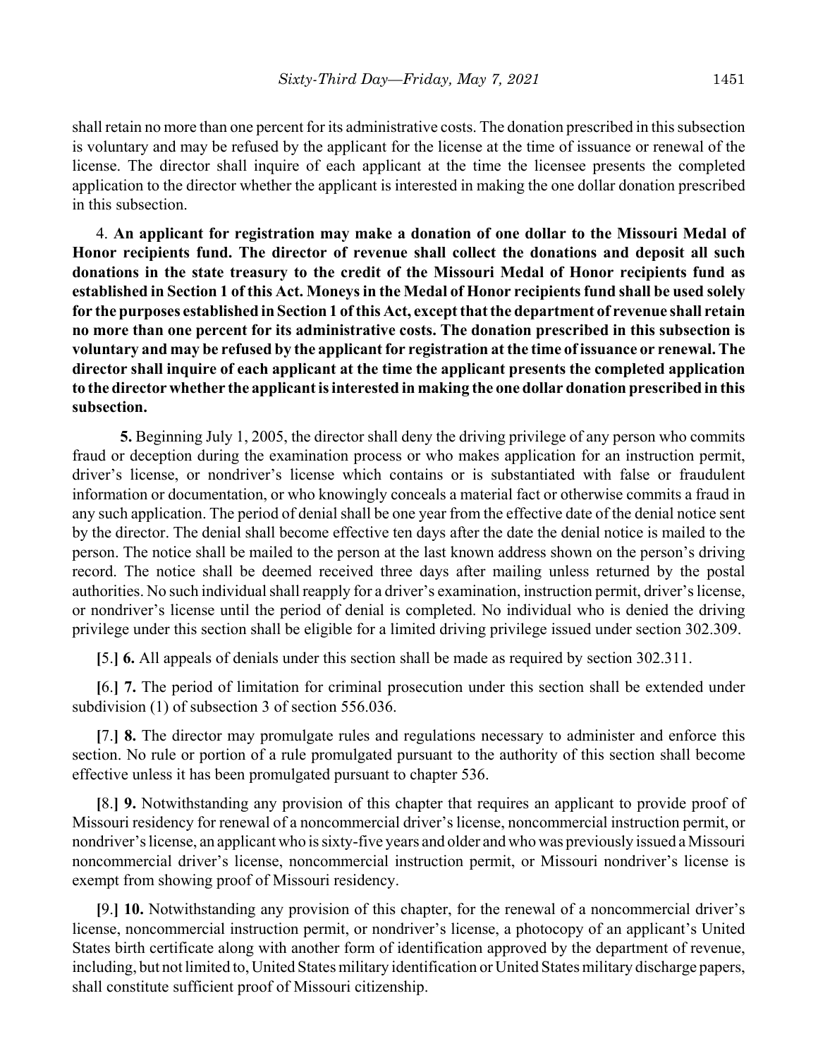shall retain no more than one percent for its administrative costs. The donation prescribed in this subsection is voluntary and may be refused by the applicant for the license at the time of issuance or renewal of the license. The director shall inquire of each applicant at the time the licensee presents the completed application to the director whether the applicant is interested in making the one dollar donation prescribed in this subsection.

4. **An applicant for registration may make a donation of one dollar to the Missouri Medal of Honor recipients fund. The director of revenue shall collect the donations and deposit all such donations in the state treasury to the credit of the Missouri Medal of Honor recipients fund as established in Section 1 of this Act. Moneys in the Medal of Honor recipients fund shall be used solely for the purposes established in Section 1 of this Act, except that the department of revenue shall retain no more than one percent for its administrative costs. The donation prescribed in this subsection is voluntary and may be refused by the applicant for registration at the time of issuance or renewal. The director shall inquire of each applicant at the time the applicant presents the completed application to the director whether the applicant is interested in making the one dollar donation prescribed in this subsection.**

**5.** Beginning July 1, 2005, the director shall deny the driving privilege of any person who commits fraud or deception during the examination process or who makes application for an instruction permit, driver's license, or nondriver's license which contains or is substantiated with false or fraudulent information or documentation, or who knowingly conceals a material fact or otherwise commits a fraud in any such application. The period of denial shall be one year from the effective date of the denial notice sent by the director. The denial shall become effective ten days after the date the denial notice is mailed to the person. The notice shall be mailed to the person at the last known address shown on the person's driving record. The notice shall be deemed received three days after mailing unless returned by the postal authorities. No such individual shall reapply for a driver's examination, instruction permit, driver's license, or nondriver's license until the period of denial is completed. No individual who is denied the driving privilege under this section shall be eligible for a limited driving privilege issued under section 302.309.

**[**5.**] 6.** All appeals of denials under this section shall be made as required by section 302.311.

**[**6.**] 7.** The period of limitation for criminal prosecution under this section shall be extended under subdivision (1) of subsection 3 of section 556.036.

**[**7.**] 8.** The director may promulgate rules and regulations necessary to administer and enforce this section. No rule or portion of a rule promulgated pursuant to the authority of this section shall become effective unless it has been promulgated pursuant to chapter 536.

**[**8.**] 9.** Notwithstanding any provision of this chapter that requires an applicant to provide proof of Missouri residency for renewal of a noncommercial driver's license, noncommercial instruction permit, or nondriver's license, an applicant who is sixty-five years and older and who was previously issued a Missouri noncommercial driver's license, noncommercial instruction permit, or Missouri nondriver's license is exempt from showing proof of Missouri residency.

**[**9.**] 10.** Notwithstanding any provision of this chapter, for the renewal of a noncommercial driver's license, noncommercial instruction permit, or nondriver's license, a photocopy of an applicant's United States birth certificate along with another form of identification approved by the department of revenue, including, but not limited to, United States military identification or United States military discharge papers, shall constitute sufficient proof of Missouri citizenship.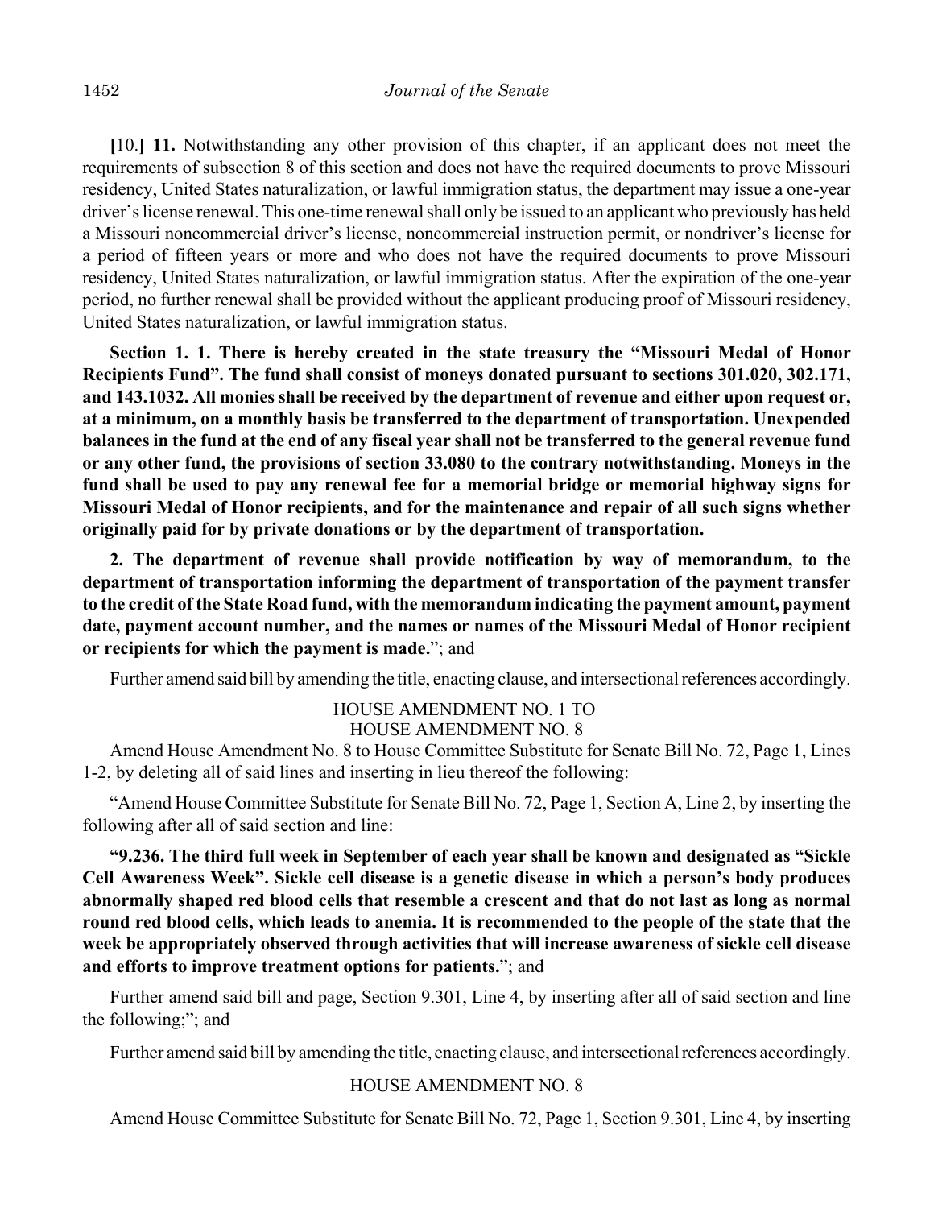**[**10.**]** **11.** Notwithstanding any other provision of this chapter, if an applicant does not meet the requirements of subsection 8 of this section and does not have the required documents to prove Missouri residency, United States naturalization, or lawful immigration status, the department may issue a one-year driver's license renewal. This one-time renewal shall only be issued to an applicant who previously has held a Missouri noncommercial driver's license, noncommercial instruction permit, or nondriver's license for a period of fifteen years or more and who does not have the required documents to prove Missouri residency, United States naturalization, or lawful immigration status. After the expiration of the one-year period, no further renewal shall be provided without the applicant producing proof of Missouri residency, United States naturalization, or lawful immigration status.

**Section 1. 1. There is hereby created in the state treasury the "Missouri Medal of Honor Recipients Fund". The fund shall consist of moneys donated pursuant to sections 301.020, 302.171, and 143.1032. All monies shall be received by the department of revenue and either upon request or, at a minimum, on a monthly basis be transferred to the department of transportation. Unexpended balances in the fund at the end of any fiscal year shall not be transferred to the general revenue fund or any other fund, the provisions of section 33.080 to the contrary notwithstanding. Moneys in the fund shall be used to pay any renewal fee for a memorial bridge or memorial highway signs for Missouri Medal of Honor recipients, and for the maintenance and repair of all such signs whether originally paid for by private donations or by the department of transportation.**

**2. The department of revenue shall provide notification by way of memorandum, to the department of transportation informing the department of transportation of the payment transfer to the credit of the State Road fund, with the memorandum indicating the payment amount, payment date, payment account number, and the names or names of the Missouri Medal of Honor recipient or recipients for which the payment is made.**"; and

Further amend said bill by amending the title, enacting clause, and intersectional references accordingly.

HOUSE AMENDMENT NO. 1 TO
HOUSE AMENDMENT NO. 8

Amend House Amendment No. 8 to House Committee Substitute for Senate Bill No. 72, Page 1, Lines 1-2, by deleting all of said lines and inserting in lieu thereof the following:

"Amend House Committee Substitute for Senate Bill No. 72, Page 1, Section A, Line 2, by inserting the following after all of said section and line:

**"9.236. The third full week in September of each year shall be known and designated as "Sickle Cell Awareness Week". Sickle cell disease is a genetic disease in which a person's body produces abnormally shaped red blood cells that resemble a crescent and that do not last as long as normal round red blood cells, which leads to anemia. It is recommended to the people of the state that the week be appropriately observed through activities that will increase awareness of sickle cell disease and efforts to improve treatment options for patients.**"; and

Further amend said bill and page, Section 9.301, Line 4, by inserting after all of said section and line the following;"; and

Further amend said bill by amending the title, enacting clause, and intersectional references accordingly.

HOUSE AMENDMENT NO. 8

Amend House Committee Substitute for Senate Bill No. 72, Page 1, Section 9.301, Line 4, by inserting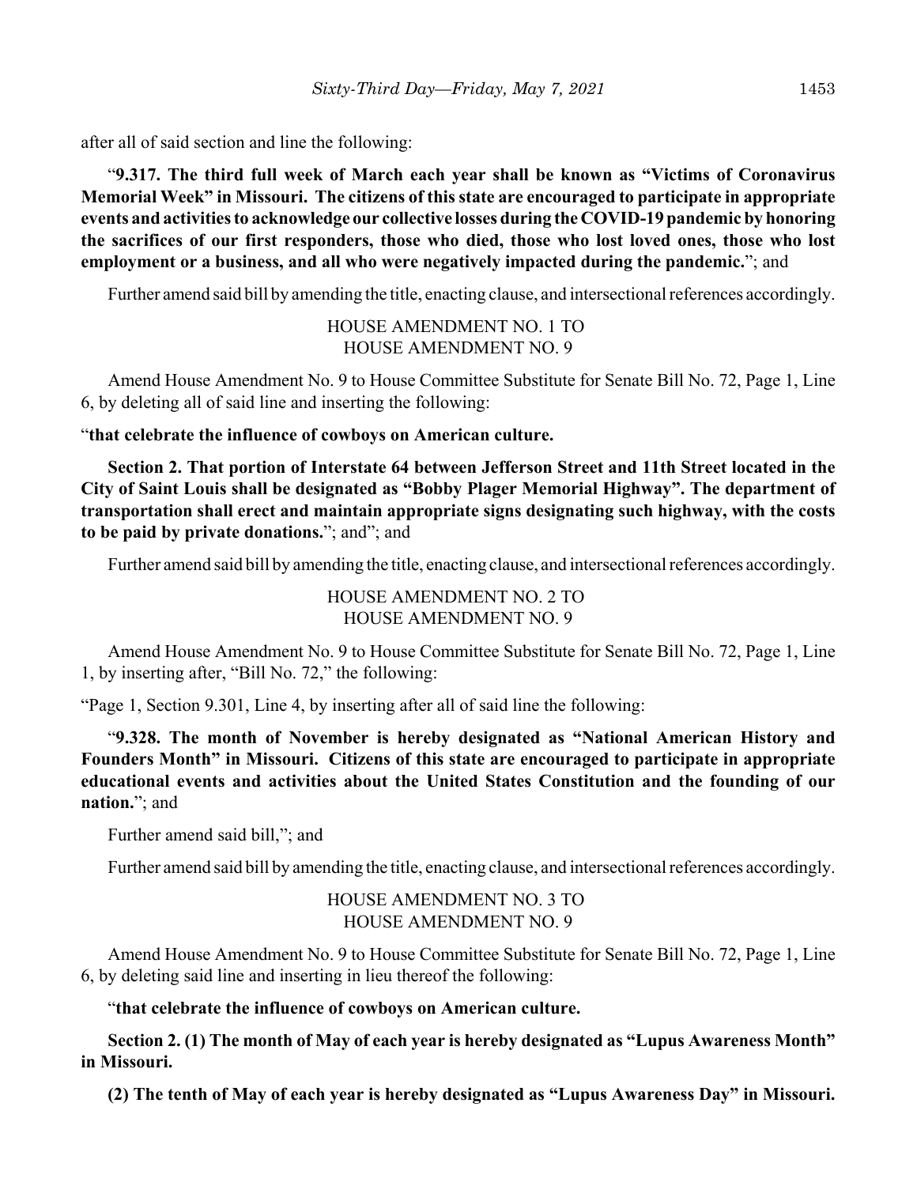after all of said section and line the following:

"**9.317. The third full week of March each year shall be known as "Victims of Coronavirus Memorial Week" in Missouri. The citizens of this state are encouraged to participate in appropriate events and activities to acknowledge our collective losses during the COVID-19 pandemic by honoring the sacrifices of our first responders, those who died, those who lost loved ones, those who lost employment or a business, and all who were negatively impacted during the pandemic.**"; and

Further amend said bill by amending the title, enacting clause, and intersectional references accordingly.

HOUSE AMENDMENT NO. 1 TO
HOUSE AMENDMENT NO. 9

Amend House Amendment No. 9 to House Committee Substitute for Senate Bill No. 72, Page 1, Line 6, by deleting all of said line and inserting the following:

"**that celebrate the influence of cowboys on American culture.**

**Section 2. That portion of Interstate 64 between Jefferson Street and 11th Street located in the City of Saint Louis shall be designated as "Bobby Plager Memorial Highway". The department of transportation shall erect and maintain appropriate signs designating such highway, with the costs to be paid by private donations.**"; and"; and

Further amend said bill by amending the title, enacting clause, and intersectional references accordingly.

HOUSE AMENDMENT NO. 2 TO
HOUSE AMENDMENT NO. 9

Amend House Amendment No. 9 to House Committee Substitute for Senate Bill No. 72, Page 1, Line 1, by inserting after, "Bill No. 72," the following:

"Page 1, Section 9.301, Line 4, by inserting after all of said line the following:

"**9.328. The month of November is hereby designated as "National American History and Founders Month" in Missouri. Citizens of this state are encouraged to participate in appropriate educational events and activities about the United States Constitution and the founding of our nation.**"; and

Further amend said bill,"; and

Further amend said bill by amending the title, enacting clause, and intersectional references accordingly.

HOUSE AMENDMENT NO. 3 TO
HOUSE AMENDMENT NO. 9

Amend House Amendment No. 9 to House Committee Substitute for Senate Bill No. 72, Page 1, Line 6, by deleting said line and inserting in lieu thereof the following:

"**that celebrate the influence of cowboys on American culture.**

**Section 2. (1) The month of May of each year is hereby designated as "Lupus Awareness Month" in Missouri.**

**(2) The tenth of May of each year is hereby designated as "Lupus Awareness Day" in Missouri.**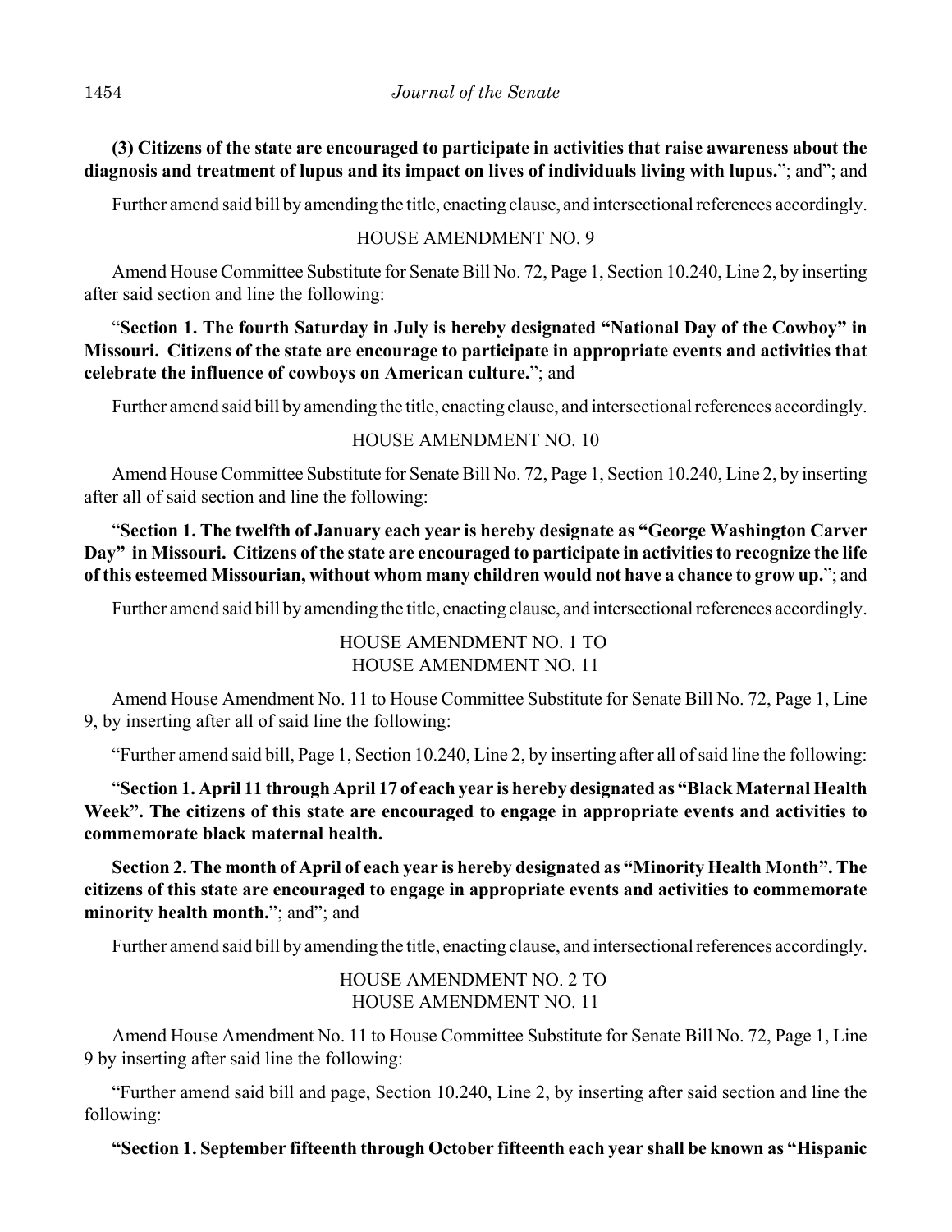**(3) Citizens of the state are encouraged to participate in activities that raise awareness about the diagnosis and treatment of lupus and its impact on lives of individuals living with lupus.**"; and"; and

Further amend said bill by amending the title, enacting clause, and intersectional references accordingly.

HOUSE AMENDMENT NO. 9

Amend House Committee Substitute for Senate Bill No. 72, Page 1, Section 10.240, Line 2, by inserting after said section and line the following:

"**Section 1. The fourth Saturday in July is hereby designated "National Day of the Cowboy" in Missouri. Citizens of the state are encourage to participate in appropriate events and activities that celebrate the influence of cowboys on American culture.**"; and

Further amend said bill by amending the title, enacting clause, and intersectional references accordingly.

HOUSE AMENDMENT NO. 10

Amend House Committee Substitute for Senate Bill No. 72, Page 1, Section 10.240, Line 2, by inserting after all of said section and line the following:

"**Section 1. The twelfth of January each year is hereby designate as "George Washington Carver Day" in Missouri. Citizens of the state are encouraged to participate in activities to recognize the life of this esteemed Missourian, without whom many children would not have a chance to grow up.**"; and

Further amend said bill by amending the title, enacting clause, and intersectional references accordingly.

HOUSE AMENDMENT NO. 1 TO
HOUSE AMENDMENT NO. 11

Amend House Amendment No. 11 to House Committee Substitute for Senate Bill No. 72, Page 1, Line 9, by inserting after all of said line the following:

"Further amend said bill, Page 1, Section 10.240, Line 2, by inserting after all of said line the following:

"**Section 1. April 11 through April 17 of each year is hereby designated as "Black Maternal Health Week". The citizens of this state are encouraged to engage in appropriate events and activities to commemorate black maternal health.**

**Section 2. The month of April of each year is hereby designated as "Minority Health Month". The citizens of this state are encouraged to engage in appropriate events and activities to commemorate minority health month.**"; and"; and

Further amend said bill by amending the title, enacting clause, and intersectional references accordingly.

HOUSE AMENDMENT NO. 2 TO
HOUSE AMENDMENT NO. 11

Amend House Amendment No. 11 to House Committee Substitute for Senate Bill No. 72, Page 1, Line 9 by inserting after said line the following:

"Further amend said bill and page, Section 10.240, Line 2, by inserting after said section and line the following:

**"Section 1. September fifteenth through October fifteenth each year shall be known as "Hispanic**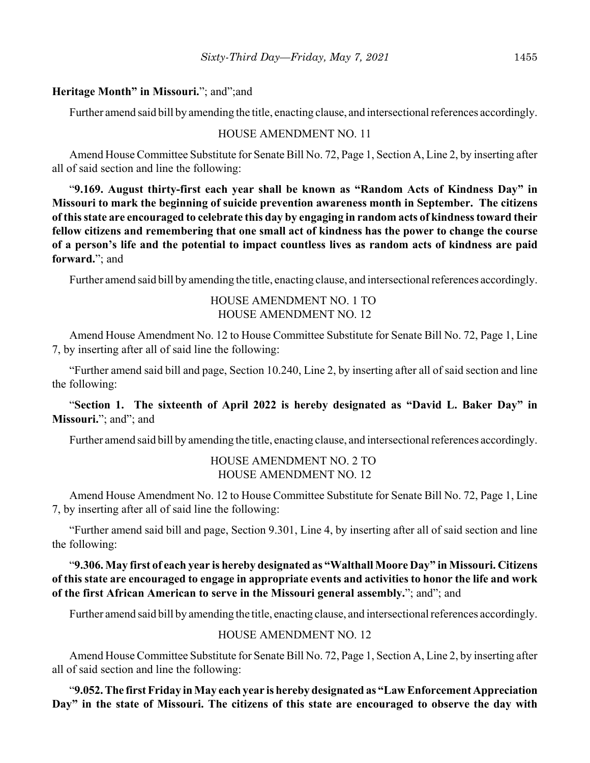**Heritage Month" in Missouri.**"; and";and

Further amend said bill by amending the title, enacting clause, and intersectional references accordingly.

HOUSE AMENDMENT NO. 11

Amend House Committee Substitute for Senate Bill No. 72, Page 1, Section A, Line 2, by inserting after all of said section and line the following:

"**9.169. August thirty-first each year shall be known as "Random Acts of Kindness Day" in Missouri to mark the beginning of suicide prevention awareness month in September. The citizens of this state are encouraged to celebrate this day by engaging in random acts of kindness toward their fellow citizens and remembering that one small act of kindness has the power to change the course of a person's life and the potential to impact countless lives as random acts of kindness are paid forward.**"; and

Further amend said bill by amending the title, enacting clause, and intersectional references accordingly.

HOUSE AMENDMENT NO. 1 TO
HOUSE AMENDMENT NO. 12

Amend House Amendment No. 12 to House Committee Substitute for Senate Bill No. 72, Page 1, Line 7, by inserting after all of said line the following:

"Further amend said bill and page, Section 10.240, Line 2, by inserting after all of said section and line the following:

"**Section 1. The sixteenth of April 2022 is hereby designated as "David L. Baker Day" in Missouri.**"; and"; and

Further amend said bill by amending the title, enacting clause, and intersectional references accordingly.

HOUSE AMENDMENT NO. 2 TO
HOUSE AMENDMENT NO. 12

Amend House Amendment No. 12 to House Committee Substitute for Senate Bill No. 72, Page 1, Line 7, by inserting after all of said line the following:

"Further amend said bill and page, Section 9.301, Line 4, by inserting after all of said section and line the following:

"**9.306. May first of each year is hereby designated as "Walthall Moore Day" in Missouri. Citizens of this state are encouraged to engage in appropriate events and activities to honor the life and work of the first African American to serve in the Missouri general assembly.**"; and"; and

Further amend said bill by amending the title, enacting clause, and intersectional references accordingly.

HOUSE AMENDMENT NO. 12

Amend House Committee Substitute for Senate Bill No. 72, Page 1, Section A, Line 2, by inserting after all of said section and line the following:

"**9.052. The first Friday in May each year is hereby designated as "Law Enforcement Appreciation Day" in the state of Missouri. The citizens of this state are encouraged to observe the day with**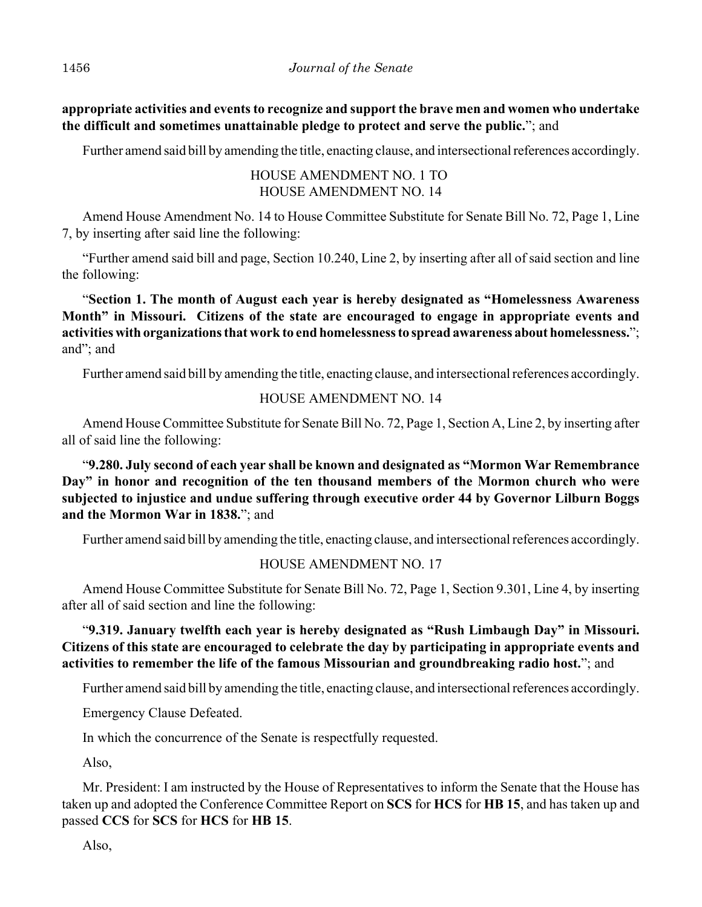**appropriate activities and events to recognize and support the brave men and women who undertake the difficult and sometimes unattainable pledge to protect and serve the public.**"; and

Further amend said bill by amending the title, enacting clause, and intersectional references accordingly.

HOUSE AMENDMENT NO. 1 TO
HOUSE AMENDMENT NO. 14

Amend House Amendment No. 14 to House Committee Substitute for Senate Bill No. 72, Page 1, Line 7, by inserting after said line the following:

"Further amend said bill and page, Section 10.240, Line 2, by inserting after all of said section and line the following:

"**Section 1. The month of August each year is hereby designated as "Homelessness Awareness Month" in Missouri. Citizens of the state are encouraged to engage in appropriate events and activities with organizations that work to end homelessness to spread awareness about homelessness.**"; and"; and

Further amend said bill by amending the title, enacting clause, and intersectional references accordingly.

HOUSE AMENDMENT NO. 14

Amend House Committee Substitute for Senate Bill No. 72, Page 1, Section A, Line 2, by inserting after all of said line the following:

"**9.280. July second of each year shall be known and designated as "Mormon War Remembrance Day" in honor and recognition of the ten thousand members of the Mormon church who were subjected to injustice and undue suffering through executive order 44 by Governor Lilburn Boggs and the Mormon War in 1838.**"; and

Further amend said bill by amending the title, enacting clause, and intersectional references accordingly.

HOUSE AMENDMENT NO. 17

Amend House Committee Substitute for Senate Bill No. 72, Page 1, Section 9.301, Line 4, by inserting after all of said section and line the following:

"**9.319. January twelfth each year is hereby designated as "Rush Limbaugh Day" in Missouri. Citizens of this state are encouraged to celebrate the day by participating in appropriate events and activities to remember the life of the famous Missourian and groundbreaking radio host.**"; and

Further amend said bill by amending the title, enacting clause, and intersectional references accordingly.

Emergency Clause Defeated.

In which the concurrence of the Senate is respectfully requested.

Also,

Mr. President: I am instructed by the House of Representatives to inform the Senate that the House has taken up and adopted the Conference Committee Report on **SCS** for **HCS** for **HB 15**, and has taken up and passed **CCS** for **SCS** for **HCS** for **HB 15**.

Also,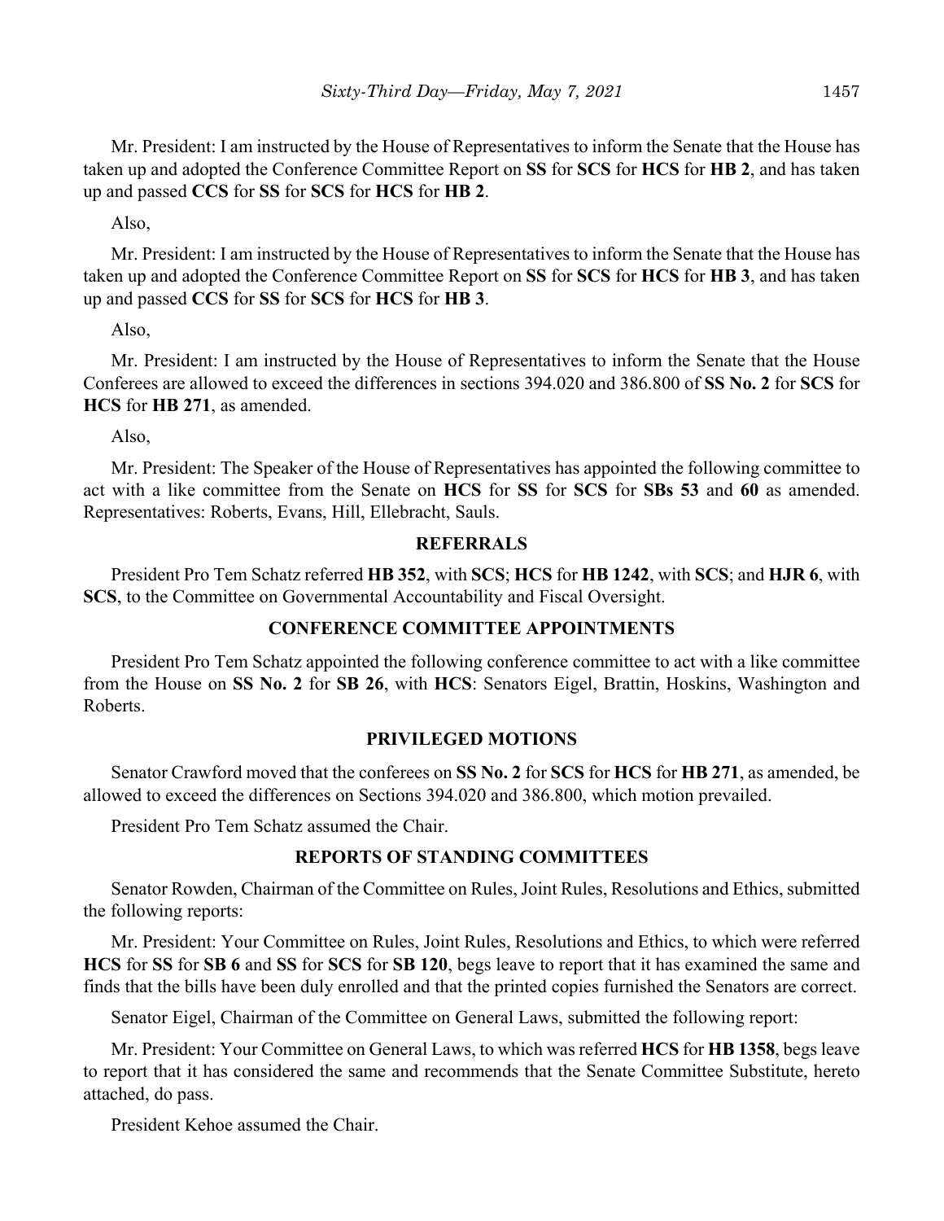Mr. President: I am instructed by the House of Representatives to inform the Senate that the House has taken up and adopted the Conference Committee Report on **SS** for **SCS** for **HCS** for **HB 2**, and has taken up and passed **CCS** for **SS** for **SCS** for **HCS** for **HB 2**.

Also,

Mr. President: I am instructed by the House of Representatives to inform the Senate that the House has taken up and adopted the Conference Committee Report on **SS** for **SCS** for **HCS** for **HB 3**, and has taken up and passed **CCS** for **SS** for **SCS** for **HCS** for **HB 3**.

Also,

Mr. President: I am instructed by the House of Representatives to inform the Senate that the House Conferees are allowed to exceed the differences in sections 394.020 and 386.800 of **SS No. 2** for **SCS** for **HCS** for **HB 271**, as amended.

Also,

Mr. President: The Speaker of the House of Representatives has appointed the following committee to act with a like committee from the Senate on **HCS** for **SS** for **SCS** for **SBs 53** and **60** as amended. Representatives: Roberts, Evans, Hill, Ellebracht, Sauls.

## REFERRALS

President Pro Tem Schatz referred **HB 352**, with **SCS**; **HCS** for **HB 1242**, with **SCS**; and **HJR 6**, with **SCS**, to the Committee on Governmental Accountability and Fiscal Oversight.

## CONFERENCE COMMITTEE APPOINTMENTS

President Pro Tem Schatz appointed the following conference committee to act with a like committee from the House on **SS No. 2** for **SB 26**, with **HCS**: Senators Eigel, Brattin, Hoskins, Washington and Roberts.

## PRIVILEGED MOTIONS

Senator Crawford moved that the conferees on **SS No. 2** for **SCS** for **HCS** for **HB 271**, as amended, be allowed to exceed the differences on Sections 394.020 and 386.800, which motion prevailed.

President Pro Tem Schatz assumed the Chair.

## REPORTS OF STANDING COMMITTEES

Senator Rowden, Chairman of the Committee on Rules, Joint Rules, Resolutions and Ethics, submitted the following reports:

Mr. President: Your Committee on Rules, Joint Rules, Resolutions and Ethics, to which were referred **HCS** for **SS** for **SB 6** and **SS** for **SCS** for **SB 120**, begs leave to report that it has examined the same and finds that the bills have been duly enrolled and that the printed copies furnished the Senators are correct.

Senator Eigel, Chairman of the Committee on General Laws, submitted the following report:

Mr. President: Your Committee on General Laws, to which was referred **HCS** for **HB 1358**, begs leave to report that it has considered the same and recommends that the Senate Committee Substitute, hereto attached, do pass.

President Kehoe assumed the Chair.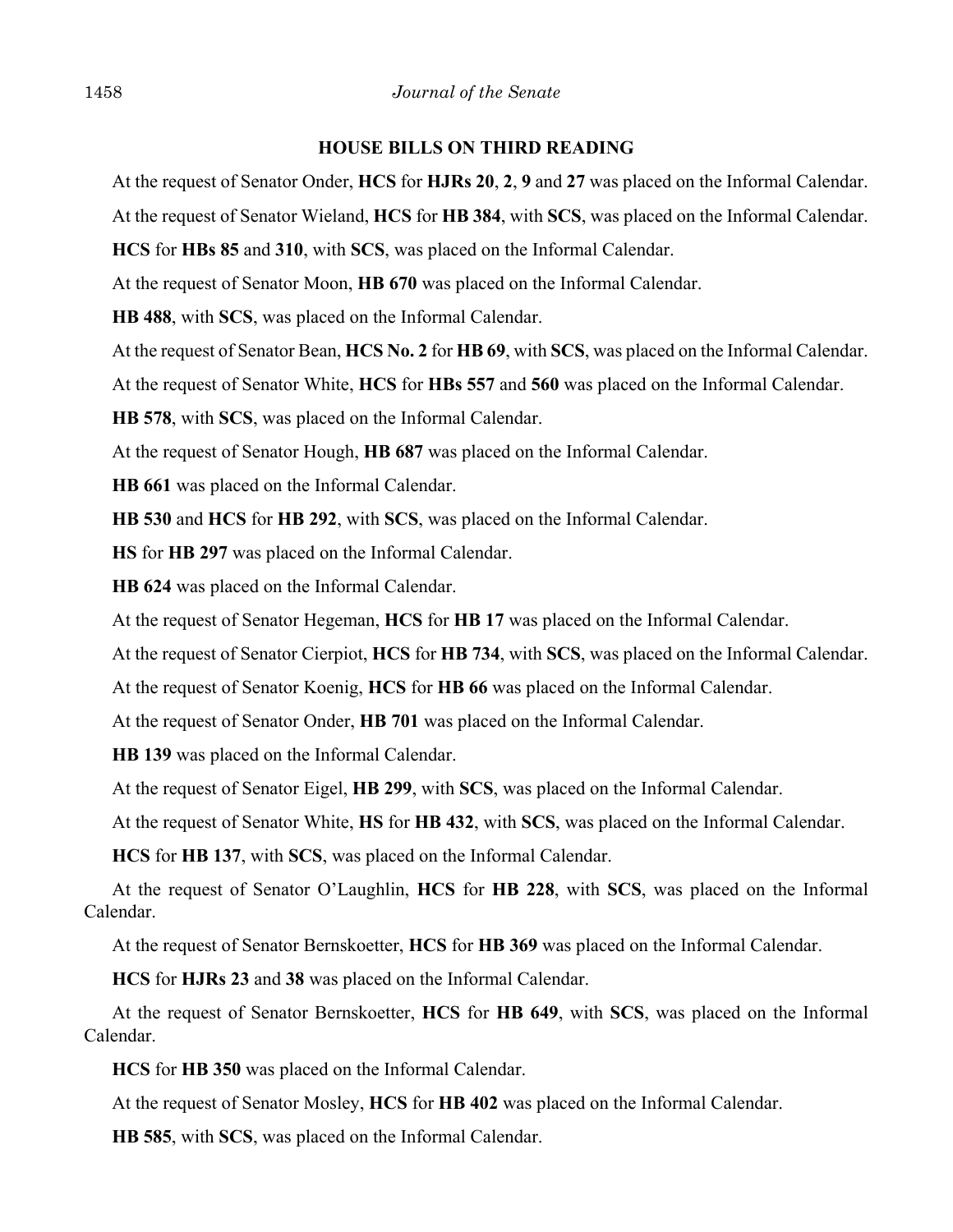## HOUSE BILLS ON THIRD READING

At the request of Senator Onder, **HCS** for **HJRs 20**, **2**, **9** and **27** was placed on the Informal Calendar.

At the request of Senator Wieland, **HCS** for **HB 384**, with **SCS**, was placed on the Informal Calendar.

**HCS** for **HBs 85** and **310**, with **SCS**, was placed on the Informal Calendar.

At the request of Senator Moon, **HB 670** was placed on the Informal Calendar.

**HB 488**, with **SCS**, was placed on the Informal Calendar.

At the request of Senator Bean, **HCS No. 2** for **HB 69**, with **SCS**, was placed on the Informal Calendar.

At the request of Senator White, **HCS** for **HBs 557** and **560** was placed on the Informal Calendar.

**HB 578**, with **SCS**, was placed on the Informal Calendar.

At the request of Senator Hough, **HB 687** was placed on the Informal Calendar.

**HB 661** was placed on the Informal Calendar.

**HB 530** and **HCS** for **HB 292**, with **SCS**, was placed on the Informal Calendar.

**HS** for **HB 297** was placed on the Informal Calendar.

**HB 624** was placed on the Informal Calendar.

At the request of Senator Hegeman, **HCS** for **HB 17** was placed on the Informal Calendar.

At the request of Senator Cierpiot, **HCS** for **HB 734**, with **SCS**, was placed on the Informal Calendar.

At the request of Senator Koenig, **HCS** for **HB 66** was placed on the Informal Calendar.

At the request of Senator Onder, **HB 701** was placed on the Informal Calendar.

**HB 139** was placed on the Informal Calendar.

At the request of Senator Eigel, **HB 299**, with **SCS**, was placed on the Informal Calendar.

At the request of Senator White, **HS** for **HB 432**, with **SCS**, was placed on the Informal Calendar.

**HCS** for **HB 137**, with **SCS**, was placed on the Informal Calendar.

At the request of Senator O'Laughlin, **HCS** for **HB 228**, with **SCS**, was placed on the Informal Calendar.

At the request of Senator Bernskoetter, **HCS** for **HB 369** was placed on the Informal Calendar.

**HCS** for **HJRs 23** and **38** was placed on the Informal Calendar.

At the request of Senator Bernskoetter, **HCS** for **HB 649**, with **SCS**, was placed on the Informal Calendar.

**HCS** for **HB 350** was placed on the Informal Calendar.

At the request of Senator Mosley, **HCS** for **HB 402** was placed on the Informal Calendar.

**HB 585**, with **SCS**, was placed on the Informal Calendar.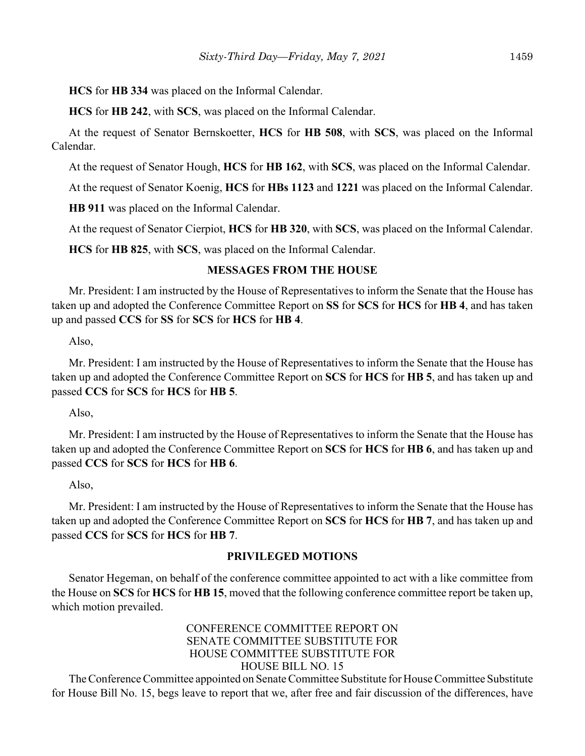**HCS** for **HB 334** was placed on the Informal Calendar.

**HCS** for **HB 242**, with **SCS**, was placed on the Informal Calendar.

At the request of Senator Bernskoetter, **HCS** for **HB 508**, with **SCS**, was placed on the Informal Calendar.

At the request of Senator Hough, **HCS** for **HB 162**, with **SCS**, was placed on the Informal Calendar.

At the request of Senator Koenig, **HCS** for **HBs 1123** and **1221** was placed on the Informal Calendar.

**HB 911** was placed on the Informal Calendar.

At the request of Senator Cierpiot, **HCS** for **HB 320**, with **SCS**, was placed on the Informal Calendar.

**HCS** for **HB 825**, with **SCS**, was placed on the Informal Calendar.

## MESSAGES FROM THE HOUSE

Mr. President: I am instructed by the House of Representatives to inform the Senate that the House has taken up and adopted the Conference Committee Report on **SS** for **SCS** for **HCS** for **HB 4**, and has taken up and passed **CCS** for **SS** for **SCS** for **HCS** for **HB 4**.

Also,

Mr. President: I am instructed by the House of Representatives to inform the Senate that the House has taken up and adopted the Conference Committee Report on **SCS** for **HCS** for **HB 5**, and has taken up and passed **CCS** for **SCS** for **HCS** for **HB 5**.

Also,

Mr. President: I am instructed by the House of Representatives to inform the Senate that the House has taken up and adopted the Conference Committee Report on **SCS** for **HCS** for **HB 6**, and has taken up and passed **CCS** for **SCS** for **HCS** for **HB 6**.

Also,

Mr. President: I am instructed by the House of Representatives to inform the Senate that the House has taken up and adopted the Conference Committee Report on **SCS** for **HCS** for **HB 7**, and has taken up and passed **CCS** for **SCS** for **HCS** for **HB 7**.

## PRIVILEGED MOTIONS

Senator Hegeman, on behalf of the conference committee appointed to act with a like committee from the House on **SCS** for **HCS** for **HB 15**, moved that the following conference committee report be taken up, which motion prevailed.

CONFERENCE COMMITTEE REPORT ON
SENATE COMMITTEE SUBSTITUTE FOR
HOUSE COMMITTEE SUBSTITUTE FOR
HOUSE BILL NO. 15

The Conference Committee appointed on Senate Committee Substitute for House Committee Substitute for House Bill No. 15, begs leave to report that we, after free and fair discussion of the differences, have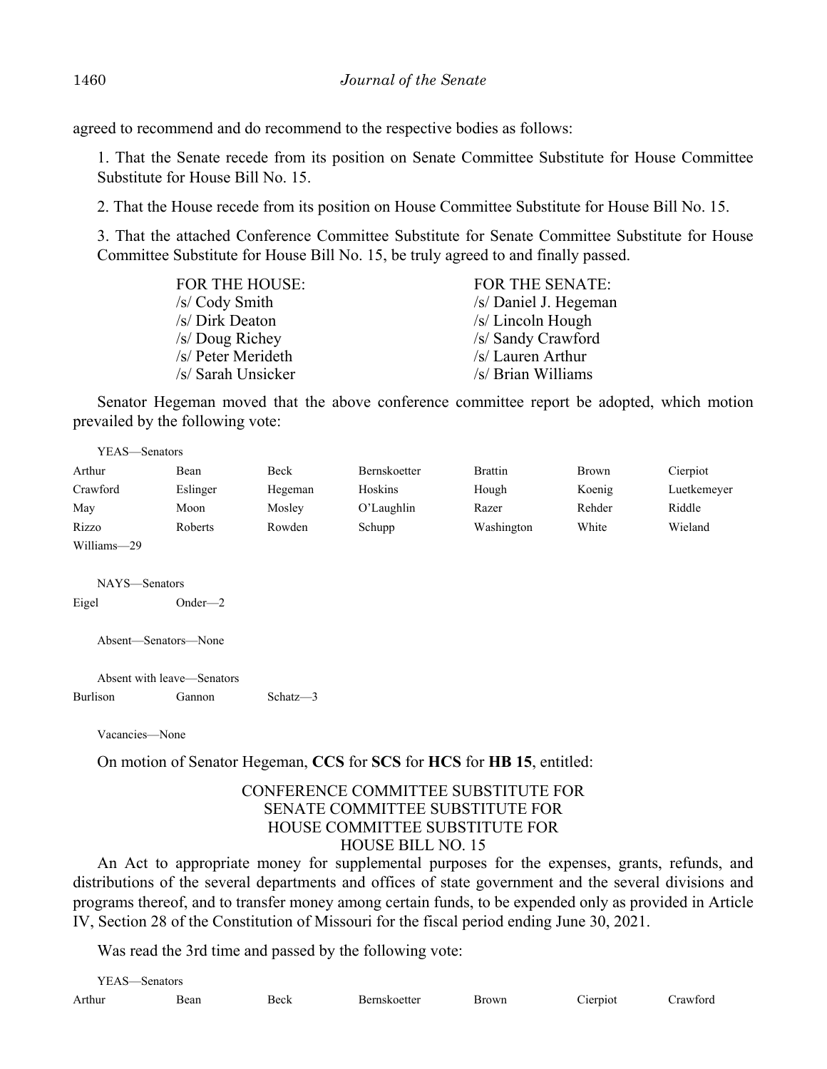agreed to recommend and do recommend to the respective bodies as follows:

1. That the Senate recede from its position on Senate Committee Substitute for House Committee Substitute for House Bill No. 15.

2. That the House recede from its position on House Committee Substitute for House Bill No. 15.

3. That the attached Conference Committee Substitute for Senate Committee Substitute for House Committee Substitute for House Bill No. 15, be truly agreed to and finally passed.

| FOR THE HOUSE: | FOR THE SENATE: |
|---|---|
| /s/ Cody Smith | /s/ Daniel J. Hegeman |
| /s/ Dirk Deaton | /s/ Lincoln Hough |
| /s/ Doug Richey | /s/ Sandy Crawford |
| /s/ Peter Merideth | /s/ Lauren Arthur |
| /s/ Sarah Unsicker | /s/ Brian Williams |

Senator Hegeman moved that the above conference committee report be adopted, which motion prevailed by the following vote:

YEAS—Senators

| | | | | | | |
|---|---|---|---|---|---|---|
| Arthur | Bean | Beck | Bernskoetter | Brattin | Brown | Cierpiot |
| Crawford | Eslinger | Hegeman | Hoskins | Hough | Koenig | Luetkemeyer |
| May | Moon | Mosley | O'Laughlin | Razer | Rehder | Riddle |
| Rizzo | Roberts | Rowden | Schupp | Washington | White | Wieland |
| Williams—29 | | | | | | |

NAYS—Senators

Eigel Onder—2

Absent—Senators—None

Absent with leave—Senators

Burlison Gannon Schatz—3

Vacancies—None

On motion of Senator Hegeman, **CCS** for **SCS** for **HCS** for **HB 15**, entitled:

CONFERENCE COMMITTEE SUBSTITUTE FOR
SENATE COMMITTEE SUBSTITUTE FOR
HOUSE COMMITTEE SUBSTITUTE FOR
HOUSE BILL NO. 15

An Act to appropriate money for supplemental purposes for the expenses, grants, refunds, and distributions of the several departments and offices of state government and the several divisions and programs thereof, and to transfer money among certain funds, to be expended only as provided in Article IV, Section 28 of the Constitution of Missouri for the fiscal period ending June 30, 2021.

Was read the 3rd time and passed by the following vote:

YEAS—Senators

| | | | | | | |
|---|---|---|---|---|---|---|
| Arthur | Bean | Beck | Bernskoetter | Brown | Cierpiot | Crawford |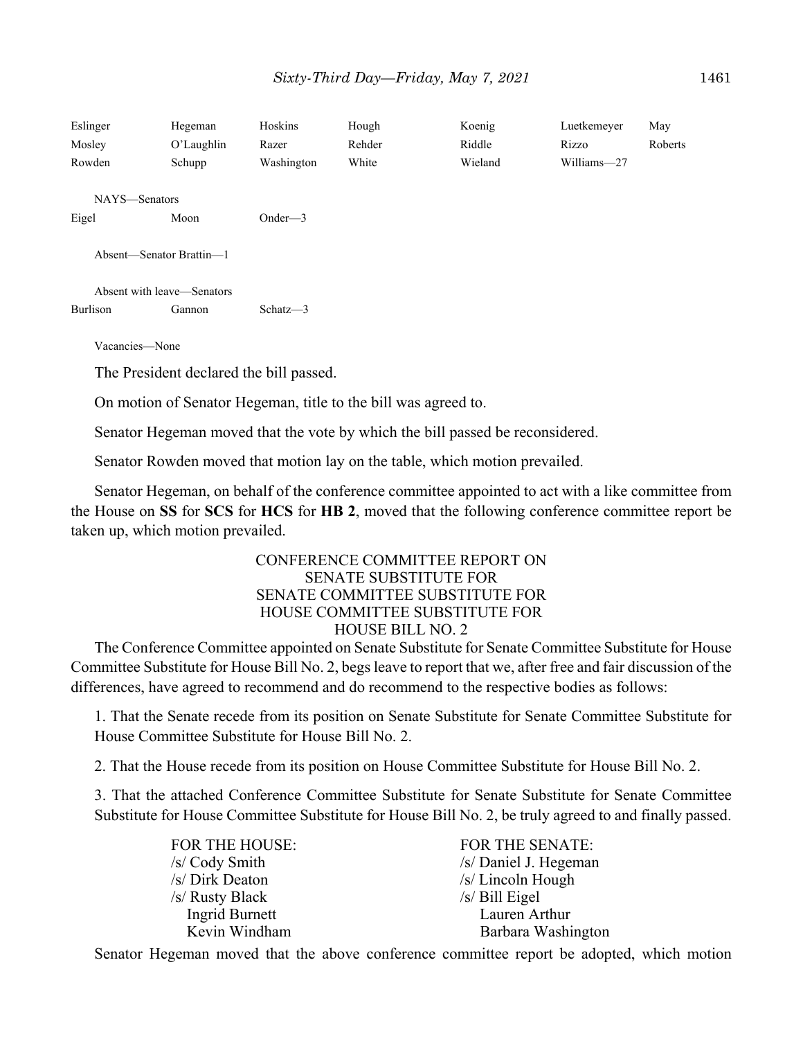| Eslinger | Hegeman | Hoskins | Hough | Koenig | Luetkemeyer | May |
|---|---|---|---|---|---|---|
| Mosley | O'Laughlin | Razer | Rehder | Riddle | Rizzo | Roberts |
| Rowden | Schupp | Washington | White | Wieland | Williams—27 | |

NAYS—Senators

| Eigel | Moon | Onder—3 |
|---|---|---|

Absent—Senator Brattin—1

Absent with leave—Senators

| Burlison | Gannon | Schatz—3 |
|---|---|---|

Vacancies—None

The President declared the bill passed.

On motion of Senator Hegeman, title to the bill was agreed to.

Senator Hegeman moved that the vote by which the bill passed be reconsidered.

Senator Rowden moved that motion lay on the table, which motion prevailed.

Senator Hegeman, on behalf of the conference committee appointed to act with a like committee from the House on **SS** for **SCS** for **HCS** for **HB 2**, moved that the following conference committee report be taken up, which motion prevailed.

CONFERENCE COMMITTEE REPORT ON
SENATE SUBSTITUTE FOR
SENATE COMMITTEE SUBSTITUTE FOR
HOUSE COMMITTEE SUBSTITUTE FOR
HOUSE BILL NO. 2

The Conference Committee appointed on Senate Substitute for Senate Committee Substitute for House Committee Substitute for House Bill No. 2, begs leave to report that we, after free and fair discussion of the differences, have agreed to recommend and do recommend to the respective bodies as follows:

1. That the Senate recede from its position on Senate Substitute for Senate Committee Substitute for House Committee Substitute for House Bill No. 2.

2. That the House recede from its position on House Committee Substitute for House Bill No. 2.

3. That the attached Conference Committee Substitute for Senate Substitute for Senate Committee Substitute for House Committee Substitute for House Bill No. 2, be truly agreed to and finally passed.

| FOR THE HOUSE: | FOR THE SENATE: |
|---|---|
| /s/ Cody Smith | /s/ Daniel J. Hegeman |
| /s/ Dirk Deaton | /s/ Lincoln Hough |
| /s/ Rusty Black | /s/ Bill Eigel |
| Ingrid Burnett | Lauren Arthur |
| Kevin Windham | Barbara Washington |

Senator Hegeman moved that the above conference committee report be adopted, which motion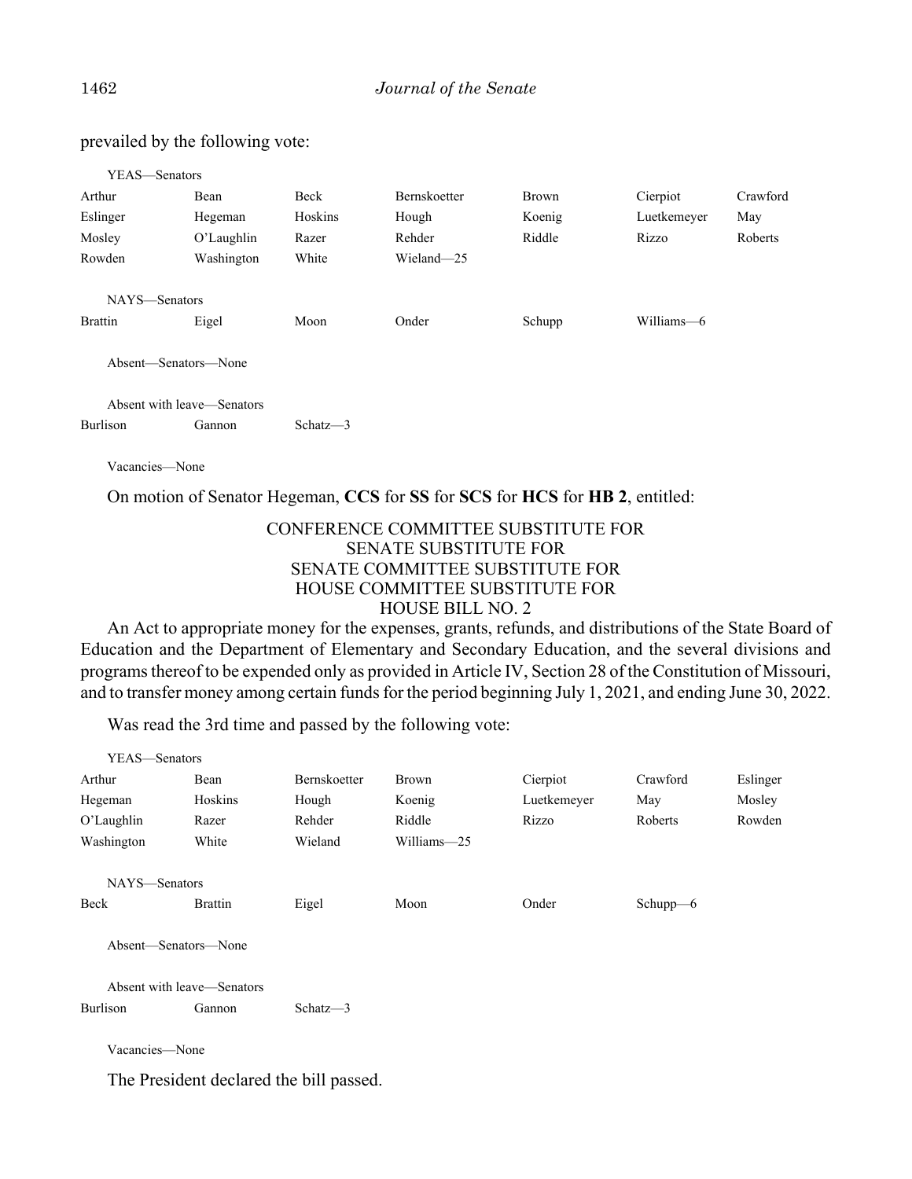prevailed by the following vote:

YEAS—Senators

| | | | | | | |
|---|---|---|---|---|---|---|
| Arthur | Bean | Beck | Bernskoetter | Brown | Cierpiot | Crawford |
| Eslinger | Hegeman | Hoskins | Hough | Koenig | Luetkemeyer | May |
| Mosley | O'Laughlin | Razer | Rehder | Riddle | Rizzo | Roberts |
| Rowden | Washington | White | Wieland—25 | | | |

NAYS—Senators

| | | | | | |
|---|---|---|---|---|---|
| Brattin | Eigel | Moon | Onder | Schupp | Williams—6 |

Absent—Senators—None

Absent with leave—Senators

| | | |
|---|---|---|
| Burlison | Gannon | Schatz—3 |

Vacancies—None

On motion of Senator Hegeman, **CCS** for **SS** for **SCS** for **HCS** for **HB 2**, entitled:

CONFERENCE COMMITTEE SUBSTITUTE FOR
SENATE SUBSTITUTE FOR
SENATE COMMITTEE SUBSTITUTE FOR
HOUSE COMMITTEE SUBSTITUTE FOR
HOUSE BILL NO. 2

An Act to appropriate money for the expenses, grants, refunds, and distributions of the State Board of Education and the Department of Elementary and Secondary Education, and the several divisions and programs thereof to be expended only as provided in Article IV, Section 28 of the Constitution of Missouri, and to transfer money among certain funds for the period beginning July 1, 2021, and ending June 30, 2022.

Was read the 3rd time and passed by the following vote:

YEAS—Senators

| | | | | | | |
|---|---|---|---|---|---|---|
| Arthur | Bean | Bernskoetter | Brown | Cierpiot | Crawford | Eslinger |
| Hegeman | Hoskins | Hough | Koenig | Luetkemeyer | May | Mosley |
| O'Laughlin | Razer | Rehder | Riddle | Rizzo | Roberts | Rowden |
| Washington | White | Wieland | Williams—25 | | | |

NAYS—Senators

| | | | | | |
|---|---|---|---|---|---|
| Beck | Brattin | Eigel | Moon | Onder | Schupp—6 |

Absent—Senators—None

Absent with leave—Senators

| | | |
|---|---|---|
| Burlison | Gannon | Schatz—3 |

Vacancies—None

The President declared the bill passed.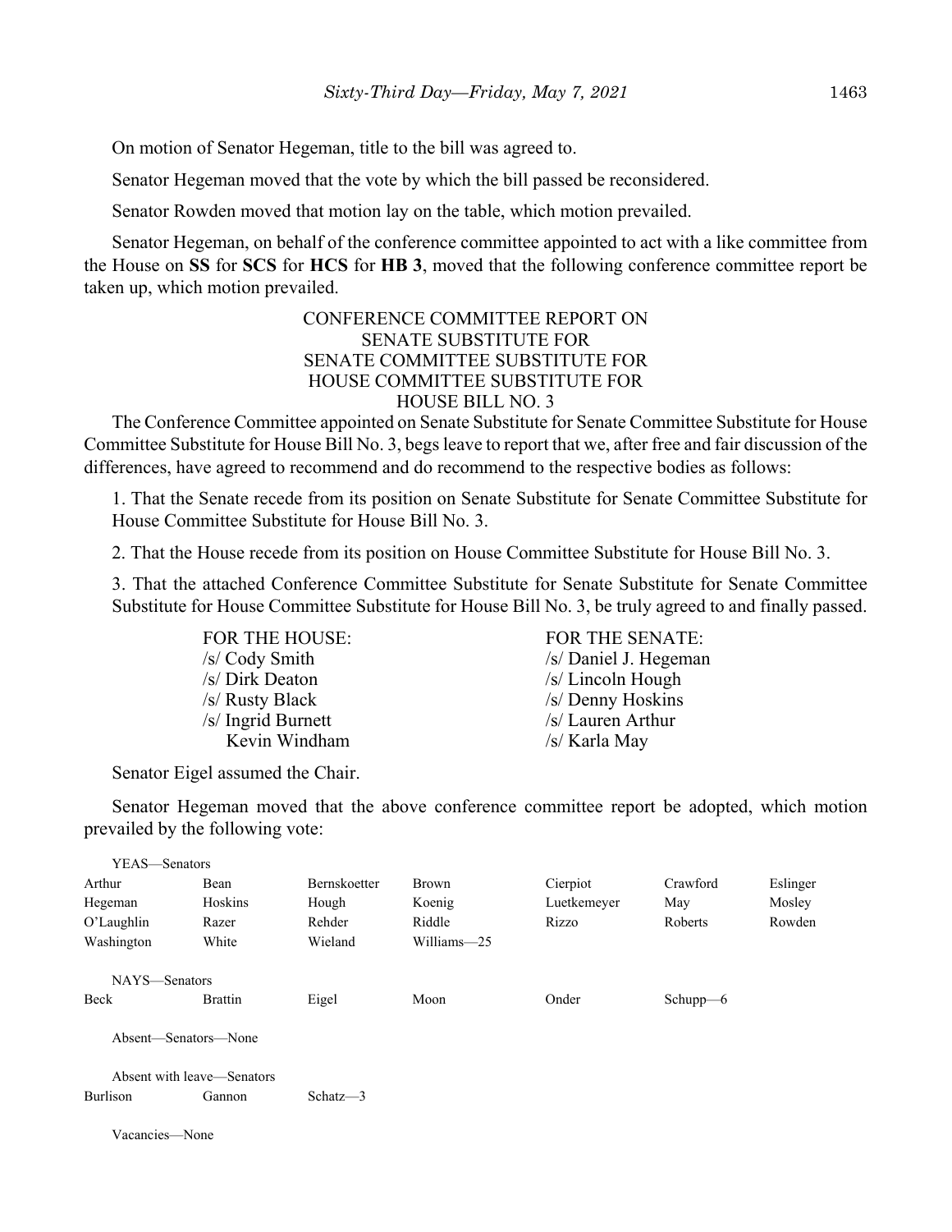On motion of Senator Hegeman, title to the bill was agreed to.

Senator Hegeman moved that the vote by which the bill passed be reconsidered.

Senator Rowden moved that motion lay on the table, which motion prevailed.

Senator Hegeman, on behalf of the conference committee appointed to act with a like committee from the House on **SS** for **SCS** for **HCS** for **HB 3**, moved that the following conference committee report be taken up, which motion prevailed.

CONFERENCE COMMITTEE REPORT ON
SENATE SUBSTITUTE FOR
SENATE COMMITTEE SUBSTITUTE FOR
HOUSE COMMITTEE SUBSTITUTE FOR
HOUSE BILL NO. 3

The Conference Committee appointed on Senate Substitute for Senate Committee Substitute for House Committee Substitute for House Bill No. 3, begs leave to report that we, after free and fair discussion of the differences, have agreed to recommend and do recommend to the respective bodies as follows:

1. That the Senate recede from its position on Senate Substitute for Senate Committee Substitute for House Committee Substitute for House Bill No. 3.

2. That the House recede from its position on House Committee Substitute for House Bill No. 3.

3. That the attached Conference Committee Substitute for Senate Substitute for Senate Committee Substitute for House Committee Substitute for House Bill No. 3, be truly agreed to and finally passed.

| FOR THE HOUSE: | FOR THE SENATE: |
|---|---|
| /s/ Cody Smith | /s/ Daniel J. Hegeman |
| /s/ Dirk Deaton | /s/ Lincoln Hough |
| /s/ Rusty Black | /s/ Denny Hoskins |
| /s/ Ingrid Burnett | /s/ Lauren Arthur |
| Kevin Windham | /s/ Karla May |

Senator Eigel assumed the Chair.

Senator Hegeman moved that the above conference committee report be adopted, which motion prevailed by the following vote:

YEAS—Senators

| | | | | | | |
|---|---|---|---|---|---|---|
| Arthur | Bean | Bernskoetter | Brown | Cierpiot | Crawford | Eslinger |
| Hegeman | Hoskins | Hough | Koenig | Luetkemeyer | May | Mosley |
| O'Laughlin | Razer | Rehder | Riddle | Rizzo | Roberts | Rowden |
| Washington | White | Wieland | Williams—25 | | | |

NAYS—Senators

| | | | | | |
|---|---|---|---|---|---|
| Beck | Brattin | Eigel | Moon | Onder | Schupp—6 |

Absent—Senators—None

Absent with leave—Senators

| | | |
|---|---|---|
| Burlison | Gannon | Schatz—3 |

Vacancies—None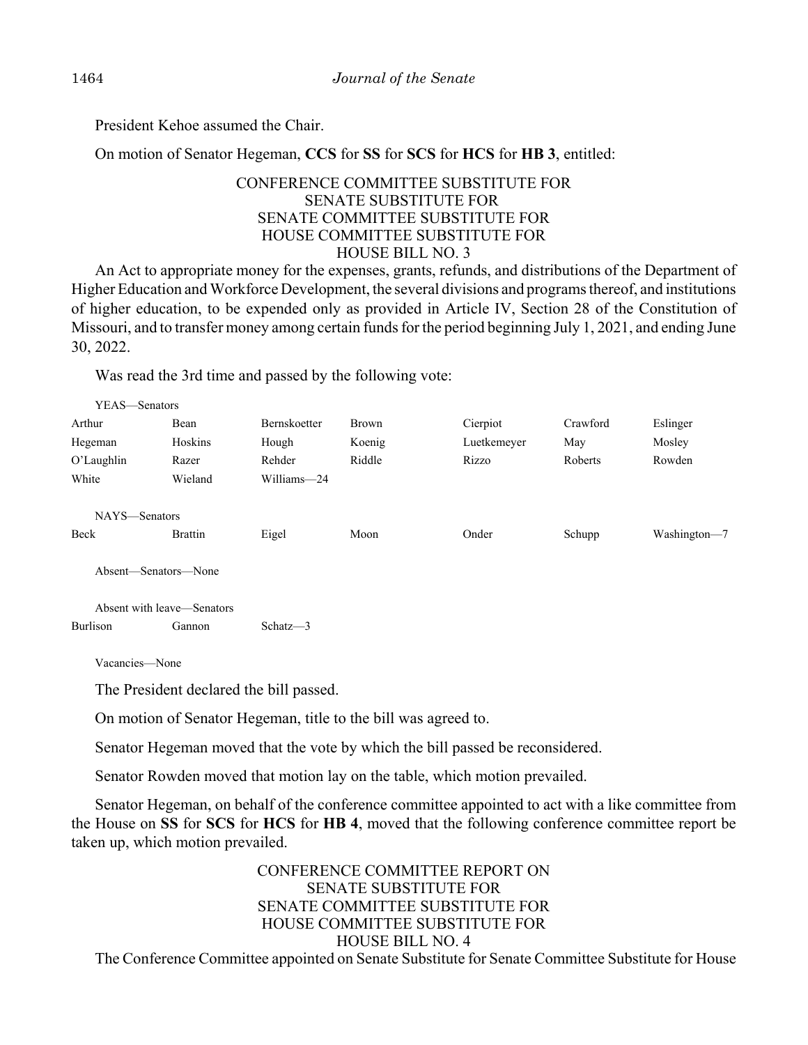President Kehoe assumed the Chair.

On motion of Senator Hegeman, **CCS** for **SS** for **SCS** for **HCS** for **HB 3**, entitled:

CONFERENCE COMMITTEE SUBSTITUTE FOR
SENATE SUBSTITUTE FOR
SENATE COMMITTEE SUBSTITUTE FOR
HOUSE COMMITTEE SUBSTITUTE FOR
HOUSE BILL NO. 3

An Act to appropriate money for the expenses, grants, refunds, and distributions of the Department of Higher Education and Workforce Development, the several divisions and programs thereof, and institutions of higher education, to be expended only as provided in Article IV, Section 28 of the Constitution of Missouri, and to transfer money among certain funds for the period beginning July 1, 2021, and ending June 30, 2022.

Was read the 3rd time and passed by the following vote:

YEAS—Senators

| | | | | | | |
|---|---|---|---|---|---|---|
| Arthur | Bean | Bernskoetter | Brown | Cierpiot | Crawford | Eslinger |
| Hegeman | Hoskins | Hough | Koenig | Luetkemeyer | May | Mosley |
| O'Laughlin | Razer | Rehder | Riddle | Rizzo | Roberts | Rowden |
| White | Wieland | Williams—24 | | | | |

NAYS—Senators

| | | | | | | |
|---|---|---|---|---|---|---|
| Beck | Brattin | Eigel | Moon | Onder | Schupp | Washington—7 |

Absent—Senators—None

Absent with leave—Senators

| | | |
|---|---|---|
| Burlison | Gannon | Schatz—3 |

Vacancies—None

The President declared the bill passed.

On motion of Senator Hegeman, title to the bill was agreed to.

Senator Hegeman moved that the vote by which the bill passed be reconsidered.

Senator Rowden moved that motion lay on the table, which motion prevailed.

Senator Hegeman, on behalf of the conference committee appointed to act with a like committee from the House on **SS** for **SCS** for **HCS** for **HB 4**, moved that the following conference committee report be taken up, which motion prevailed.

CONFERENCE COMMITTEE REPORT ON
SENATE SUBSTITUTE FOR
SENATE COMMITTEE SUBSTITUTE FOR
HOUSE COMMITTEE SUBSTITUTE FOR
HOUSE BILL NO. 4

The Conference Committee appointed on Senate Substitute for Senate Committee Substitute for House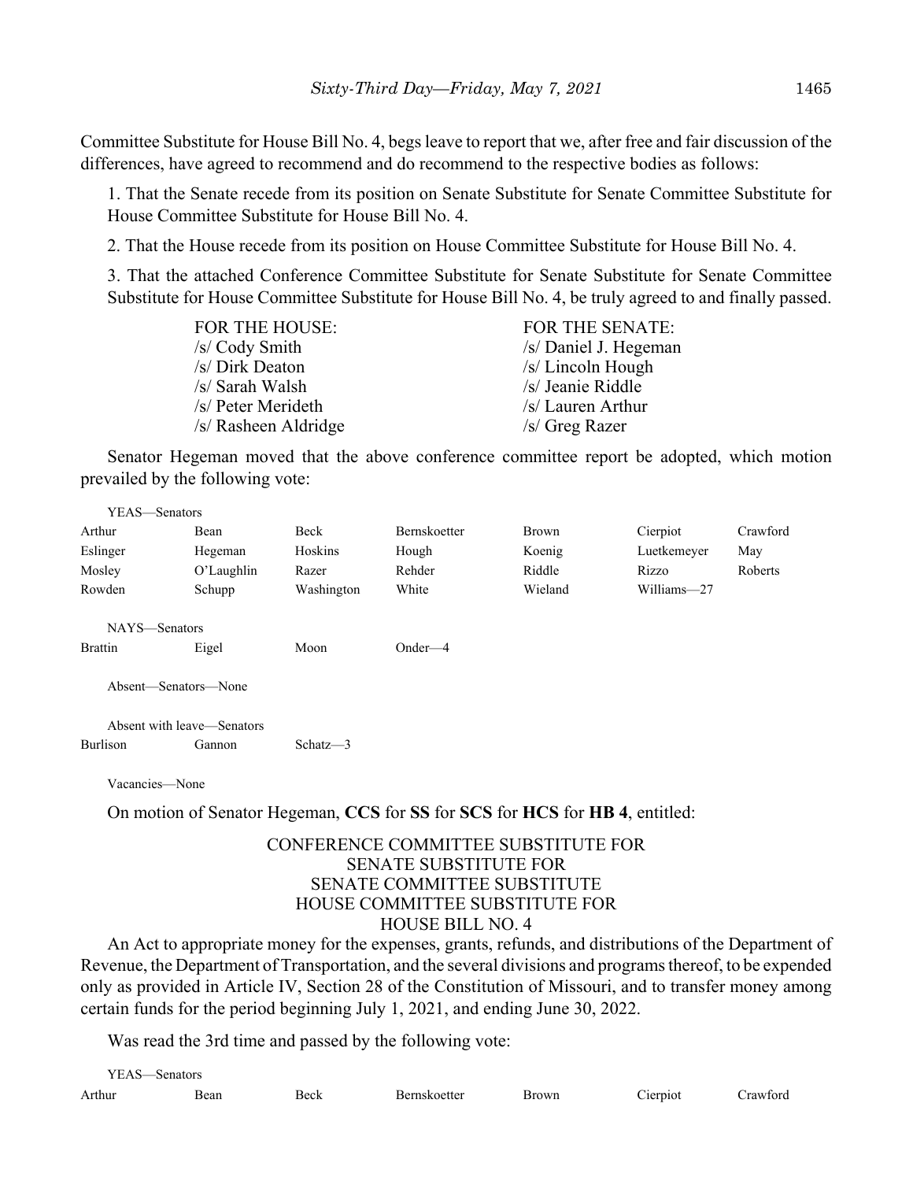Committee Substitute for House Bill No. 4, begs leave to report that we, after free and fair discussion of the differences, have agreed to recommend and do recommend to the respective bodies as follows:

1. That the Senate recede from its position on Senate Substitute for Senate Committee Substitute for House Committee Substitute for House Bill No. 4.

2. That the House recede from its position on House Committee Substitute for House Bill No. 4.

3. That the attached Conference Committee Substitute for Senate Substitute for Senate Committee Substitute for House Committee Substitute for House Bill No. 4, be truly agreed to and finally passed.

| FOR THE HOUSE: | FOR THE SENATE: |
|---|---|
| /s/ Cody Smith | /s/ Daniel J. Hegeman |
| /s/ Dirk Deaton | /s/ Lincoln Hough |
| /s/ Sarah Walsh | /s/ Jeanie Riddle |
| /s/ Peter Merideth | /s/ Lauren Arthur |
| /s/ Rasheen Aldridge | /s/ Greg Razer |

Senator Hegeman moved that the above conference committee report be adopted, which motion prevailed by the following vote:

YEAS—Senators

| | | | | | | |
|---|---|---|---|---|---|---|
| Arthur | Bean | Beck | Bernskoetter | Brown | Cierpiot | Crawford |
| Eslinger | Hegeman | Hoskins | Hough | Koenig | Luetkemeyer | May |
| Mosley | O'Laughlin | Razer | Rehder | Riddle | Rizzo | Roberts |
| Rowden | Schupp | Washington | White | Wieland | Williams—27 | |

NAYS—Senators

| | | | |
|---|---|---|---|
| Brattin | Eigel | Moon | Onder—4 |

Absent—Senators—None

Absent with leave—Senators

| | | |
|---|---|---|
| Burlison | Gannon | Schatz—3 |

Vacancies—None

On motion of Senator Hegeman, **CCS** for **SS** for **SCS** for **HCS** for **HB 4**, entitled:

CONFERENCE COMMITTEE SUBSTITUTE FOR
SENATE SUBSTITUTE FOR
SENATE COMMITTEE SUBSTITUTE
HOUSE COMMITTEE SUBSTITUTE FOR
HOUSE BILL NO. 4

An Act to appropriate money for the expenses, grants, refunds, and distributions of the Department of Revenue, the Department of Transportation, and the several divisions and programs thereof, to be expended only as provided in Article IV, Section 28 of the Constitution of Missouri, and to transfer money among certain funds for the period beginning July 1, 2021, and ending June 30, 2022.

Was read the 3rd time and passed by the following vote:

YEAS—Senators

| | | | | | | |
|---|---|---|---|---|---|---|
| Arthur | Bean | Beck | Bernskoetter | Brown | Cierpiot | Crawford |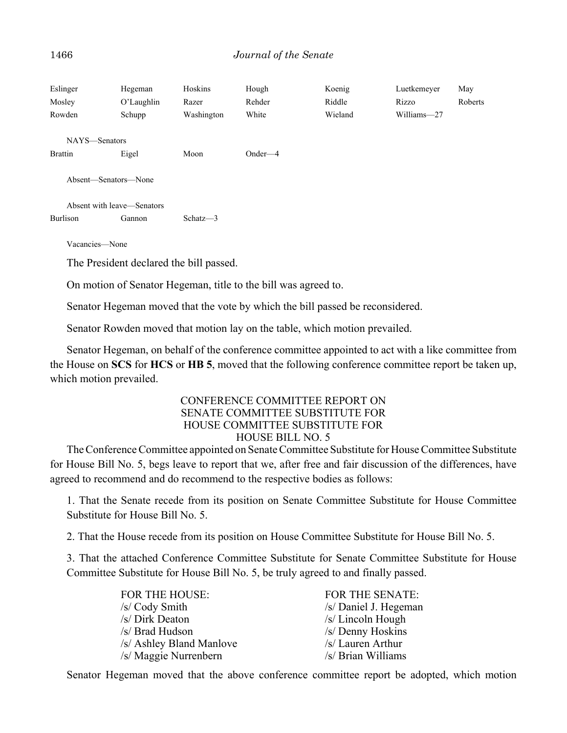| | | | | | | |
|---|---|---|---|---|---|---|
| Eslinger | Hegeman | Hoskins | Hough | Koenig | Luetkemeyer | May |
| Mosley | O'Laughlin | Razer | Rehder | Riddle | Rizzo | Roberts |
| Rowden | Schupp | Washington | White | Wieland | Williams—27 | |

NAYS—Senators

| | | | |
|---|---|---|---|
| Brattin | Eigel | Moon | Onder—4 |

Absent—Senators—None

Absent with leave—Senators

| | | |
|---|---|---|
| Burlison | Gannon | Schatz—3 |

Vacancies—None

The President declared the bill passed.

On motion of Senator Hegeman, title to the bill was agreed to.

Senator Hegeman moved that the vote by which the bill passed be reconsidered.

Senator Rowden moved that motion lay on the table, which motion prevailed.

Senator Hegeman, on behalf of the conference committee appointed to act with a like committee from the House on **SCS** for **HCS** or **HB 5**, moved that the following conference committee report be taken up, which motion prevailed.

CONFERENCE COMMITTEE REPORT ON
SENATE COMMITTEE SUBSTITUTE FOR
HOUSE COMMITTEE SUBSTITUTE FOR
HOUSE BILL NO. 5

The Conference Committee appointed on Senate Committee Substitute for House Committee Substitute for House Bill No. 5, begs leave to report that we, after free and fair discussion of the differences, have agreed to recommend and do recommend to the respective bodies as follows:

1. That the Senate recede from its position on Senate Committee Substitute for House Committee Substitute for House Bill No. 5.

2. That the House recede from its position on House Committee Substitute for House Bill No. 5.

3. That the attached Conference Committee Substitute for Senate Committee Substitute for House Committee Substitute for House Bill No. 5, be truly agreed to and finally passed.

| FOR THE HOUSE: | FOR THE SENATE: |
|---|---|
| /s/ Cody Smith | /s/ Daniel J. Hegeman |
| /s/ Dirk Deaton | /s/ Lincoln Hough |
| /s/ Brad Hudson | /s/ Denny Hoskins |
| /s/ Ashley Bland Manlove | /s/ Lauren Arthur |
| /s/ Maggie Nurrenbern | /s/ Brian Williams |

Senator Hegeman moved that the above conference committee report be adopted, which motion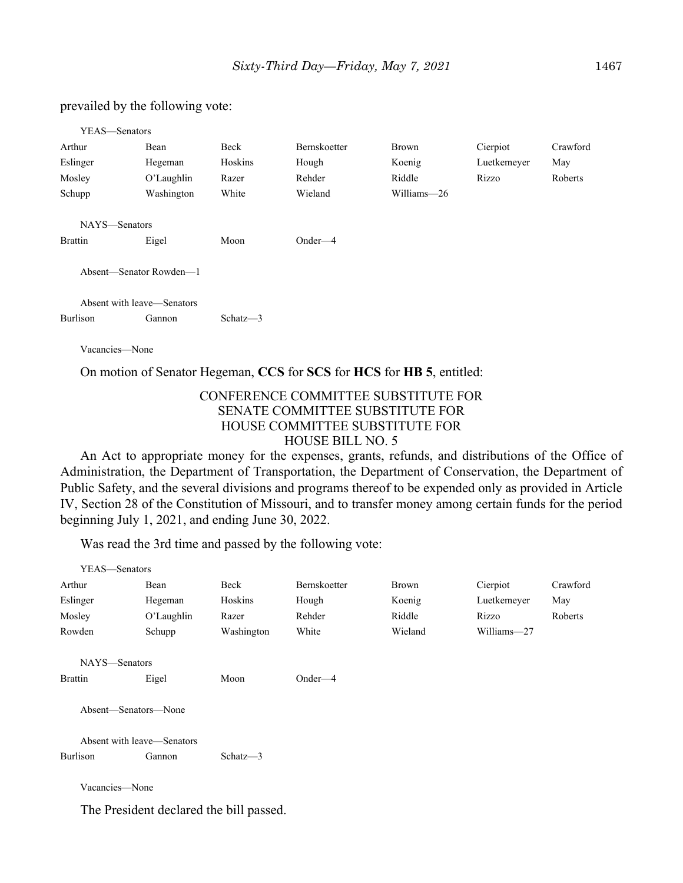prevailed by the following vote:

YEAS—Senators

| | | | | | | |
|---|---|---|---|---|---|---|
| Arthur | Bean | Beck | Bernskoetter | Brown | Cierpiot | Crawford |
| Eslinger | Hegeman | Hoskins | Hough | Koenig | Luetkemeyer | May |
| Mosley | O'Laughlin | Razer | Rehder | Riddle | Rizzo | Roberts |
| Schupp | Washington | White | Wieland | Williams—26 | | |

NAYS—Senators

| | | | |
|---|---|---|---|
| Brattin | Eigel | Moon | Onder—4 |

Absent—Senator Rowden—1

Absent with leave—Senators

| | | |
|---|---|---|
| Burlison | Gannon | Schatz—3 |

Vacancies—None

On motion of Senator Hegeman, **CCS** for **SCS** for **HCS** for **HB 5**, entitled:

CONFERENCE COMMITTEE SUBSTITUTE FOR
SENATE COMMITTEE SUBSTITUTE FOR
HOUSE COMMITTEE SUBSTITUTE FOR
HOUSE BILL NO. 5

An Act to appropriate money for the expenses, grants, refunds, and distributions of the Office of Administration, the Department of Transportation, the Department of Conservation, the Department of Public Safety, and the several divisions and programs thereof to be expended only as provided in Article IV, Section 28 of the Constitution of Missouri, and to transfer money among certain funds for the period beginning July 1, 2021, and ending June 30, 2022.

Was read the 3rd time and passed by the following vote:

YEAS—Senators

| | | | | | | |
|---|---|---|---|---|---|---|
| Arthur | Bean | Beck | Bernskoetter | Brown | Cierpiot | Crawford |
| Eslinger | Hegeman | Hoskins | Hough | Koenig | Luetkemeyer | May |
| Mosley | O'Laughlin | Razer | Rehder | Riddle | Rizzo | Roberts |
| Rowden | Schupp | Washington | White | Wieland | Williams—27 | |

NAYS—Senators

| | | | |
|---|---|---|---|
| Brattin | Eigel | Moon | Onder—4 |

Absent—Senators—None

Absent with leave—Senators

| | | |
|---|---|---|
| Burlison | Gannon | Schatz—3 |

Vacancies—None

The President declared the bill passed.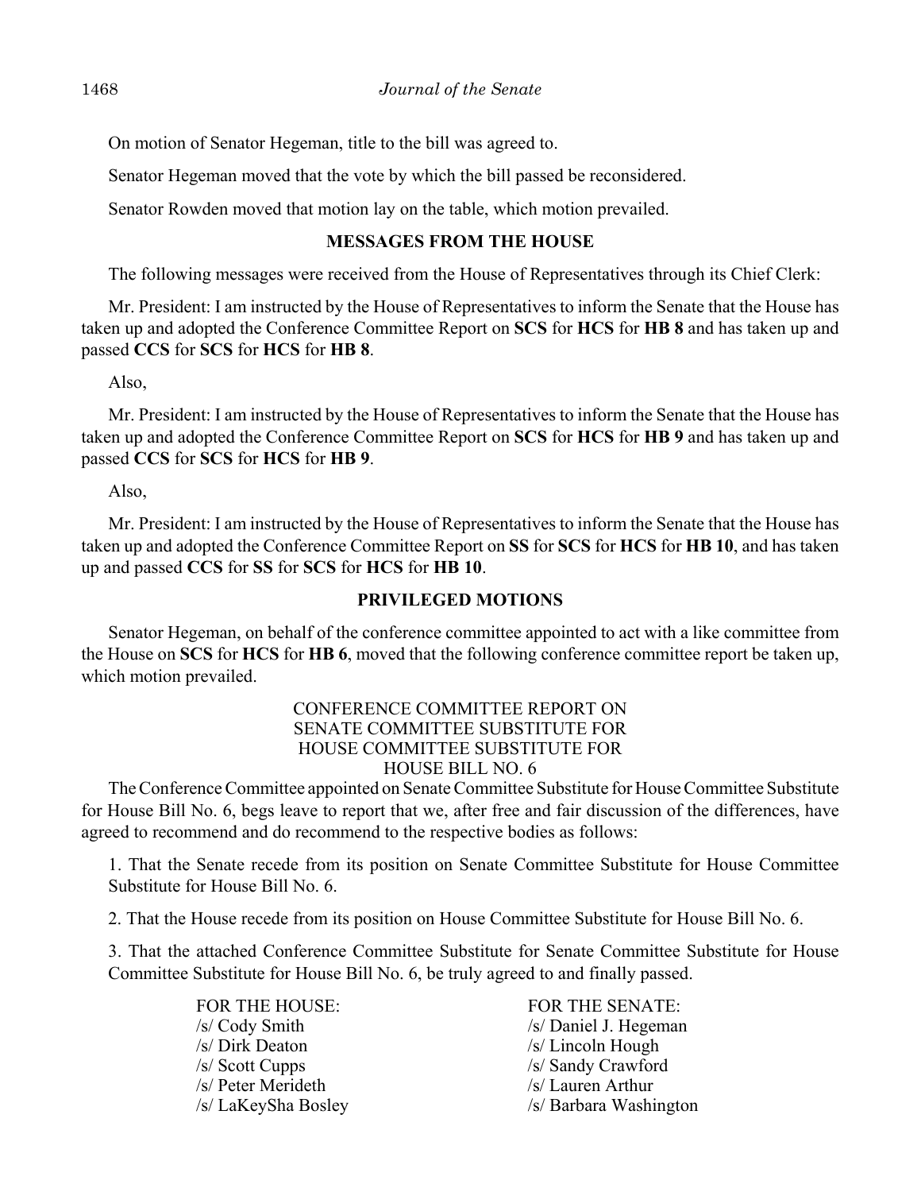On motion of Senator Hegeman, title to the bill was agreed to.

Senator Hegeman moved that the vote by which the bill passed be reconsidered.

Senator Rowden moved that motion lay on the table, which motion prevailed.

## MESSAGES FROM THE HOUSE

The following messages were received from the House of Representatives through its Chief Clerk:

Mr. President: I am instructed by the House of Representatives to inform the Senate that the House has taken up and adopted the Conference Committee Report on **SCS** for **HCS** for **HB 8** and has taken up and passed **CCS** for **SCS** for **HCS** for **HB 8**.

Also,

Mr. President: I am instructed by the House of Representatives to inform the Senate that the House has taken up and adopted the Conference Committee Report on **SCS** for **HCS** for **HB 9** and has taken up and passed **CCS** for **SCS** for **HCS** for **HB 9**.

Also,

Mr. President: I am instructed by the House of Representatives to inform the Senate that the House has taken up and adopted the Conference Committee Report on **SS** for **SCS** for **HCS** for **HB 10**, and has taken up and passed **CCS** for **SS** for **SCS** for **HCS** for **HB 10**.

## PRIVILEGED MOTIONS

Senator Hegeman, on behalf of the conference committee appointed to act with a like committee from the House on **SCS** for **HCS** for **HB 6**, moved that the following conference committee report be taken up, which motion prevailed.

CONFERENCE COMMITTEE REPORT ON
SENATE COMMITTEE SUBSTITUTE FOR
HOUSE COMMITTEE SUBSTITUTE FOR
HOUSE BILL NO. 6

The Conference Committee appointed on Senate Committee Substitute for House Committee Substitute for House Bill No. 6, begs leave to report that we, after free and fair discussion of the differences, have agreed to recommend and do recommend to the respective bodies as follows:

1. That the Senate recede from its position on Senate Committee Substitute for House Committee Substitute for House Bill No. 6.

2. That the House recede from its position on House Committee Substitute for House Bill No. 6.

3. That the attached Conference Committee Substitute for Senate Committee Substitute for House Committee Substitute for House Bill No. 6, be truly agreed to and finally passed.

| FOR THE HOUSE: | FOR THE SENATE: |
|---|---|
| /s/ Cody Smith | /s/ Daniel J. Hegeman |
| /s/ Dirk Deaton | /s/ Lincoln Hough |
| /s/ Scott Cupps | /s/ Sandy Crawford |
| /s/ Peter Merideth | /s/ Lauren Arthur |
| /s/ LaKeySha Bosley | /s/ Barbara Washington |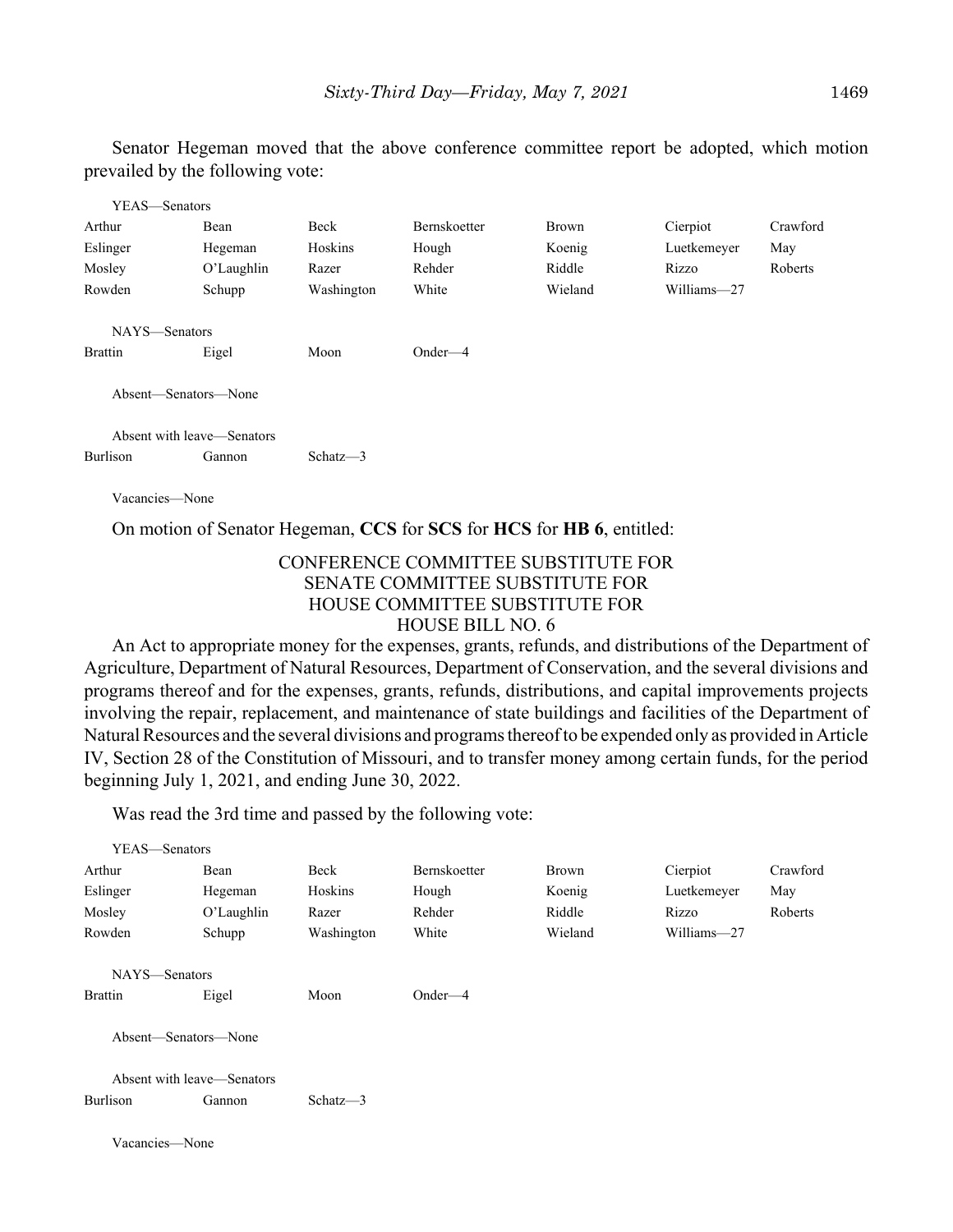Senator Hegeman moved that the above conference committee report be adopted, which motion prevailed by the following vote:

YEAS—Senators

| | | | | | | |
|---|---|---|---|---|---|---|
| Arthur | Bean | Beck | Bernskoetter | Brown | Cierpiot | Crawford |
| Eslinger | Hegeman | Hoskins | Hough | Koenig | Luetkemeyer | May |
| Mosley | O'Laughlin | Razer | Rehder | Riddle | Rizzo | Roberts |
| Rowden | Schupp | Washington | White | Wieland | Williams—27 | |

NAYS—Senators

| | | | |
|---|---|---|---|
| Brattin | Eigel | Moon | Onder—4 |

Absent—Senators—None

Absent with leave—Senators

| | | |
|---|---|---|
| Burlison | Gannon | Schatz—3 |

Vacancies—None

On motion of Senator Hegeman, **CCS** for **SCS** for **HCS** for **HB 6**, entitled:

CONFERENCE COMMITTEE SUBSTITUTE FOR
SENATE COMMITTEE SUBSTITUTE FOR
HOUSE COMMITTEE SUBSTITUTE FOR
HOUSE BILL NO. 6

An Act to appropriate money for the expenses, grants, refunds, and distributions of the Department of Agriculture, Department of Natural Resources, Department of Conservation, and the several divisions and programs thereof and for the expenses, grants, refunds, distributions, and capital improvements projects involving the repair, replacement, and maintenance of state buildings and facilities of the Department of Natural Resources and the several divisions and programs thereof to be expended only as provided in Article IV, Section 28 of the Constitution of Missouri, and to transfer money among certain funds, for the period beginning July 1, 2021, and ending June 30, 2022.

Was read the 3rd time and passed by the following vote:

YEAS—Senators

| | | | | | | |
|---|---|---|---|---|---|---|
| Arthur | Bean | Beck | Bernskoetter | Brown | Cierpiot | Crawford |
| Eslinger | Hegeman | Hoskins | Hough | Koenig | Luetkemeyer | May |
| Mosley | O'Laughlin | Razer | Rehder | Riddle | Rizzo | Roberts |
| Rowden | Schupp | Washington | White | Wieland | Williams—27 | |

NAYS—Senators

| | | | |
|---|---|---|---|
| Brattin | Eigel | Moon | Onder—4 |

Absent—Senators—None

Absent with leave—Senators

| | | |
|---|---|---|
| Burlison | Gannon | Schatz—3 |

Vacancies—None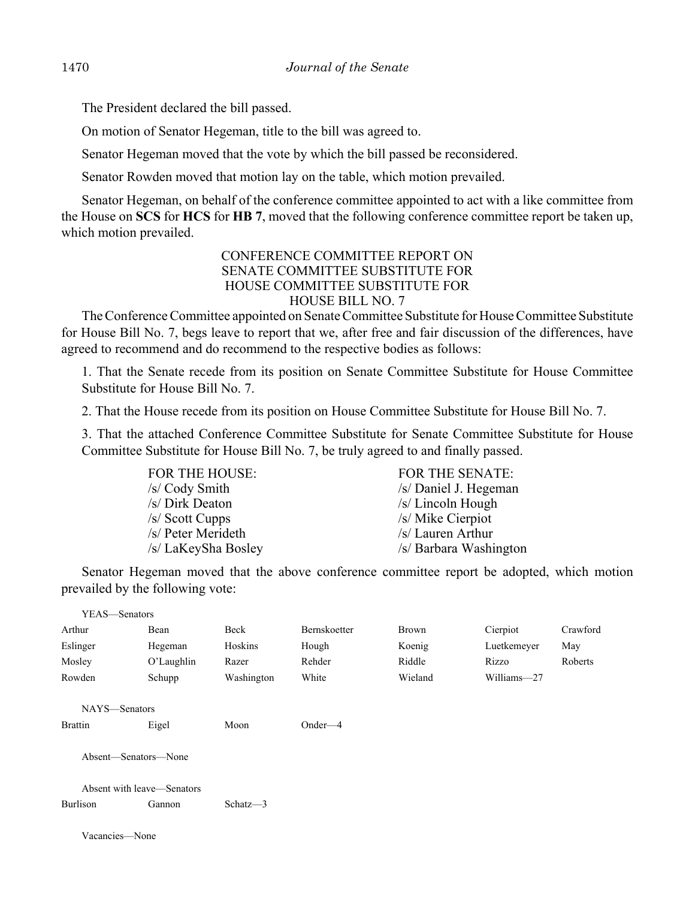The President declared the bill passed.

On motion of Senator Hegeman, title to the bill was agreed to.

Senator Hegeman moved that the vote by which the bill passed be reconsidered.

Senator Rowden moved that motion lay on the table, which motion prevailed.

Senator Hegeman, on behalf of the conference committee appointed to act with a like committee from the House on **SCS** for **HCS** for **HB 7**, moved that the following conference committee report be taken up, which motion prevailed.

CONFERENCE COMMITTEE REPORT ON
SENATE COMMITTEE SUBSTITUTE FOR
HOUSE COMMITTEE SUBSTITUTE FOR
HOUSE BILL NO. 7

The Conference Committee appointed on Senate Committee Substitute for House Committee Substitute for House Bill No. 7, begs leave to report that we, after free and fair discussion of the differences, have agreed to recommend and do recommend to the respective bodies as follows:

1. That the Senate recede from its position on Senate Committee Substitute for House Committee Substitute for House Bill No. 7.

2. That the House recede from its position on House Committee Substitute for House Bill No. 7.

3. That the attached Conference Committee Substitute for Senate Committee Substitute for House Committee Substitute for House Bill No. 7, be truly agreed to and finally passed.

| FOR THE HOUSE: | FOR THE SENATE: |
|---|---|
| /s/ Cody Smith | /s/ Daniel J. Hegeman |
| /s/ Dirk Deaton | /s/ Lincoln Hough |
| /s/ Scott Cupps | /s/ Mike Cierpiot |
| /s/ Peter Merideth | /s/ Lauren Arthur |
| /s/ LaKeySha Bosley | /s/ Barbara Washington |

Senator Hegeman moved that the above conference committee report be adopted, which motion prevailed by the following vote:

YEAS—Senators

| | | | | | | |
|---|---|---|---|---|---|---|
| Arthur | Bean | Beck | Bernskoetter | Brown | Cierpiot | Crawford |
| Eslinger | Hegeman | Hoskins | Hough | Koenig | Luetkemeyer | May |
| Mosley | O'Laughlin | Razer | Rehder | Riddle | Rizzo | Roberts |
| Rowden | Schupp | Washington | White | Wieland | Williams—27 | |

NAYS—Senators

| | | | |
|---|---|---|---|
| Brattin | Eigel | Moon | Onder—4 |

Absent—Senators—None

Absent with leave—Senators

| | | |
|---|---|---|
| Burlison | Gannon | Schatz—3 |

Vacancies—None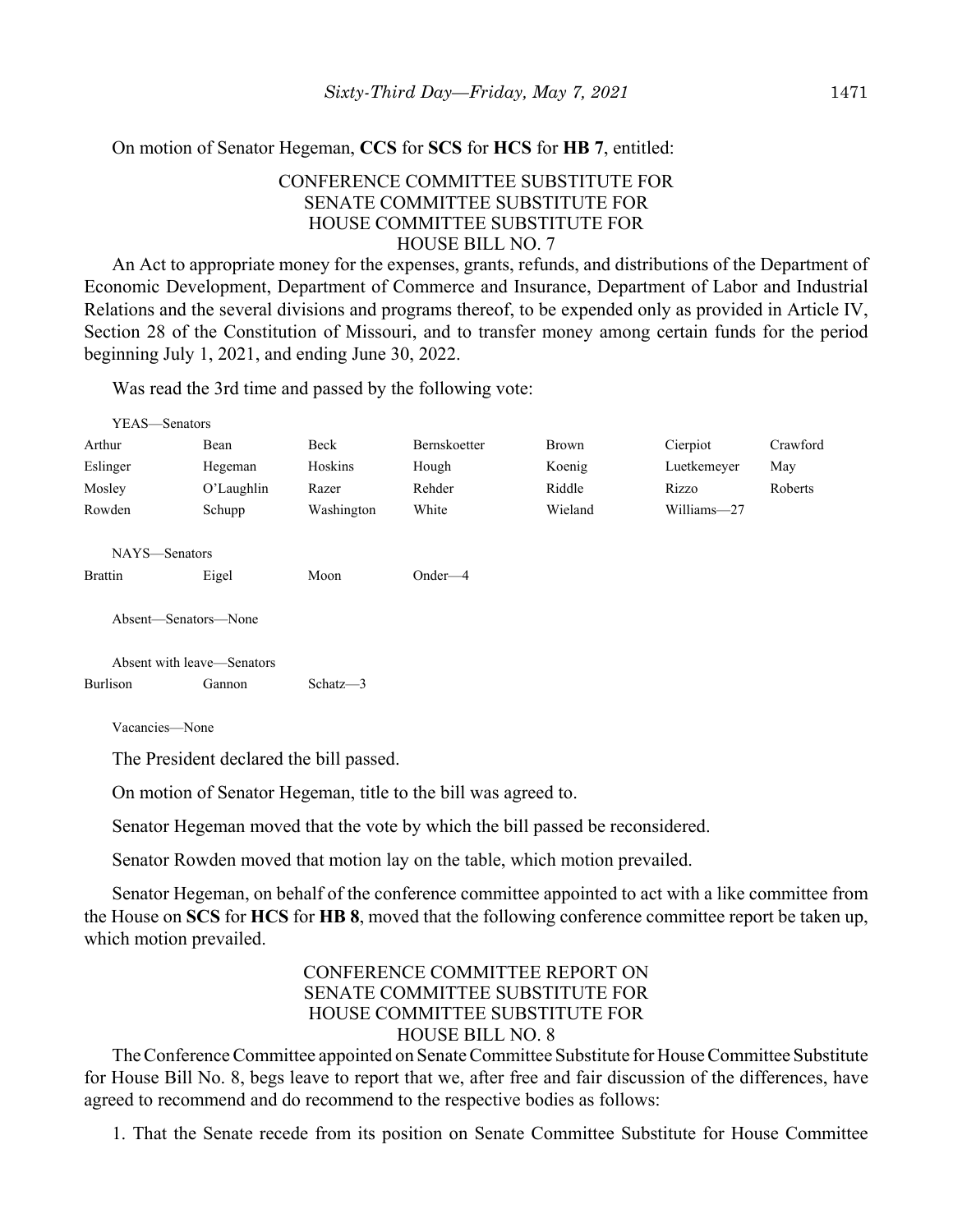On motion of Senator Hegeman, **CCS** for **SCS** for **HCS** for **HB 7**, entitled:

CONFERENCE COMMITTEE SUBSTITUTE FOR
SENATE COMMITTEE SUBSTITUTE FOR
HOUSE COMMITTEE SUBSTITUTE FOR
HOUSE BILL NO. 7

An Act to appropriate money for the expenses, grants, refunds, and distributions of the Department of Economic Development, Department of Commerce and Insurance, Department of Labor and Industrial Relations and the several divisions and programs thereof, to be expended only as provided in Article IV, Section 28 of the Constitution of Missouri, and to transfer money among certain funds for the period beginning July 1, 2021, and ending June 30, 2022.

Was read the 3rd time and passed by the following vote:

YEAS—Senators

| | | | | | | |
|---|---|---|---|---|---|---|
| Arthur | Bean | Beck | Bernskoetter | Brown | Cierpiot | Crawford |
| Eslinger | Hegeman | Hoskins | Hough | Koenig | Luetkemeyer | May |
| Mosley | O'Laughlin | Razer | Rehder | Riddle | Rizzo | Roberts |
| Rowden | Schupp | Washington | White | Wieland | Williams—27 | |

NAYS—Senators

| | | | |
|---|---|---|---|
| Brattin | Eigel | Moon | Onder—4 |

Absent—Senators—None

Absent with leave—Senators

| | | |
|---|---|---|
| Burlison | Gannon | Schatz—3 |

Vacancies—None

The President declared the bill passed.

On motion of Senator Hegeman, title to the bill was agreed to.

Senator Hegeman moved that the vote by which the bill passed be reconsidered.

Senator Rowden moved that motion lay on the table, which motion prevailed.

Senator Hegeman, on behalf of the conference committee appointed to act with a like committee from the House on **SCS** for **HCS** for **HB 8**, moved that the following conference committee report be taken up, which motion prevailed.

CONFERENCE COMMITTEE REPORT ON
SENATE COMMITTEE SUBSTITUTE FOR
HOUSE COMMITTEE SUBSTITUTE FOR
HOUSE BILL NO. 8

The Conference Committee appointed on Senate Committee Substitute for House Committee Substitute for House Bill No. 8, begs leave to report that we, after free and fair discussion of the differences, have agreed to recommend and do recommend to the respective bodies as follows:

1. That the Senate recede from its position on Senate Committee Substitute for House Committee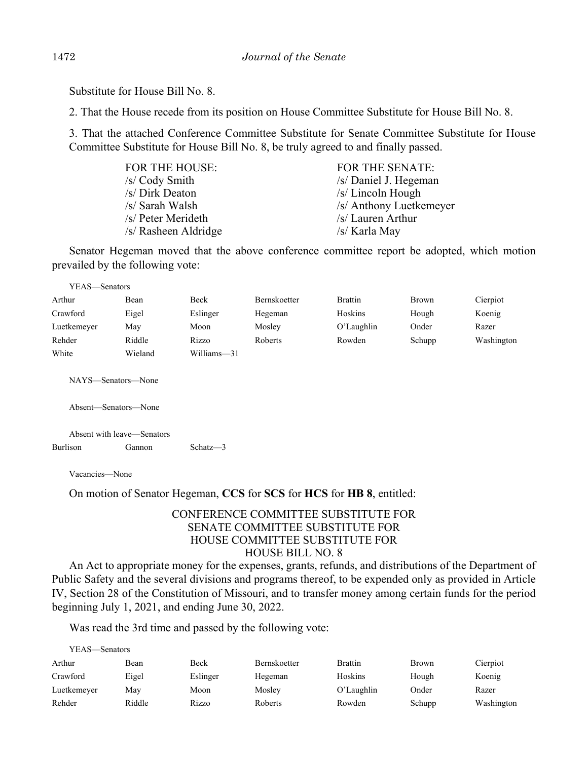Substitute for House Bill No. 8.

2. That the House recede from its position on House Committee Substitute for House Bill No. 8.

3. That the attached Conference Committee Substitute for Senate Committee Substitute for House Committee Substitute for House Bill No. 8, be truly agreed to and finally passed.

| FOR THE HOUSE: | FOR THE SENATE: |
|---|---|
| /s/ Cody Smith | /s/ Daniel J. Hegeman |
| /s/ Dirk Deaton | /s/ Lincoln Hough |
| /s/ Sarah Walsh | /s/ Anthony Luetkemeyer |
| /s/ Peter Merideth | /s/ Lauren Arthur |
| /s/ Rasheen Aldridge | /s/ Karla May |

Senator Hegeman moved that the above conference committee report be adopted, which motion prevailed by the following vote:

YEAS—Senators

| | | | | | | |
|---|---|---|---|---|---|---|
| Arthur | Bean | Beck | Bernskoetter | Brattin | Brown | Cierpiot |
| Crawford | Eigel | Eslinger | Hegeman | Hoskins | Hough | Koenig |
| Luetkemeyer | May | Moon | Mosley | O'Laughlin | Onder | Razer |
| Rehder | Riddle | Rizzo | Roberts | Rowden | Schupp | Washington |
| White | Wieland | Williams—31 | | | | |

NAYS—Senators—None

Absent—Senators—None

Absent with leave—Senators

| | | |
|---|---|---|
| Burlison | Gannon | Schatz—3 |

Vacancies—None

On motion of Senator Hegeman, **CCS** for **SCS** for **HCS** for **HB 8**, entitled:

CONFERENCE COMMITTEE SUBSTITUTE FOR
SENATE COMMITTEE SUBSTITUTE FOR
HOUSE COMMITTEE SUBSTITUTE FOR
HOUSE BILL NO. 8

An Act to appropriate money for the expenses, grants, refunds, and distributions of the Department of Public Safety and the several divisions and programs thereof, to be expended only as provided in Article IV, Section 28 of the Constitution of Missouri, and to transfer money among certain funds for the period beginning July 1, 2021, and ending June 30, 2022.

Was read the 3rd time and passed by the following vote:

YEAS—Senators

| | | | | | | |
|---|---|---|---|---|---|---|
| Arthur | Bean | Beck | Bernskoetter | Brattin | Brown | Cierpiot |
| Crawford | Eigel | Eslinger | Hegeman | Hoskins | Hough | Koenig |
| Luetkemeyer | May | Moon | Mosley | O'Laughlin | Onder | Razer |
| Rehder | Riddle | Rizzo | Roberts | Rowden | Schupp | Washington |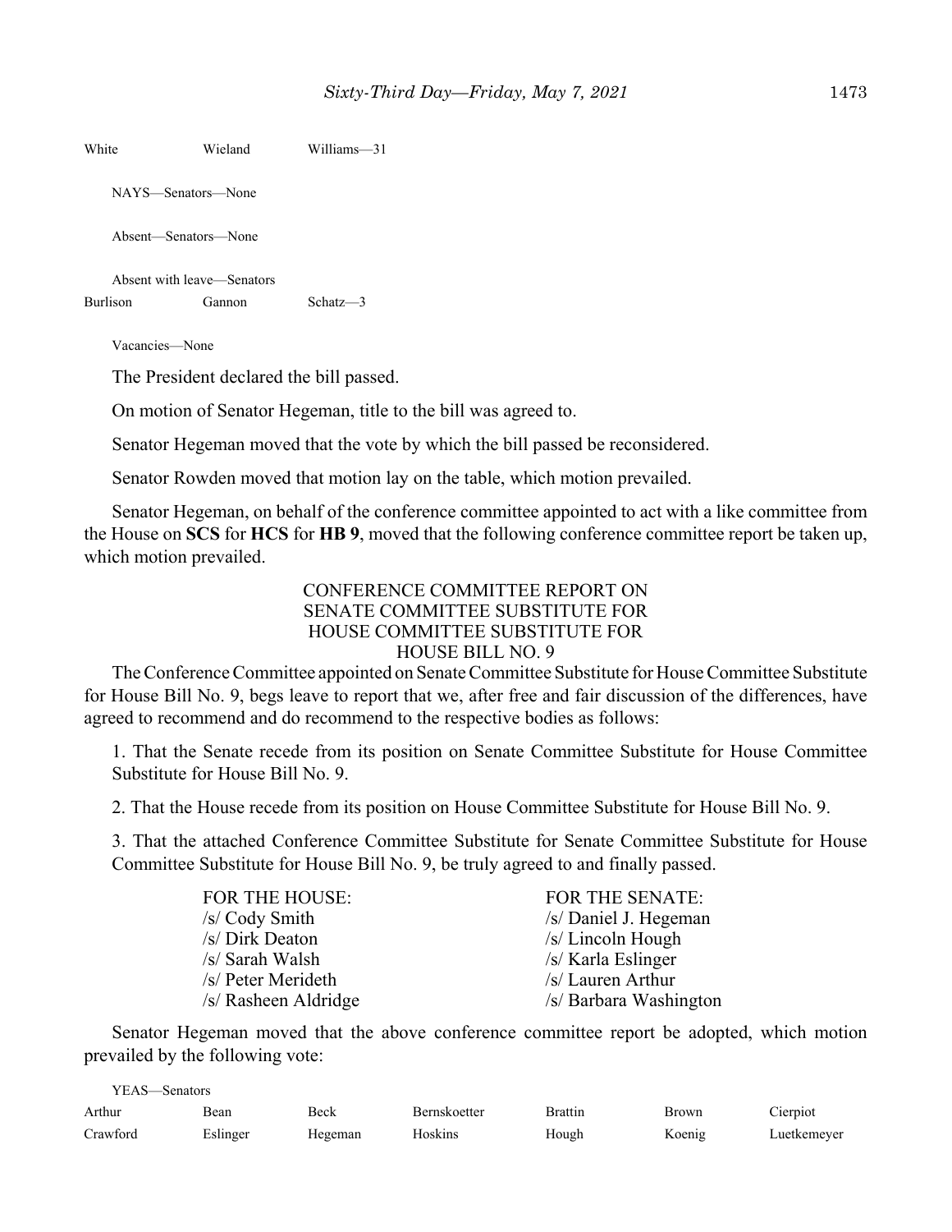| White | Wieland | Williams—31 |
|---|---|---|

NAYS—Senators—None

Absent—Senators—None

Absent with leave—Senators

| Burlison | Gannon | Schatz—3 |
|---|---|---|

Vacancies—None

The President declared the bill passed.

On motion of Senator Hegeman, title to the bill was agreed to.

Senator Hegeman moved that the vote by which the bill passed be reconsidered.

Senator Rowden moved that motion lay on the table, which motion prevailed.

Senator Hegeman, on behalf of the conference committee appointed to act with a like committee from the House on **SCS** for **HCS** for **HB 9**, moved that the following conference committee report be taken up, which motion prevailed.

CONFERENCE COMMITTEE REPORT ON
SENATE COMMITTEE SUBSTITUTE FOR
HOUSE COMMITTEE SUBSTITUTE FOR
HOUSE BILL NO. 9

The Conference Committee appointed on Senate Committee Substitute for House Committee Substitute for House Bill No. 9, begs leave to report that we, after free and fair discussion of the differences, have agreed to recommend and do recommend to the respective bodies as follows:

1. That the Senate recede from its position on Senate Committee Substitute for House Committee Substitute for House Bill No. 9.

2. That the House recede from its position on House Committee Substitute for House Bill No. 9.

3. That the attached Conference Committee Substitute for Senate Committee Substitute for House Committee Substitute for House Bill No. 9, be truly agreed to and finally passed.

| FOR THE HOUSE: | FOR THE SENATE: |
|---|---|
| /s/ Cody Smith | /s/ Daniel J. Hegeman |
| /s/ Dirk Deaton | /s/ Lincoln Hough |
| /s/ Sarah Walsh | /s/ Karla Eslinger |
| /s/ Peter Merideth | /s/ Lauren Arthur |
| /s/ Rasheen Aldridge | /s/ Barbara Washington |

Senator Hegeman moved that the above conference committee report be adopted, which motion prevailed by the following vote:

YEAS—Senators

| Arthur | Bean | Beck | Bernskoetter | Brattin | Brown | Cierpiot |
|---|---|---|---|---|---|---|
| Crawford | Eslinger | Hegeman | Hoskins | Hough | Koenig | Luetkemeyer |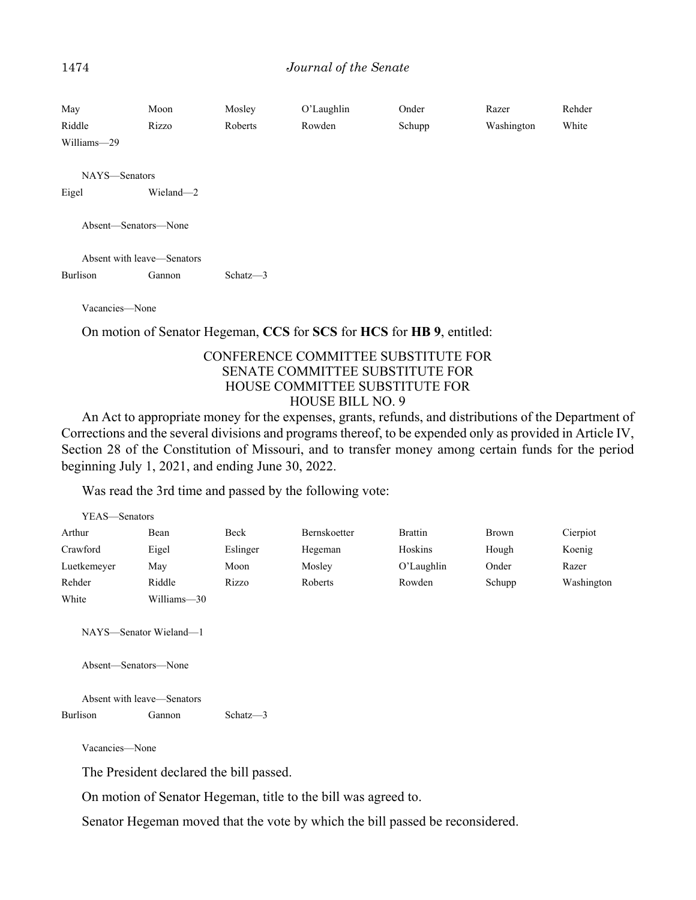| | | | | | | |
|---|---|---|---|---|---|---|
| May | Moon | Mosley | O'Laughlin | Onder | Razer | Rehder |
| Riddle | Rizzo | Roberts | Rowden | Schupp | Washington | White |
| Williams—29 | | | | | | |

NAYS—Senators

| | |
|---|---|
| Eigel | Wieland—2 |

Absent—Senators—None

Absent with leave—Senators

| | | |
|---|---|---|
| Burlison | Gannon | Schatz—3 |

Vacancies—None

On motion of Senator Hegeman, **CCS** for **SCS** for **HCS** for **HB 9**, entitled:

CONFERENCE COMMITTEE SUBSTITUTE FOR
SENATE COMMITTEE SUBSTITUTE FOR
HOUSE COMMITTEE SUBSTITUTE FOR
HOUSE BILL NO. 9

An Act to appropriate money for the expenses, grants, refunds, and distributions of the Department of Corrections and the several divisions and programs thereof, to be expended only as provided in Article IV, Section 28 of the Constitution of Missouri, and to transfer money among certain funds for the period beginning July 1, 2021, and ending June 30, 2022.

Was read the 3rd time and passed by the following vote:

YEAS—Senators

| | | | | | | |
|---|---|---|---|---|---|---|
| Arthur | Bean | Beck | Bernskoetter | Brattin | Brown | Cierpiot |
| Crawford | Eigel | Eslinger | Hegeman | Hoskins | Hough | Koenig |
| Luetkemeyer | May | Moon | Mosley | O'Laughlin | Onder | Razer |
| Rehder | Riddle | Rizzo | Roberts | Rowden | Schupp | Washington |
| White | Williams—30 | | | | | |

NAYS—Senator Wieland—1

Absent—Senators—None

Absent with leave—Senators

| | | |
|---|---|---|
| Burlison | Gannon | Schatz—3 |

Vacancies—None

The President declared the bill passed.

On motion of Senator Hegeman, title to the bill was agreed to.

Senator Hegeman moved that the vote by which the bill passed be reconsidered.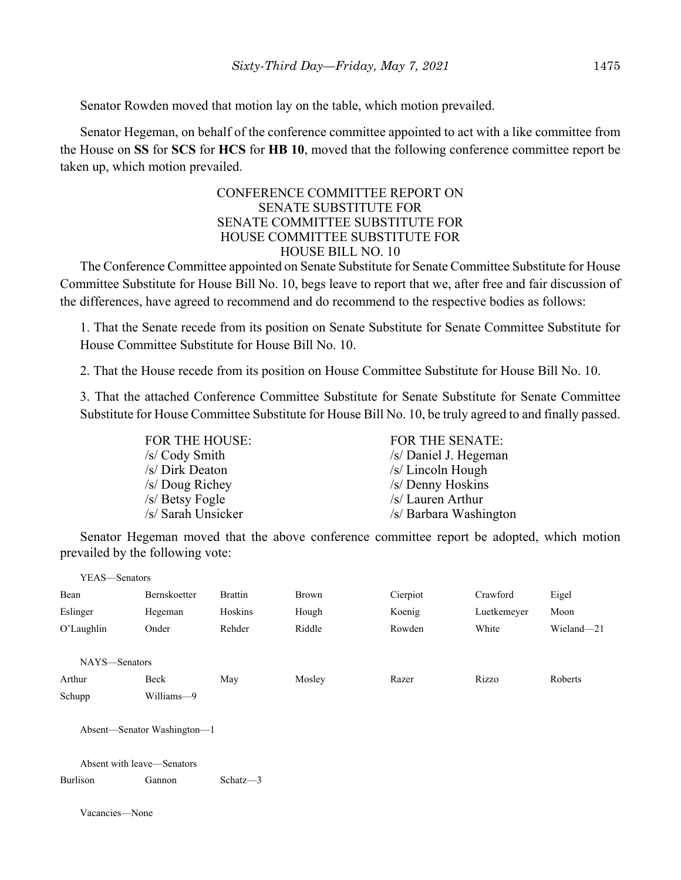Senator Rowden moved that motion lay on the table, which motion prevailed.

Senator Hegeman, on behalf of the conference committee appointed to act with a like committee from the House on **SS** for **SCS** for **HCS** for **HB 10**, moved that the following conference committee report be taken up, which motion prevailed.

CONFERENCE COMMITTEE REPORT ON
SENATE SUBSTITUTE FOR
SENATE COMMITTEE SUBSTITUTE FOR
HOUSE COMMITTEE SUBSTITUTE FOR
HOUSE BILL NO. 10

The Conference Committee appointed on Senate Substitute for Senate Committee Substitute for House Committee Substitute for House Bill No. 10, begs leave to report that we, after free and fair discussion of the differences, have agreed to recommend and do recommend to the respective bodies as follows:

1. That the Senate recede from its position on Senate Substitute for Senate Committee Substitute for House Committee Substitute for House Bill No. 10.

2. That the House recede from its position on House Committee Substitute for House Bill No. 10.

3. That the attached Conference Committee Substitute for Senate Substitute for Senate Committee Substitute for House Committee Substitute for House Bill No. 10, be truly agreed to and finally passed.

| FOR THE HOUSE: | FOR THE SENATE: |
|---|---|
| /s/ Cody Smith | /s/ Daniel J. Hegeman |
| /s/ Dirk Deaton | /s/ Lincoln Hough |
| /s/ Doug Richey | /s/ Denny Hoskins |
| /s/ Betsy Fogle | /s/ Lauren Arthur |
| /s/ Sarah Unsicker | /s/ Barbara Washington |

Senator Hegeman moved that the above conference committee report be adopted, which motion prevailed by the following vote:

YEAS—Senators

| | | | | | | |
|---|---|---|---|---|---|---|
| Bean | Bernskoetter | Brattin | Brown | Cierpiot | Crawford | Eigel |
| Eslinger | Hegeman | Hoskins | Hough | Koenig | Luetkemeyer | Moon |
| O'Laughlin | Onder | Rehder | Riddle | Rowden | White | Wieland—21 |

NAYS—Senators

| | | | | | | |
|---|---|---|---|---|---|---|
| Arthur | Beck | May | Mosley | Razer | Rizzo | Roberts |
| Schupp | Williams—9 | | | | | |

Absent—Senator Washington—1

Absent with leave—Senators

| | | |
|---|---|---|
| Burlison | Gannon | Schatz—3 |

Vacancies—None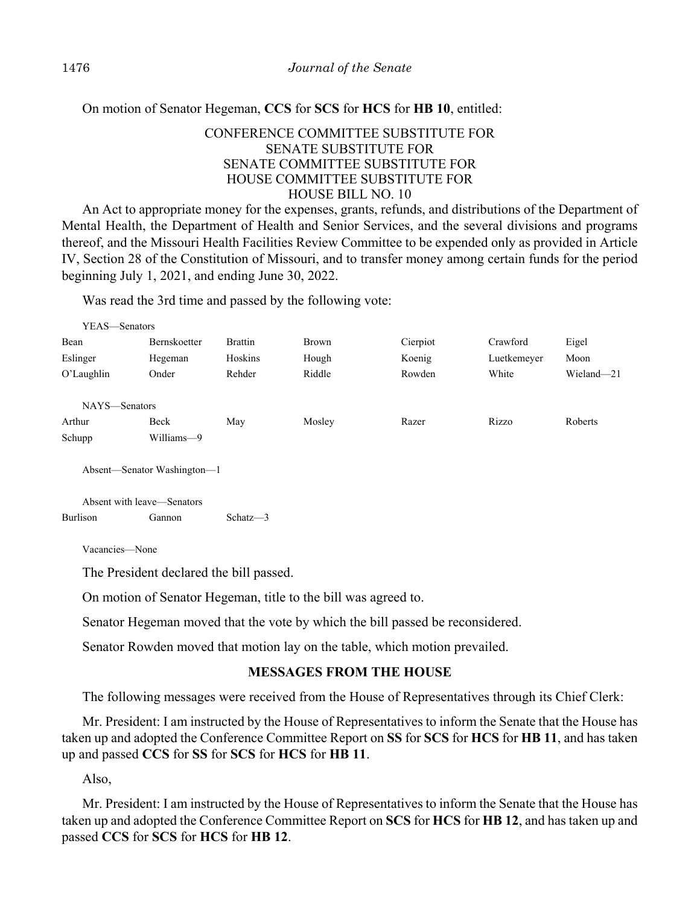On motion of Senator Hegeman, **CCS** for **SCS** for **HCS** for **HB 10**, entitled:

CONFERENCE COMMITTEE SUBSTITUTE FOR
SENATE SUBSTITUTE FOR
SENATE COMMITTEE SUBSTITUTE FOR
HOUSE COMMITTEE SUBSTITUTE FOR
HOUSE BILL NO. 10

An Act to appropriate money for the expenses, grants, refunds, and distributions of the Department of Mental Health, the Department of Health and Senior Services, and the several divisions and programs thereof, and the Missouri Health Facilities Review Committee to be expended only as provided in Article IV, Section 28 of the Constitution of Missouri, and to transfer money among certain funds for the period beginning July 1, 2021, and ending June 30, 2022.

Was read the 3rd time and passed by the following vote:

YEAS—Senators

| | | | | | | |
|---|---|---|---|---|---|---|
| Bean | Bernskoetter | Brattin | Brown | Cierpiot | Crawford | Eigel |
| Eslinger | Hegeman | Hoskins | Hough | Koenig | Luetkemeyer | Moon |
| O'Laughlin | Onder | Rehder | Riddle | Rowden | White | Wieland—21 |

NAYS—Senators

| | | | | | | |
|---|---|---|---|---|---|---|
| Arthur | Beck | May | Mosley | Razer | Rizzo | Roberts |
| Schupp | Williams—9 | | | | | |

Absent—Senator Washington—1

Absent with leave—Senators

| | | |
|---|---|---|
| Burlison | Gannon | Schatz—3 |

Vacancies—None

The President declared the bill passed.

On motion of Senator Hegeman, title to the bill was agreed to.

Senator Hegeman moved that the vote by which the bill passed be reconsidered.

Senator Rowden moved that motion lay on the table, which motion prevailed.

## MESSAGES FROM THE HOUSE

The following messages were received from the House of Representatives through its Chief Clerk:

Mr. President: I am instructed by the House of Representatives to inform the Senate that the House has taken up and adopted the Conference Committee Report on **SS** for **SCS** for **HCS** for **HB 11**, and has taken up and passed **CCS** for **SS** for **SCS** for **HCS** for **HB 11**.

Also,

Mr. President: I am instructed by the House of Representatives to inform the Senate that the House has taken up and adopted the Conference Committee Report on **SCS** for **HCS** for **HB 12**, and has taken up and passed **CCS** for **SCS** for **HCS** for **HB 12**.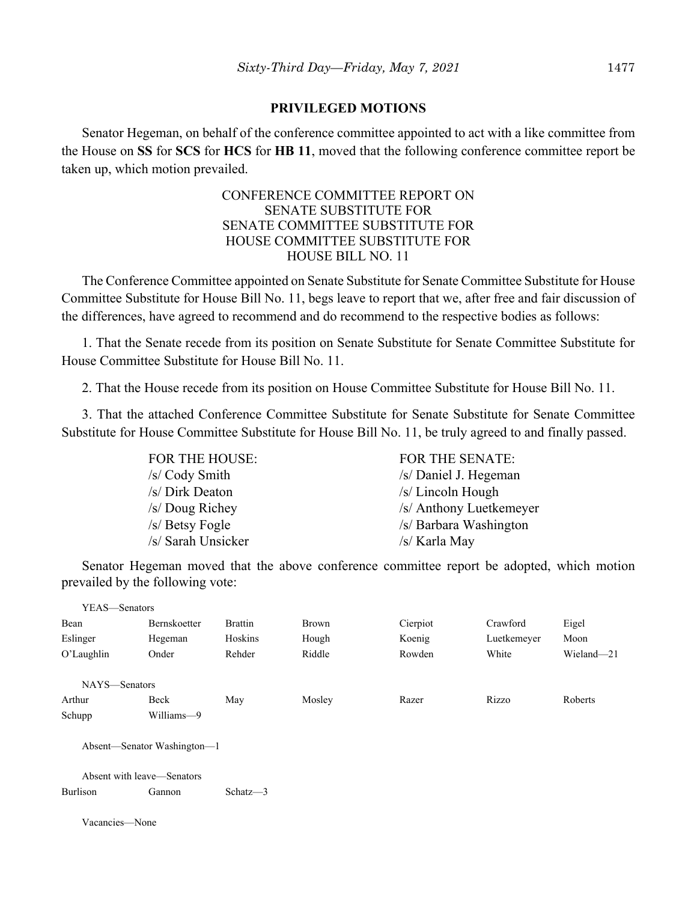## PRIVILEGED MOTIONS

Senator Hegeman, on behalf of the conference committee appointed to act with a like committee from the House on **SS** for **SCS** for **HCS** for **HB 11**, moved that the following conference committee report be taken up, which motion prevailed.

CONFERENCE COMMITTEE REPORT ON
SENATE SUBSTITUTE FOR
SENATE COMMITTEE SUBSTITUTE FOR
HOUSE COMMITTEE SUBSTITUTE FOR
HOUSE BILL NO. 11

The Conference Committee appointed on Senate Substitute for Senate Committee Substitute for House Committee Substitute for House Bill No. 11, begs leave to report that we, after free and fair discussion of the differences, have agreed to recommend and do recommend to the respective bodies as follows:

1. That the Senate recede from its position on Senate Substitute for Senate Committee Substitute for House Committee Substitute for House Bill No. 11.

2. That the House recede from its position on House Committee Substitute for House Bill No. 11.

3. That the attached Conference Committee Substitute for Senate Substitute for Senate Committee Substitute for House Committee Substitute for House Bill No. 11, be truly agreed to and finally passed.

| FOR THE HOUSE: | FOR THE SENATE: |
|---|---|
| /s/ Cody Smith | /s/ Daniel J. Hegeman |
| /s/ Dirk Deaton | /s/ Lincoln Hough |
| /s/ Doug Richey | /s/ Anthony Luetkemeyer |
| /s/ Betsy Fogle | /s/ Barbara Washington |
| /s/ Sarah Unsicker | /s/ Karla May |

Senator Hegeman moved that the above conference committee report be adopted, which motion prevailed by the following vote:

YEAS—Senators

| | | | | | | |
|---|---|---|---|---|---|---|
| Bean | Bernskoetter | Brattin | Brown | Cierpiot | Crawford | Eigel |
| Eslinger | Hegeman | Hoskins | Hough | Koenig | Luetkemeyer | Moon |
| O'Laughlin | Onder | Rehder | Riddle | Rowden | White | Wieland—21 |

NAYS—Senators

| | | | | | | |
|---|---|---|---|---|---|---|
| Arthur | Beck | May | Mosley | Razer | Rizzo | Roberts |
| Schupp | Williams—9 | | | | | |

Absent—Senator Washington—1

Absent with leave—Senators

| | | |
|---|---|---|
| Burlison | Gannon | Schatz—3 |

Vacancies—None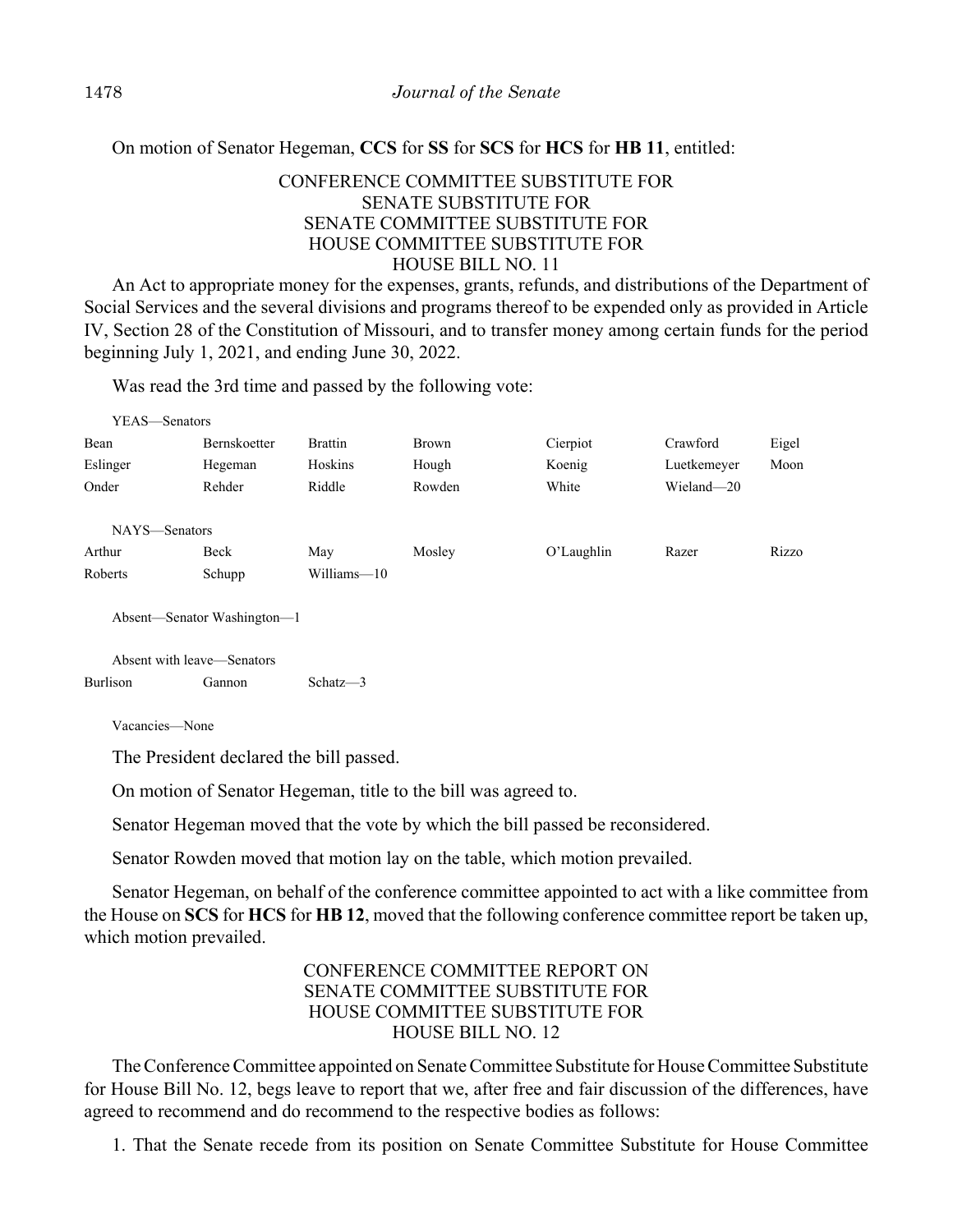On motion of Senator Hegeman, **CCS** for **SS** for **SCS** for **HCS** for **HB 11**, entitled:

CONFERENCE COMMITTEE SUBSTITUTE FOR
SENATE SUBSTITUTE FOR
SENATE COMMITTEE SUBSTITUTE FOR
HOUSE COMMITTEE SUBSTITUTE FOR
HOUSE BILL NO. 11

An Act to appropriate money for the expenses, grants, refunds, and distributions of the Department of Social Services and the several divisions and programs thereof to be expended only as provided in Article IV, Section 28 of the Constitution of Missouri, and to transfer money among certain funds for the period beginning July 1, 2021, and ending June 30, 2022.

Was read the 3rd time and passed by the following vote:

YEAS—Senators

| | | | | | | |
|---|---|---|---|---|---|---|
| Bean | Bernskoetter | Brattin | Brown | Cierpiot | Crawford | Eigel |
| Eslinger | Hegeman | Hoskins | Hough | Koenig | Luetkemeyer | Moon |
| Onder | Rehder | Riddle | Rowden | White | Wieland—20 | |

NAYS—Senators

| | | | | | | |
|---|---|---|---|---|---|---|
| Arthur | Beck | May | Mosley | O'Laughlin | Razer | Rizzo |
| Roberts | Schupp | Williams—10 | | | | |

Absent—Senator Washington—1

Absent with leave—Senators

| | | |
|---|---|---|
| Burlison | Gannon | Schatz—3 |

Vacancies—None

The President declared the bill passed.

On motion of Senator Hegeman, title to the bill was agreed to.

Senator Hegeman moved that the vote by which the bill passed be reconsidered.

Senator Rowden moved that motion lay on the table, which motion prevailed.

Senator Hegeman, on behalf of the conference committee appointed to act with a like committee from the House on **SCS** for **HCS** for **HB 12**, moved that the following conference committee report be taken up, which motion prevailed.

CONFERENCE COMMITTEE REPORT ON
SENATE COMMITTEE SUBSTITUTE FOR
HOUSE COMMITTEE SUBSTITUTE FOR
HOUSE BILL NO. 12

The Conference Committee appointed on Senate Committee Substitute for House Committee Substitute for House Bill No. 12, begs leave to report that we, after free and fair discussion of the differences, have agreed to recommend and do recommend to the respective bodies as follows:

1. That the Senate recede from its position on Senate Committee Substitute for House Committee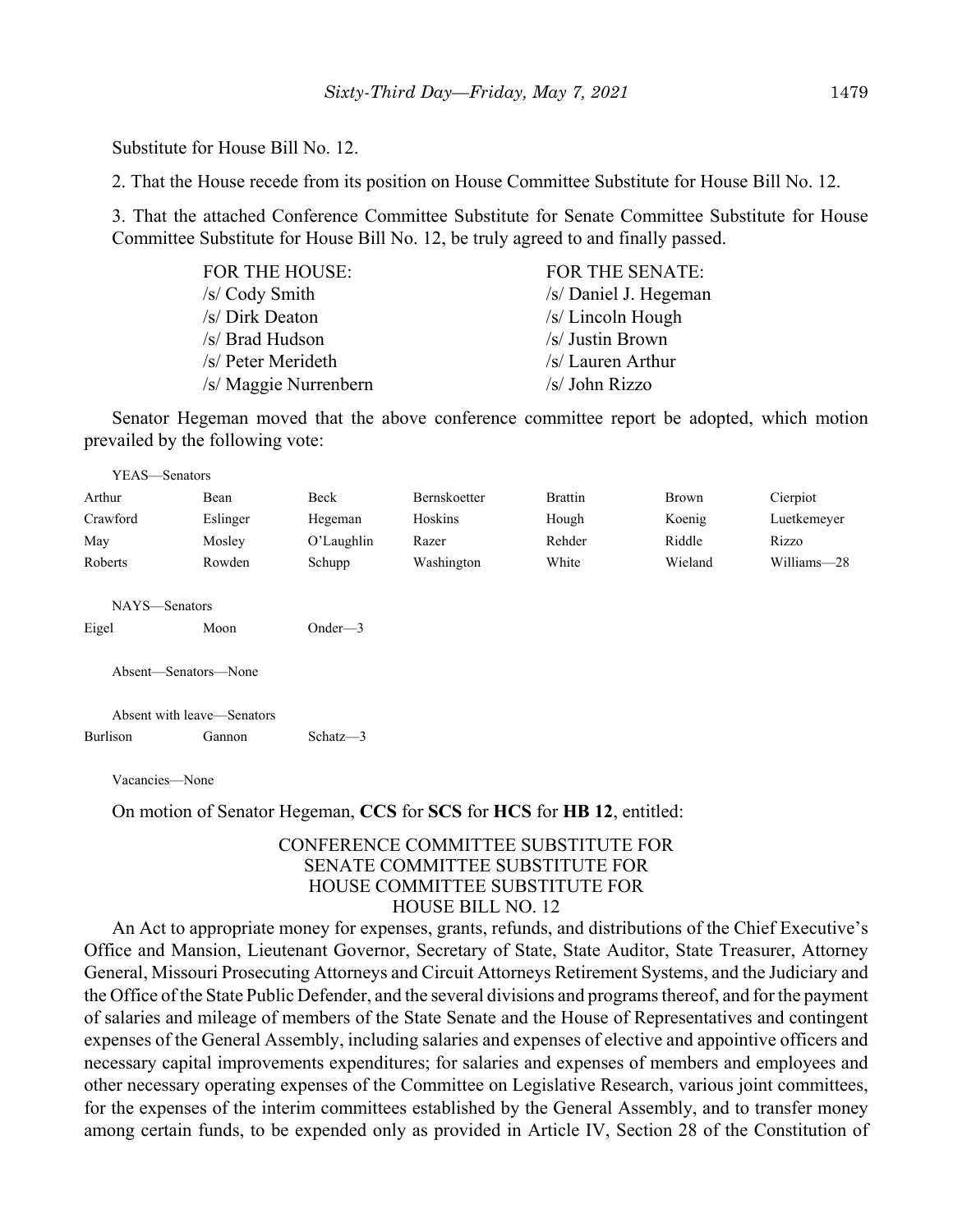Substitute for House Bill No. 12.

2. That the House recede from its position on House Committee Substitute for House Bill No. 12.

3. That the attached Conference Committee Substitute for Senate Committee Substitute for House Committee Substitute for House Bill No. 12, be truly agreed to and finally passed.

| FOR THE HOUSE: | FOR THE SENATE: |
|---|---|
| /s/ Cody Smith | /s/ Daniel J. Hegeman |
| /s/ Dirk Deaton | /s/ Lincoln Hough |
| /s/ Brad Hudson | /s/ Justin Brown |
| /s/ Peter Merideth | /s/ Lauren Arthur |
| /s/ Maggie Nurrenbern | /s/ John Rizzo |

Senator Hegeman moved that the above conference committee report be adopted, which motion prevailed by the following vote:

YEAS—Senators

| | | | | | | |
|---|---|---|---|---|---|---|
| Arthur | Bean | Beck | Bernskoetter | Brattin | Brown | Cierpiot |
| Crawford | Eslinger | Hegeman | Hoskins | Hough | Koenig | Luetkemeyer |
| May | Mosley | O'Laughlin | Razer | Rehder | Riddle | Rizzo |
| Roberts | Rowden | Schupp | Washington | White | Wieland | Williams—28 |

NAYS—Senators

| | | |
|---|---|---|
| Eigel | Moon | Onder—3 |

Absent—Senators—None

Absent with leave—Senators

| | | |
|---|---|---|
| Burlison | Gannon | Schatz—3 |

Vacancies—None

On motion of Senator Hegeman, **CCS** for **SCS** for **HCS** for **HB 12**, entitled:

CONFERENCE COMMITTEE SUBSTITUTE FOR
SENATE COMMITTEE SUBSTITUTE FOR
HOUSE COMMITTEE SUBSTITUTE FOR
HOUSE BILL NO. 12

An Act to appropriate money for expenses, grants, refunds, and distributions of the Chief Executive's Office and Mansion, Lieutenant Governor, Secretary of State, State Auditor, State Treasurer, Attorney General, Missouri Prosecuting Attorneys and Circuit Attorneys Retirement Systems, and the Judiciary and the Office of the State Public Defender, and the several divisions and programs thereof, and for the payment of salaries and mileage of members of the State Senate and the House of Representatives and contingent expenses of the General Assembly, including salaries and expenses of elective and appointive officers and necessary capital improvements expenditures; for salaries and expenses of members and employees and other necessary operating expenses of the Committee on Legislative Research, various joint committees, for the expenses of the interim committees established by the General Assembly, and to transfer money among certain funds, to be expended only as provided in Article IV, Section 28 of the Constitution of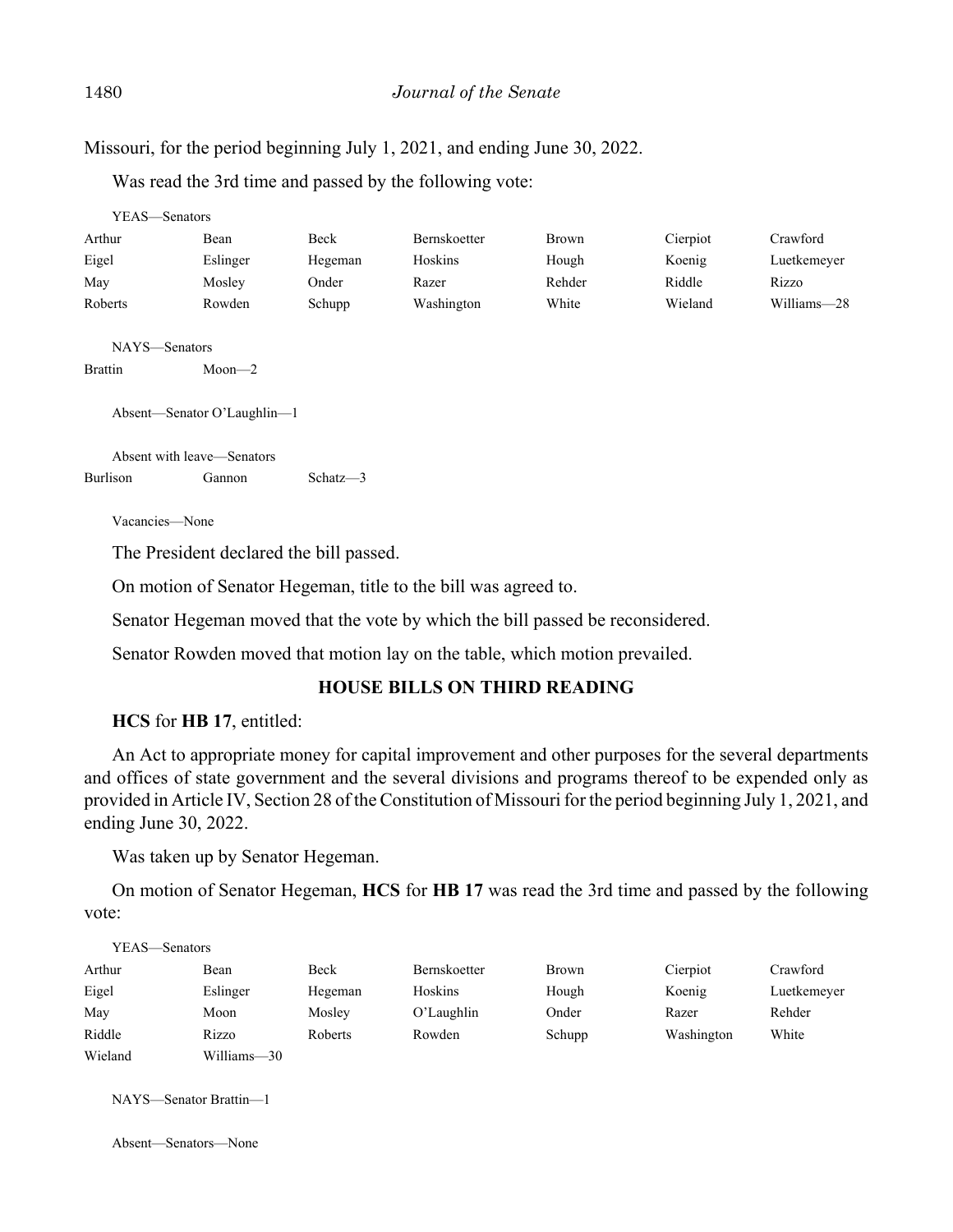Missouri, for the period beginning July 1, 2021, and ending June 30, 2022.

Was read the 3rd time and passed by the following vote:

YEAS—Senators

| | | | | | | |
|---|---|---|---|---|---|---|
| Arthur | Bean | Beck | Bernskoetter | Brown | Cierpiot | Crawford |
| Eigel | Eslinger | Hegeman | Hoskins | Hough | Koenig | Luetkemeyer |
| May | Mosley | Onder | Razer | Rehder | Riddle | Rizzo |
| Roberts | Rowden | Schupp | Washington | White | Wieland | Williams—28 |

NAYS—Senators

| | |
|---|---|
| Brattin | Moon—2 |

Absent—Senator O'Laughlin—1

Absent with leave—Senators

| | | |
|---|---|---|
| Burlison | Gannon | Schatz—3 |

Vacancies—None

The President declared the bill passed.

On motion of Senator Hegeman, title to the bill was agreed to.

Senator Hegeman moved that the vote by which the bill passed be reconsidered.

Senator Rowden moved that motion lay on the table, which motion prevailed.

## HOUSE BILLS ON THIRD READING

**HCS** for **HB 17**, entitled:

An Act to appropriate money for capital improvement and other purposes for the several departments and offices of state government and the several divisions and programs thereof to be expended only as provided in Article IV, Section 28 of the Constitution of Missouri for the period beginning July 1, 2021, and ending June 30, 2022.

Was taken up by Senator Hegeman.

On motion of Senator Hegeman, **HCS** for **HB 17** was read the 3rd time and passed by the following vote:

YEAS—Senators

| | | | | | | |
|---|---|---|---|---|---|---|
| Arthur | Bean | Beck | Bernskoetter | Brown | Cierpiot | Crawford |
| Eigel | Eslinger | Hegeman | Hoskins | Hough | Koenig | Luetkemeyer |
| May | Moon | Mosley | O'Laughlin | Onder | Razer | Rehder |
| Riddle | Rizzo | Roberts | Rowden | Schupp | Washington | White |
| Wieland | Williams—30 | | | | | |

NAYS—Senator Brattin—1

Absent—Senators—None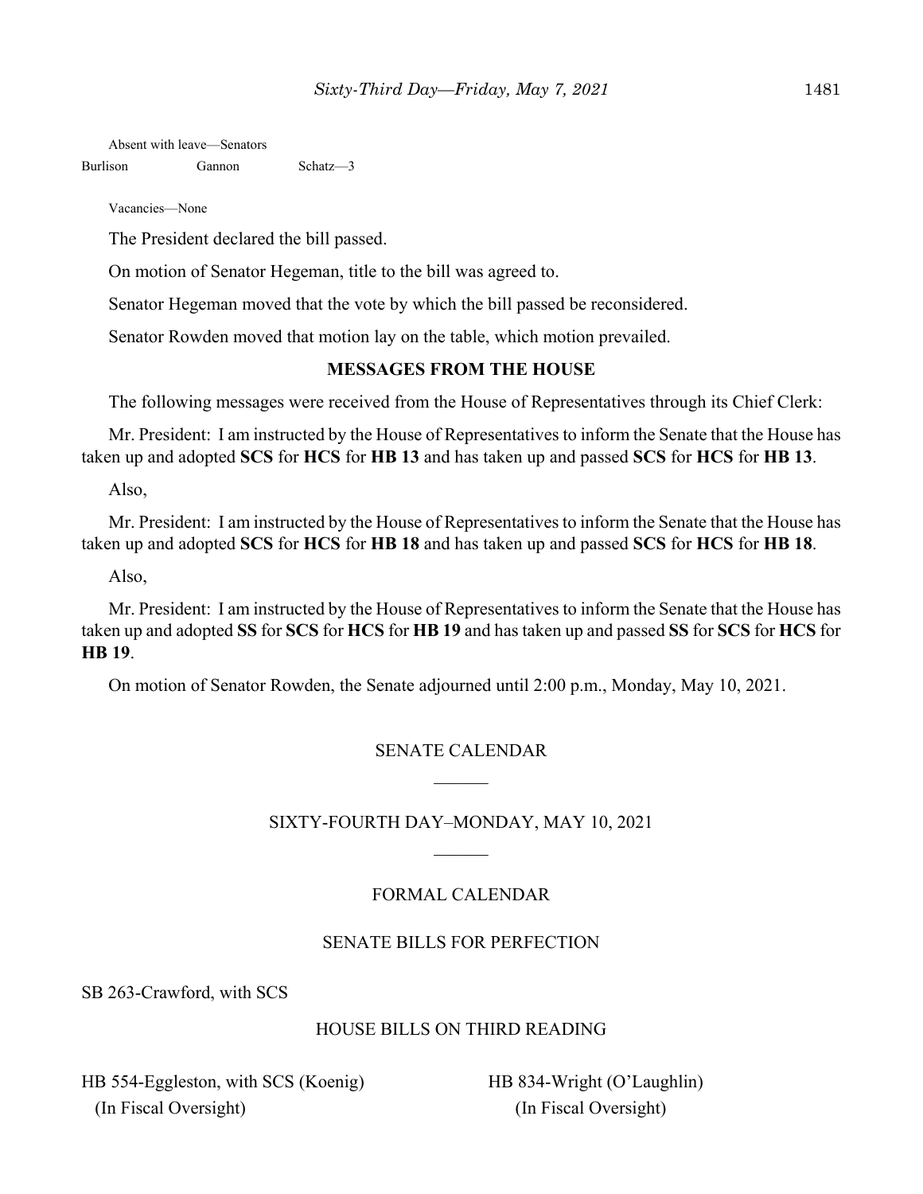Absent with leave—Senators

Burlison Gannon Schatz—3

Vacancies—None

The President declared the bill passed.

On motion of Senator Hegeman, title to the bill was agreed to.

Senator Hegeman moved that the vote by which the bill passed be reconsidered.

Senator Rowden moved that motion lay on the table, which motion prevailed.

**MESSAGES FROM THE HOUSE**

The following messages were received from the House of Representatives through its Chief Clerk:

Mr. President: I am instructed by the House of Representatives to inform the Senate that the House has taken up and adopted **SCS** for **HCS** for **HB 13** and has taken up and passed **SCS** for **HCS** for **HB 13**.

Also,

Mr. President: I am instructed by the House of Representatives to inform the Senate that the House has taken up and adopted **SCS** for **HCS** for **HB 18** and has taken up and passed **SCS** for **HCS** for **HB 18**.

Also,

Mr. President: I am instructed by the House of Representatives to inform the Senate that the House has taken up and adopted **SS** for **SCS** for **HCS** for **HB 19** and has taken up and passed **SS** for **SCS** for **HCS** for **HB 19**.

On motion of Senator Rowden, the Senate adjourned until 2:00 p.m., Monday, May 10, 2021.

## SENATE CALENDAR

## SIXTY-FOURTH DAY–MONDAY, MAY 10, 2021

### FORMAL CALENDAR

### SENATE BILLS FOR PERFECTION

SB 263-Crawford, with SCS

### HOUSE BILLS ON THIRD READING

HB 554-Eggleston, with SCS (Koenig)
(In Fiscal Oversight)

HB 834-Wright (O'Laughlin)
(In Fiscal Oversight)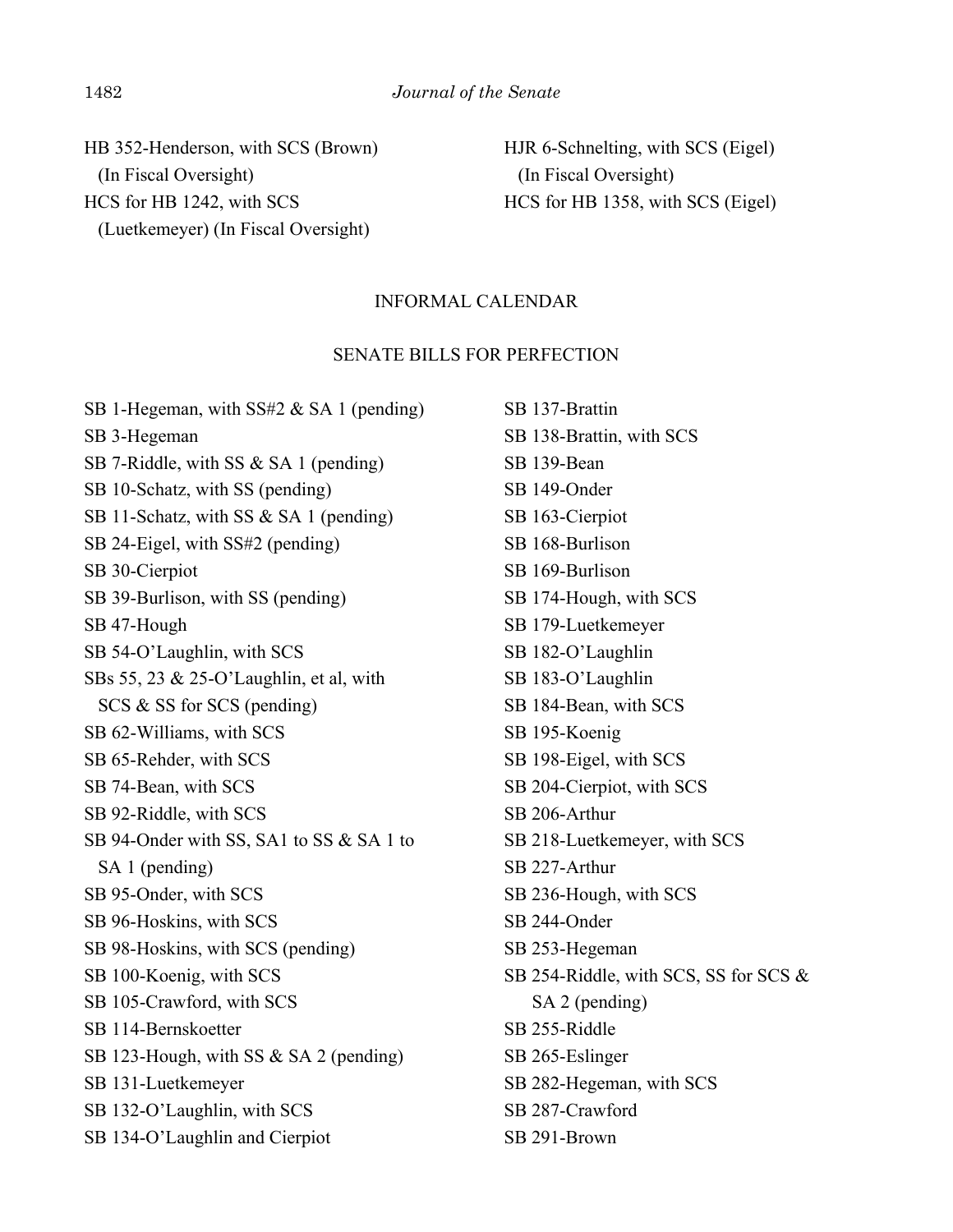HB 352-Henderson, with SCS (Brown) (In Fiscal Oversight)

HCS for HB 1242, with SCS (Luetkemeyer) (In Fiscal Oversight)

HJR 6-Schnelting, with SCS (Eigel) (In Fiscal Oversight)

HCS for HB 1358, with SCS (Eigel)

## INFORMAL CALENDAR

### SENATE BILLS FOR PERFECTION

SB 1-Hegeman, with SS#2 & SA 1 (pending)
SB 3-Hegeman
SB 7-Riddle, with SS & SA 1 (pending)
SB 10-Schatz, with SS (pending)
SB 11-Schatz, with SS & SA 1 (pending)
SB 24-Eigel, with SS#2 (pending)
SB 30-Cierpiot
SB 39-Burlison, with SS (pending)
SB 47-Hough
SB 54-O'Laughlin, with SCS
SBs 55, 23 & 25-O'Laughlin, et al, with SCS & SS for SCS (pending)
SB 62-Williams, with SCS
SB 65-Rehder, with SCS
SB 74-Bean, with SCS
SB 92-Riddle, with SCS
SB 94-Onder with SS, SA1 to SS & SA 1 to SA 1 (pending)
SB 95-Onder, with SCS
SB 96-Hoskins, with SCS
SB 98-Hoskins, with SCS (pending)
SB 100-Koenig, with SCS
SB 105-Crawford, with SCS
SB 114-Bernskoetter
SB 123-Hough, with SS & SA 2 (pending)
SB 131-Luetkemeyer
SB 132-O'Laughlin, with SCS
SB 134-O'Laughlin and Cierpiot
SB 137-Brattin
SB 138-Brattin, with SCS
SB 139-Bean
SB 149-Onder
SB 163-Cierpiot
SB 168-Burlison
SB 169-Burlison
SB 174-Hough, with SCS
SB 179-Luetkemeyer
SB 182-O'Laughlin
SB 183-O'Laughlin
SB 184-Bean, with SCS
SB 195-Koenig
SB 198-Eigel, with SCS
SB 204-Cierpiot, with SCS
SB 206-Arthur
SB 218-Luetkemeyer, with SCS
SB 227-Arthur
SB 236-Hough, with SCS
SB 244-Onder
SB 253-Hegeman
SB 254-Riddle, with SCS, SS for SCS & SA 2 (pending)
SB 255-Riddle
SB 265-Eslinger
SB 282-Hegeman, with SCS
SB 287-Crawford
SB 291-Brown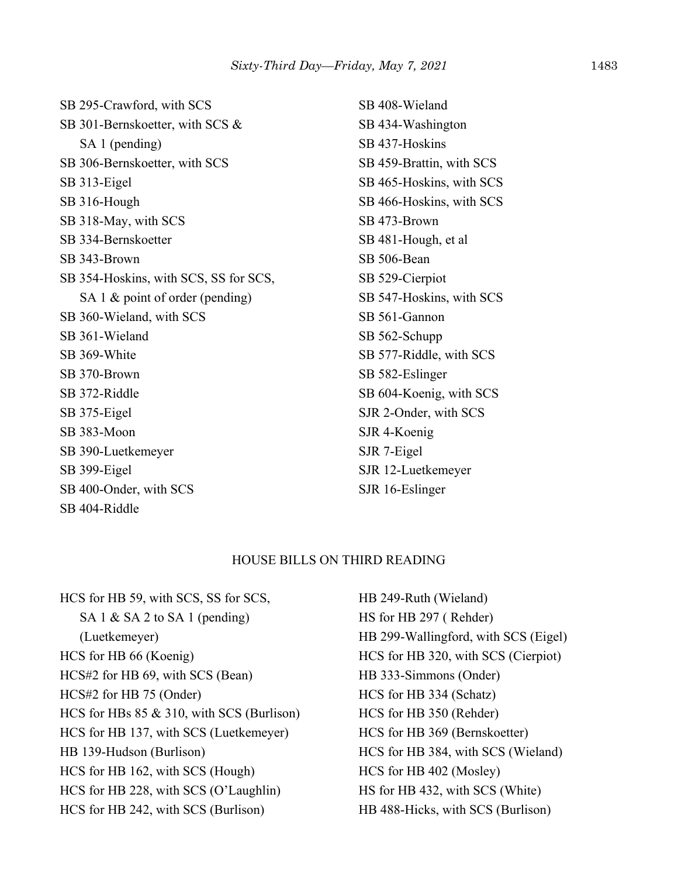SB 295-Crawford, with SCS
SB 301-Bernskoetter, with SCS & SA 1 (pending)
SB 306-Bernskoetter, with SCS
SB 313-Eigel
SB 316-Hough
SB 318-May, with SCS
SB 334-Bernskoetter
SB 343-Brown
SB 354-Hoskins, with SCS, SS for SCS, SA 1 & point of order (pending)
SB 360-Wieland, with SCS
SB 361-Wieland
SB 369-White
SB 370-Brown
SB 372-Riddle
SB 375-Eigel
SB 383-Moon
SB 390-Luetkemeyer
SB 399-Eigel
SB 400-Onder, with SCS
SB 404-Riddle
SB 408-Wieland
SB 434-Washington
SB 437-Hoskins
SB 459-Brattin, with SCS
SB 465-Hoskins, with SCS
SB 466-Hoskins, with SCS
SB 473-Brown
SB 481-Hough, et al
SB 506-Bean
SB 529-Cierpiot
SB 547-Hoskins, with SCS
SB 561-Gannon
SB 562-Schupp
SB 577-Riddle, with SCS
SB 582-Eslinger
SB 604-Koenig, with SCS
SJR 2-Onder, with SCS
SJR 4-Koenig
SJR 7-Eigel
SJR 12-Luetkemeyer
SJR 16-Eslinger

## HOUSE BILLS ON THIRD READING

HCS for HB 59, with SCS, SS for SCS, SA 1 & SA 2 to SA 1 (pending) (Luetkemeyer)
HCS for HB 66 (Koenig)
HCS#2 for HB 69, with SCS (Bean)
HCS#2 for HB 75 (Onder)
HCS for HBs 85 & 310, with SCS (Burlison)
HCS for HB 137, with SCS (Luetkemeyer)
HB 139-Hudson (Burlison)
HCS for HB 162, with SCS (Hough)
HCS for HB 228, with SCS (O'Laughlin)
HCS for HB 242, with SCS (Burlison)
HB 249-Ruth (Wieland)
HS for HB 297 ( Rehder)
HB 299-Wallingford, with SCS (Eigel)
HCS for HB 320, with SCS (Cierpiot)
HB 333-Simmons (Onder)
HCS for HB 334 (Schatz)
HCS for HB 350 (Rehder)
HCS for HB 369 (Bernskoetter)
HCS for HB 384, with SCS (Wieland)
HCS for HB 402 (Mosley)
HS for HB 432, with SCS (White)
HB 488-Hicks, with SCS (Burlison)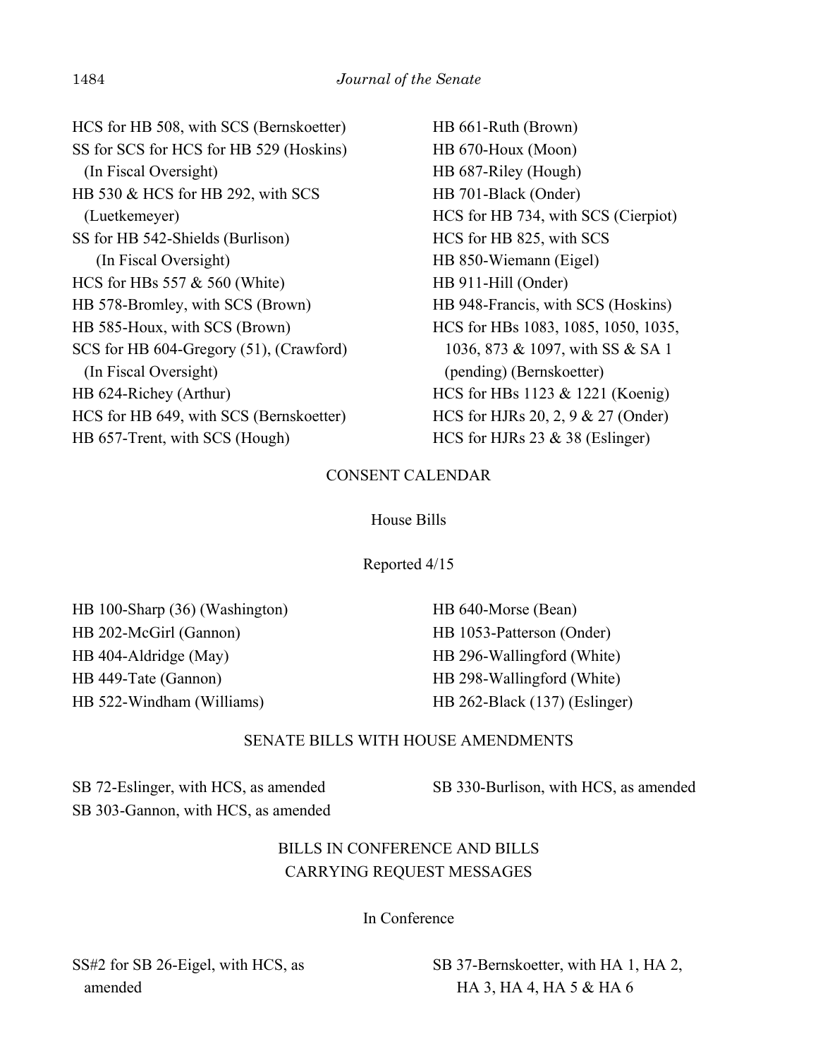HCS for HB 508, with SCS (Bernskoetter)
SS for SCS for HCS for HB 529 (Hoskins)
(In Fiscal Oversight)
HB 530 & HCS for HB 292, with SCS
(Luetkemeyer)
SS for HB 542-Shields (Burlison)
(In Fiscal Oversight)
HCS for HBs 557 & 560 (White)
HB 578-Bromley, with SCS (Brown)
HB 585-Houx, with SCS (Brown)
SCS for HB 604-Gregory (51), (Crawford)
(In Fiscal Oversight)
HB 624-Richey (Arthur)
HCS for HB 649, with SCS (Bernskoetter)
HB 657-Trent, with SCS (Hough)
HB 661-Ruth (Brown)
HB 670-Houx (Moon)
HB 687-Riley (Hough)
HB 701-Black (Onder)
HCS for HB 734, with SCS (Cierpiot)
HCS for HB 825, with SCS
HB 850-Wiemann (Eigel)
HB 911-Hill (Onder)
HB 948-Francis, with SCS (Hoskins)
HCS for HBs 1083, 1085, 1050, 1035,
1036, 873 & 1097, with SS & SA 1
(pending) (Bernskoetter)
HCS for HBs 1123 & 1221 (Koenig)
HCS for HJRs 20, 2, 9 & 27 (Onder)
HCS for HJRs 23 & 38 (Eslinger)

## CONSENT CALENDAR

### House Bills

Reported 4/15

HB 100-Sharp (36) (Washington)
HB 202-McGirl (Gannon)
HB 404-Aldridge (May)
HB 449-Tate (Gannon)
HB 522-Windham (Williams)
HB 640-Morse (Bean)
HB 1053-Patterson (Onder)
HB 296-Wallingford (White)
HB 298-Wallingford (White)
HB 262-Black (137) (Eslinger)

## SENATE BILLS WITH HOUSE AMENDMENTS

SB 72-Eslinger, with HCS, as amended
SB 303-Gannon, with HCS, as amended
SB 330-Burlison, with HCS, as amended

## BILLS IN CONFERENCE AND BILLS CARRYING REQUEST MESSAGES

### In Conference

SS#2 for SB 26-Eigel, with HCS, as amended
SB 37-Bernskoetter, with HA 1, HA 2, HA 3, HA 4, HA 5 & HA 6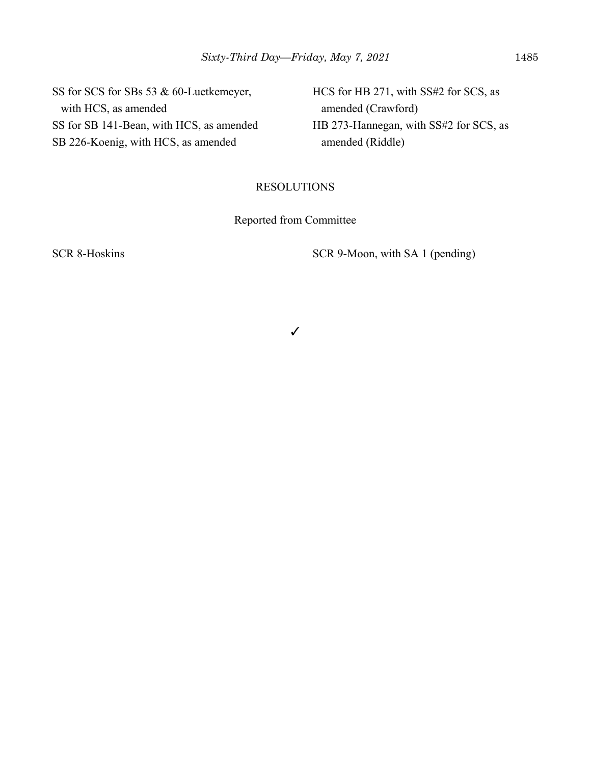SS for SCS for SBs 53 & 60-Luetkemeyer, with HCS, as amended

SS for SB 141-Bean, with HCS, as amended

SB 226-Koenig, with HCS, as amended

HCS for HB 271, with SS#2 for SCS, as amended (Crawford)

HB 273-Hannegan, with SS#2 for SCS, as amended (Riddle)

RESOLUTIONS

Reported from Committee

SCR 8-Hoskins

SCR 9-Moon, with SA 1 (pending)

✓